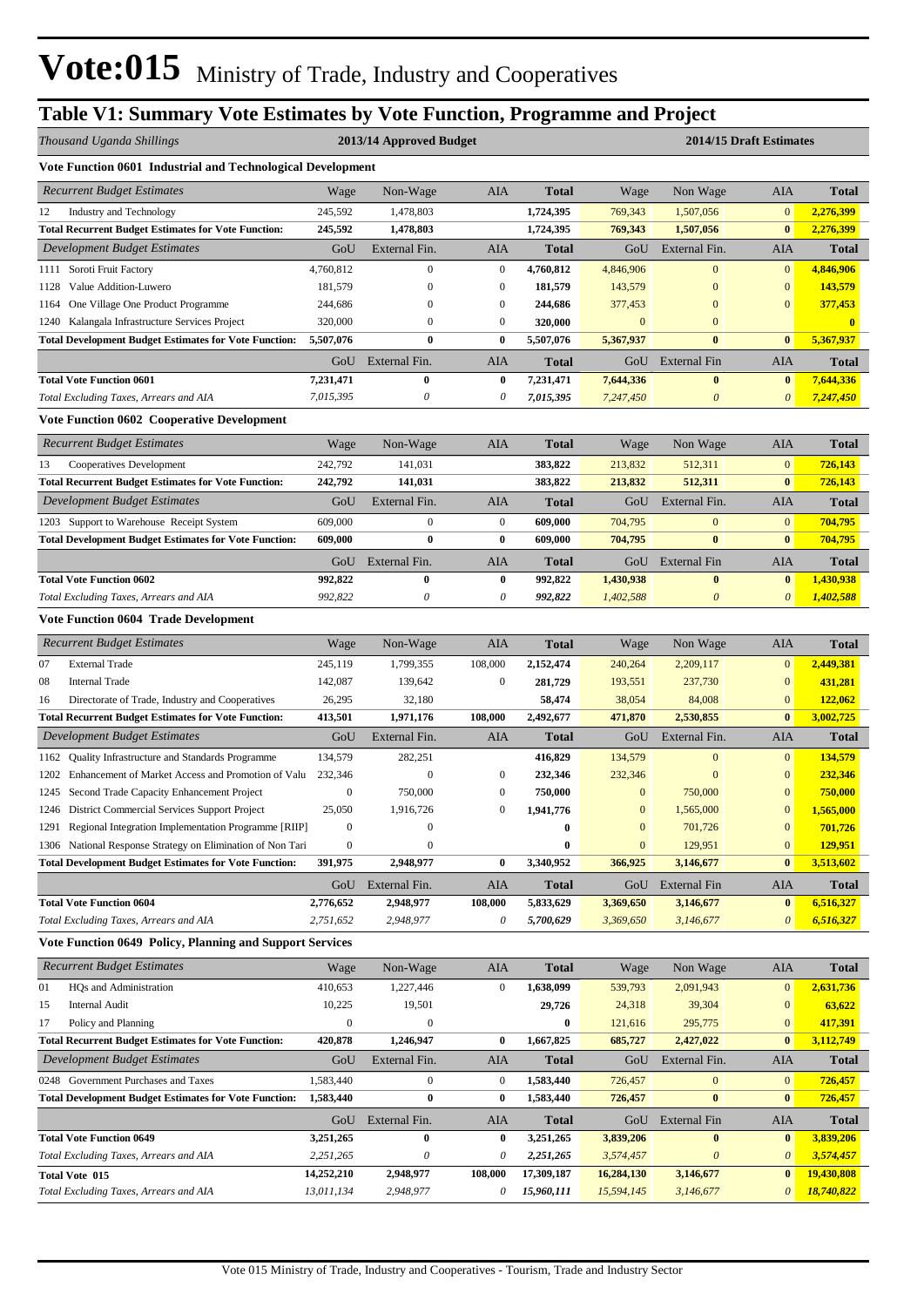# Vote:015 Ministry of Trade, Industry and Cooperatives

## Table V1: Summary Vote Estimates by Vote Function, Programme and Project

| *Thousand Uganda Shillings* | 2013/14 Approved Budget | | | | 2014/15 Draft Estimates | | | |
|---|---|---|---|---|---|---|---|---|
| **Vote Function 0601 Industrial and Technological Development** | | | | | | | | |
| *Recurrent Budget Estimates* | Wage | Non-Wage | AIA | **Total** | Wage | Non Wage | AIA | **Total** |
| 12 Industry and Technology | 245,592 | 1,478,803 | | **1,724,395** | 769,343 | 1,507,056 | 0 | **2,276,399** |
| **Total Recurrent Budget Estimates for Vote Function:** | **245,592** | **1,478,803** | | **1,724,395** | **769,343** | **1,507,056** | **0** | **2,276,399** |
| *Development Budget Estimates* | GoU | External Fin. | AIA | **Total** | GoU | External Fin. | AIA | **Total** |
| 1111 Soroti Fruit Factory | 4,760,812 | 0 | 0 | **4,760,812** | 4,846,906 | 0 | 0 | **4,846,906** |
| 1128 Value Addition-Luwero | 181,579 | 0 | 0 | **181,579** | 143,579 | 0 | 0 | **143,579** |
| 1164 One Village One Product Programme | 244,686 | 0 | 0 | **244,686** | 377,453 | 0 | 0 | **377,453** |
| 1240 Kalangala Infrastructure Services Project | 320,000 | 0 | 0 | **320,000** | 0 | 0 | | **0** |
| **Total Development Budget Estimates for Vote Function:** | **5,507,076** | **0** | **0** | **5,507,076** | **5,367,937** | **0** | **0** | **5,367,937** |
| | GoU | External Fin. | AIA | **Total** | GoU | External Fin | AIA | **Total** |
| **Total Vote Function 0601** | **7,231,471** | **0** | **0** | **7,231,471** | **7,644,336** | **0** | **0** | **7,644,336** |
| *Total Excluding Taxes, Arrears and AIA* | *7,015,395* | *0* | *0* | ***7,015,395*** | *7,247,450* | *0* | *0* | ***7,247,450*** |
| **Vote Function 0602 Cooperative Development** | | | | | | | | |
| *Recurrent Budget Estimates* | Wage | Non-Wage | AIA | **Total** | Wage | Non Wage | AIA | **Total** |
| 13 Cooperatives Development | 242,792 | 141,031 | | **383,822** | 213,832 | 512,311 | 0 | **726,143** |
| **Total Recurrent Budget Estimates for Vote Function:** | **242,792** | **141,031** | | **383,822** | **213,832** | **512,311** | **0** | **726,143** |
| *Development Budget Estimates* | GoU | External Fin. | AIA | **Total** | GoU | External Fin. | AIA | **Total** |
| 1203 Support to Warehouse Receipt System | 609,000 | 0 | 0 | **609,000** | 704,795 | 0 | 0 | **704,795** |
| **Total Development Budget Estimates for Vote Function:** | **609,000** | **0** | **0** | **609,000** | **704,795** | **0** | **0** | **704,795** |
| | GoU | External Fin. | AIA | **Total** | GoU | External Fin | AIA | **Total** |
| **Total Vote Function 0602** | **992,822** | **0** | **0** | **992,822** | **1,430,938** | **0** | **0** | **1,430,938** |
| *Total Excluding Taxes, Arrears and AIA* | *992,822* | *0* | *0* | ***992,822*** | *1,402,588* | *0* | *0* | ***1,402,588*** |
| **Vote Function 0604 Trade Development** | | | | | | | | |
| *Recurrent Budget Estimates* | Wage | Non-Wage | AIA | **Total** | Wage | Non Wage | AIA | **Total** |
| 07 External Trade | 245,119 | 1,799,355 | 108,000 | **2,152,474** | 240,264 | 2,209,117 | 0 | **2,449,381** |
| 08 Internal Trade | 142,087 | 139,642 | 0 | **281,729** | 193,551 | 237,730 | 0 | **431,281** |
| 16 Directorate of Trade, Industry and Cooperatives | 26,295 | 32,180 | | **58,474** | 38,054 | 84,008 | 0 | **122,062** |
| **Total Recurrent Budget Estimates for Vote Function:** | **413,501** | **1,971,176** | **108,000** | **2,492,677** | **471,870** | **2,530,855** | **0** | **3,002,725** |
| *Development Budget Estimates* | GoU | External Fin. | AIA | **Total** | GoU | External Fin. | AIA | **Total** |
| 1162 Quality Infrastructure and Standards Programme | 134,579 | 282,251 | | **416,829** | 134,579 | 0 | 0 | **134,579** |
| 1202 Enhancement of Market Access and Promotion of Valu | 232,346 | 0 | 0 | **232,346** | 232,346 | 0 | 0 | **232,346** |
| 1245 Second Trade Capacity Enhancement Project | 0 | 750,000 | 0 | **750,000** | 0 | 750,000 | 0 | **750,000** |
| 1246 District Commercial Services Support Project | 25,050 | 1,916,726 | 0 | **1,941,776** | 0 | 1,565,000 | 0 | **1,565,000** |
| 1291 Regional Integration Implementation Programme [RIIP] | 0 | 0 | | **0** | 0 | 701,726 | 0 | **701,726** |
| 1306 National Response Strategy on Elimination of Non Tari | 0 | 0 | | **0** | 0 | 129,951 | 0 | **129,951** |
| **Total Development Budget Estimates for Vote Function:** | **391,975** | **2,948,977** | **0** | **3,340,952** | **366,925** | **3,146,677** | **0** | **3,513,602** |
| | GoU | External Fin. | AIA | **Total** | GoU | External Fin | AIA | **Total** |
| **Total Vote Function 0604** | **2,776,652** | **2,948,977** | **108,000** | **5,833,629** | **3,369,650** | **3,146,677** | **0** | **6,516,327** |
| *Total Excluding Taxes, Arrears and AIA* | *2,751,652* | *2,948,977* | *0* | ***5,700,629*** | *3,369,650* | *3,146,677* | *0* | ***6,516,327*** |
| **Vote Function 0649 Policy, Planning and Support Services** | | | | | | | | |
| *Recurrent Budget Estimates* | Wage | Non-Wage | AIA | **Total** | Wage | Non Wage | AIA | **Total** |
| 01 HQs and Administration | 410,653 | 1,227,446 | 0 | **1,638,099** | 539,793 | 2,091,943 | 0 | **2,631,736** |
| 15 Internal Audit | 10,225 | 19,501 | | **29,726** | 24,318 | 39,304 | 0 | **63,622** |
| 17 Policy and Planning | 0 | 0 | | **0** | 121,616 | 295,775 | 0 | **417,391** |
| **Total Recurrent Budget Estimates for Vote Function:** | **420,878** | **1,246,947** | **0** | **1,667,825** | **685,727** | **2,427,022** | **0** | **3,112,749** |
| *Development Budget Estimates* | GoU | External Fin. | AIA | **Total** | GoU | External Fin. | AIA | **Total** |
| 0248 Government Purchases and Taxes | 1,583,440 | 0 | 0 | **1,583,440** | 726,457 | 0 | 0 | **726,457** |
| **Total Development Budget Estimates for Vote Function:** | **1,583,440** | **0** | **0** | **1,583,440** | **726,457** | **0** | **0** | **726,457** |
| | GoU | External Fin. | AIA | **Total** | GoU | External Fin | AIA | **Total** |
| **Total Vote Function 0649** | **3,251,265** | **0** | **0** | **3,251,265** | **3,839,206** | **0** | **0** | **3,839,206** |
| *Total Excluding Taxes, Arrears and AIA* | *2,251,265* | *0* | *0* | ***2,251,265*** | *3,574,457* | *0* | *0* | ***3,574,457*** |
| **Total Vote 015** | **14,252,210** | **2,948,977** | **108,000** | **17,309,187** | **16,284,130** | **3,146,677** | **0** | **19,430,808** |
| *Total Excluding Taxes, Arrears and AIA* | *13,011,134* | *2,948,977* | *0* | ***15,960,111*** | *15,594,145* | *3,146,677* | *0* | ***18,740,822*** |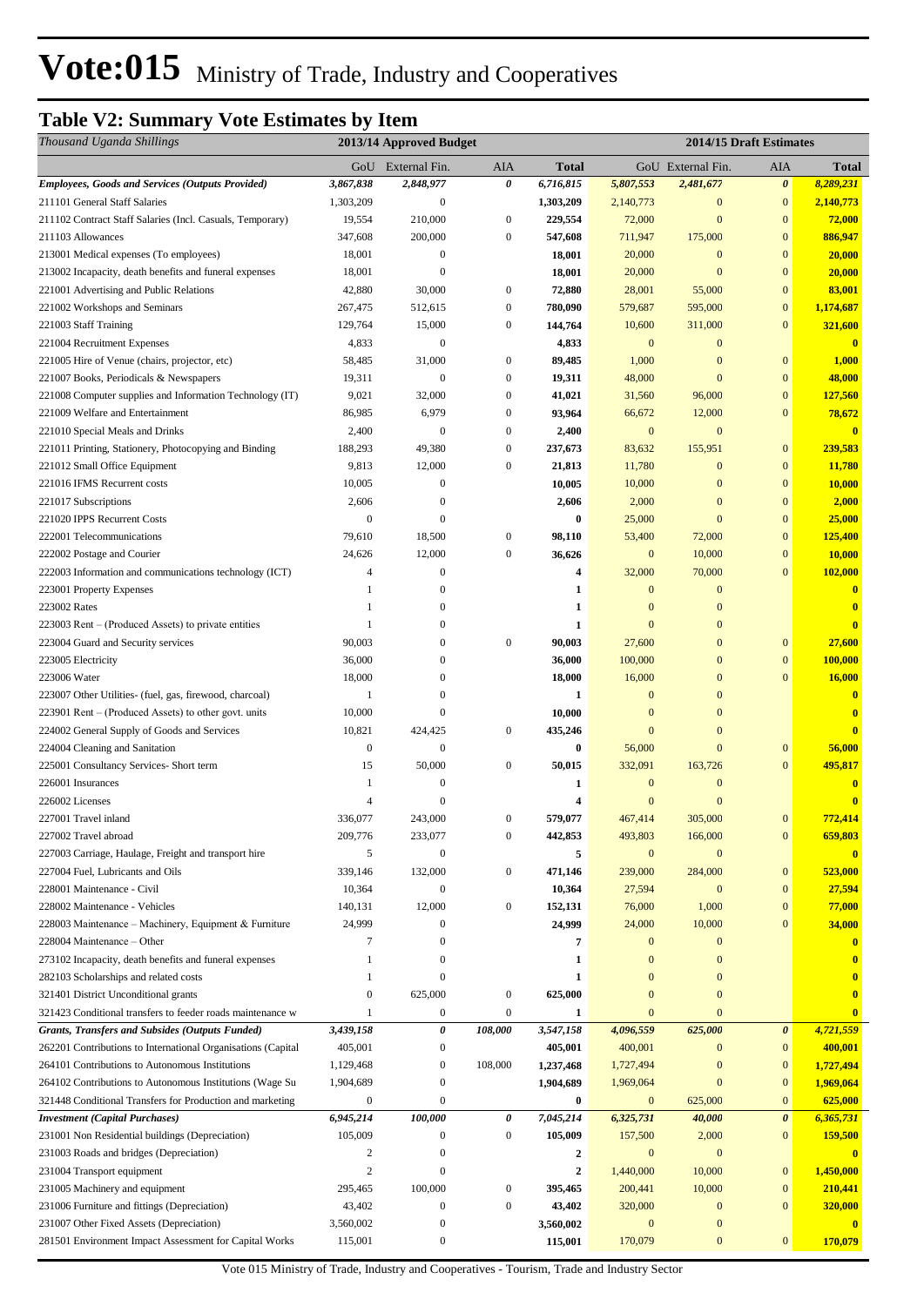# Vote:015 Ministry of Trade, Industry and Cooperatives

## Table V2: Summary Vote Estimates by Item

| *Thousand Uganda Shillings* | 2013/14 Approved Budget | | | | 2014/15 Draft Estimates | | | |
|---|---|---|---|---|---|---|---|---|
| | GoU | External Fin. | AIA | Total | GoU | External Fin. | AIA | Total |
| ***Employees, Goods and Services (Outputs Provided)*** | ***3,867,838*** | ***2,848,977*** | ***0*** | ***6,716,815*** | ***5,807,553*** | ***2,481,677*** | ***0*** | ***8,289,231*** |
| 211101 General Staff Salaries | 1,303,209 | 0 | | **1,303,209** | 2,140,773 | 0 | 0 | **2,140,773** |
| 211102 Contract Staff Salaries (Incl. Casuals, Temporary) | 19,554 | 210,000 | 0 | **229,554** | 72,000 | 0 | 0 | **72,000** |
| 211103 Allowances | 347,608 | 200,000 | 0 | **547,608** | 711,947 | 175,000 | 0 | **886,947** |
| 213001 Medical expenses (To employees) | 18,001 | 0 | | **18,001** | 20,000 | 0 | 0 | **20,000** |
| 213002 Incapacity, death benefits and funeral expenses | 18,001 | 0 | | **18,001** | 20,000 | 0 | 0 | **20,000** |
| 221001 Advertising and Public Relations | 42,880 | 30,000 | 0 | **72,880** | 28,001 | 55,000 | 0 | **83,001** |
| 221002 Workshops and Seminars | 267,475 | 512,615 | 0 | **780,090** | 579,687 | 595,000 | 0 | **1,174,687** |
| 221003 Staff Training | 129,764 | 15,000 | 0 | **144,764** | 10,600 | 311,000 | 0 | **321,600** |
| 221004 Recruitment Expenses | 4,833 | 0 | | **4,833** | 0 | 0 | | **0** |
| 221005 Hire of Venue (chairs, projector, etc) | 58,485 | 31,000 | 0 | **89,485** | 1,000 | 0 | 0 | **1,000** |
| 221007 Books, Periodicals & Newspapers | 19,311 | 0 | 0 | **19,311** | 48,000 | 0 | 0 | **48,000** |
| 221008 Computer supplies and Information Technology (IT) | 9,021 | 32,000 | 0 | **41,021** | 31,560 | 96,000 | 0 | **127,560** |
| 221009 Welfare and Entertainment | 86,985 | 6,979 | 0 | **93,964** | 66,672 | 12,000 | 0 | **78,672** |
| 221010 Special Meals and Drinks | 2,400 | 0 | 0 | **2,400** | 0 | 0 | | **0** |
| 221011 Printing, Stationery, Photocopying and Binding | 188,293 | 49,380 | 0 | **237,673** | 83,632 | 155,951 | 0 | **239,583** |
| 221012 Small Office Equipment | 9,813 | 12,000 | 0 | **21,813** | 11,780 | 0 | 0 | **11,780** |
| 221016 IFMS Recurrent costs | 10,005 | 0 | | **10,005** | 10,000 | 0 | 0 | **10,000** |
| 221017 Subscriptions | 2,606 | 0 | | **2,606** | 2,000 | 0 | 0 | **2,000** |
| 221020 IPPS Recurrent Costs | 0 | 0 | | **0** | 25,000 | 0 | 0 | **25,000** |
| 222001 Telecommunications | 79,610 | 18,500 | 0 | **98,110** | 53,400 | 72,000 | 0 | **125,400** |
| 222002 Postage and Courier | 24,626 | 12,000 | 0 | **36,626** | 0 | 10,000 | 0 | **10,000** |
| 222003 Information and communications technology (ICT) | 4 | 0 | | **4** | 32,000 | 70,000 | 0 | **102,000** |
| 223001 Property Expenses | 1 | 0 | | **1** | 0 | 0 | | **0** |
| 223002 Rates | 1 | 0 | | **1** | 0 | 0 | | **0** |
| 223003 Rent – (Produced Assets) to private entities | 1 | 0 | | **1** | 0 | 0 | | **0** |
| 223004 Guard and Security services | 90,003 | 0 | 0 | **90,003** | 27,600 | 0 | 0 | **27,600** |
| 223005 Electricity | 36,000 | 0 | | **36,000** | 100,000 | 0 | 0 | **100,000** |
| 223006 Water | 18,000 | 0 | | **18,000** | 16,000 | 0 | 0 | **16,000** |
| 223007 Other Utilities- (fuel, gas, firewood, charcoal) | 1 | 0 | | **1** | 0 | 0 | | **0** |
| 223901 Rent – (Produced Assets) to other govt. units | 10,000 | 0 | | **10,000** | 0 | 0 | | **0** |
| 224002 General Supply of Goods and Services | 10,821 | 424,425 | 0 | **435,246** | 0 | 0 | | **0** |
| 224004 Cleaning and Sanitation | 0 | 0 | | **0** | 56,000 | 0 | 0 | **56,000** |
| 225001 Consultancy Services- Short term | 15 | 50,000 | 0 | **50,015** | 332,091 | 163,726 | 0 | **495,817** |
| 226001 Insurances | 1 | 0 | | **1** | 0 | 0 | | **0** |
| 226002 Licenses | 4 | 0 | | **4** | 0 | 0 | | **0** |
| 227001 Travel inland | 336,077 | 243,000 | 0 | **579,077** | 467,414 | 305,000 | 0 | **772,414** |
| 227002 Travel abroad | 209,776 | 233,077 | 0 | **442,853** | 493,803 | 166,000 | 0 | **659,803** |
| 227003 Carriage, Haulage, Freight and transport hire | 5 | 0 | | **5** | 0 | 0 | | **0** |
| 227004 Fuel, Lubricants and Oils | 339,146 | 132,000 | 0 | **471,146** | 239,000 | 284,000 | 0 | **523,000** |
| 228001 Maintenance - Civil | 10,364 | 0 | | **10,364** | 27,594 | 0 | 0 | **27,594** |
| 228002 Maintenance - Vehicles | 140,131 | 12,000 | 0 | **152,131** | 76,000 | 1,000 | 0 | **77,000** |
| 228003 Maintenance – Machinery, Equipment & Furniture | 24,999 | 0 | | **24,999** | 24,000 | 10,000 | 0 | **34,000** |
| 228004 Maintenance – Other | 7 | 0 | | **7** | 0 | 0 | | **0** |
| 273102 Incapacity, death benefits and funeral expenses | 1 | 0 | | **1** | 0 | 0 | | **0** |
| 282103 Scholarships and related costs | 1 | 0 | | **1** | 0 | 0 | | **0** |
| 321401 District Unconditional grants | 0 | 625,000 | 0 | **625,000** | 0 | 0 | | **0** |
| 321423 Conditional transfers to feeder roads maintenance w | 1 | 0 | 0 | **1** | 0 | 0 | | **0** |
| ***Grants, Transfers and Subsides (Outputs Funded)*** | ***3,439,158*** | ***0*** | ***108,000*** | ***3,547,158*** | ***4,096,559*** | ***625,000*** | ***0*** | ***4,721,559*** |
| 262201 Contributions to International Organisations (Capital | 405,001 | 0 | | **405,001** | 400,001 | 0 | 0 | **400,001** |
| 264101 Contributions to Autonomous Institutions | 1,129,468 | 0 | 108,000 | **1,237,468** | 1,727,494 | 0 | 0 | **1,727,494** |
| 264102 Contributions to Autonomous Institutions (Wage Su | 1,904,689 | 0 | | **1,904,689** | 1,969,064 | 0 | 0 | **1,969,064** |
| 321448 Conditional Transfers for Production and marketing | 0 | 0 | | **0** | 0 | 625,000 | 0 | **625,000** |
| ***Investment (Capital Purchases)*** | ***6,945,214*** | ***100,000*** | ***0*** | ***7,045,214*** | ***6,325,731*** | ***40,000*** | ***0*** | ***6,365,731*** |
| 231001 Non Residential buildings (Depreciation) | 105,009 | 0 | 0 | **105,009** | 157,500 | 2,000 | 0 | **159,500** |
| 231003 Roads and bridges (Depreciation) | 2 | 0 | | **2** | 0 | 0 | | **0** |
| 231004 Transport equipment | 2 | 0 | | **2** | 1,440,000 | 10,000 | 0 | **1,450,000** |
| 231005 Machinery and equipment | 295,465 | 100,000 | 0 | **395,465** | 200,441 | 10,000 | 0 | **210,441** |
| 231006 Furniture and fittings (Depreciation) | 43,402 | 0 | 0 | **43,402** | 320,000 | 0 | 0 | **320,000** |
| 231007 Other Fixed Assets (Depreciation) | 3,560,002 | 0 | | **3,560,002** | 0 | 0 | | **0** |
| 281501 Environment Impact Assessment for Capital Works | 115,001 | 0 | | **115,001** | 170,079 | 0 | 0 | **170,079** |

Vote 015 Ministry of Trade, Industry and Cooperatives - Tourism, Trade and Industry Sector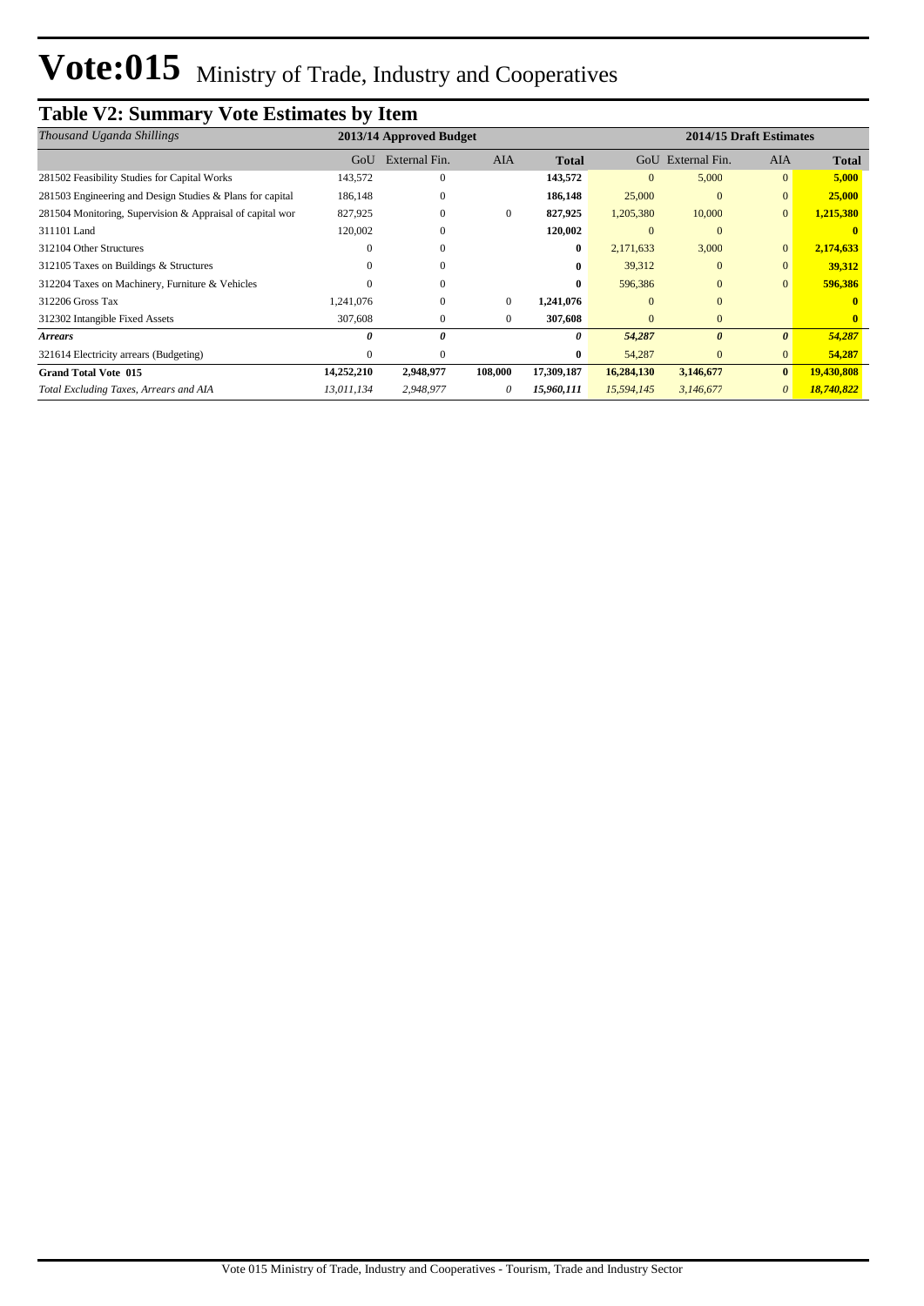# Vote:015 Ministry of Trade, Industry and Cooperatives

## Table V2: Summary Vote Estimates by Item

| *Thousand Uganda Shillings* | 2013/14 Approved Budget | | | | 2014/15 Draft Estimates | | | |
|---|---|---|---|---|---|---|---|---|
| | GoU | External Fin. | AIA | **Total** | GoU | External Fin. | AIA | **Total** |
| 281502 Feasibility Studies for Capital Works | 143,572 | 0 | | **143,572** | 0 | 5,000 | 0 | **5,000** |
| 281503 Engineering and Design Studies & Plans for capital | 186,148 | 0 | | **186,148** | 25,000 | 0 | 0 | **25,000** |
| 281504 Monitoring, Supervision & Appraisal of capital wor | 827,925 | 0 | 0 | **827,925** | 1,205,380 | 10,000 | 0 | **1,215,380** |
| 311101 Land | 120,002 | 0 | | **120,002** | 0 | 0 | | **0** |
| 312104 Other Structures | 0 | 0 | | **0** | 2,171,633 | 3,000 | 0 | **2,174,633** |
| 312105 Taxes on Buildings & Structures | 0 | 0 | | **0** | 39,312 | 0 | 0 | **39,312** |
| 312204 Taxes on Machinery, Furniture & Vehicles | 0 | 0 | | **0** | 596,386 | 0 | 0 | **596,386** |
| 312206 Gross Tax | 1,241,076 | 0 | 0 | **1,241,076** | 0 | 0 | | **0** |
| 312302 Intangible Fixed Assets | 307,608 | 0 | 0 | **307,608** | 0 | 0 | | **0** |
| ***Arrears*** | ***0*** | ***0*** | | ***0*** | ***54,287*** | ***0*** | ***0*** | ***54,287*** |
| 321614 Electricity arrears (Budgeting) | 0 | 0 | | **0** | 54,287 | 0 | 0 | **54,287** |
| **Grand Total Vote 015** | **14,252,210** | **2,948,977** | **108,000** | **17,309,187** | **16,284,130** | **3,146,677** | **0** | **19,430,808** |
| *Total Excluding Taxes, Arrears and AIA* | *13,011,134* | *2,948,977* | *0* | ***15,960,111*** | *15,594,145* | *3,146,677* | *0* | ***18,740,822*** |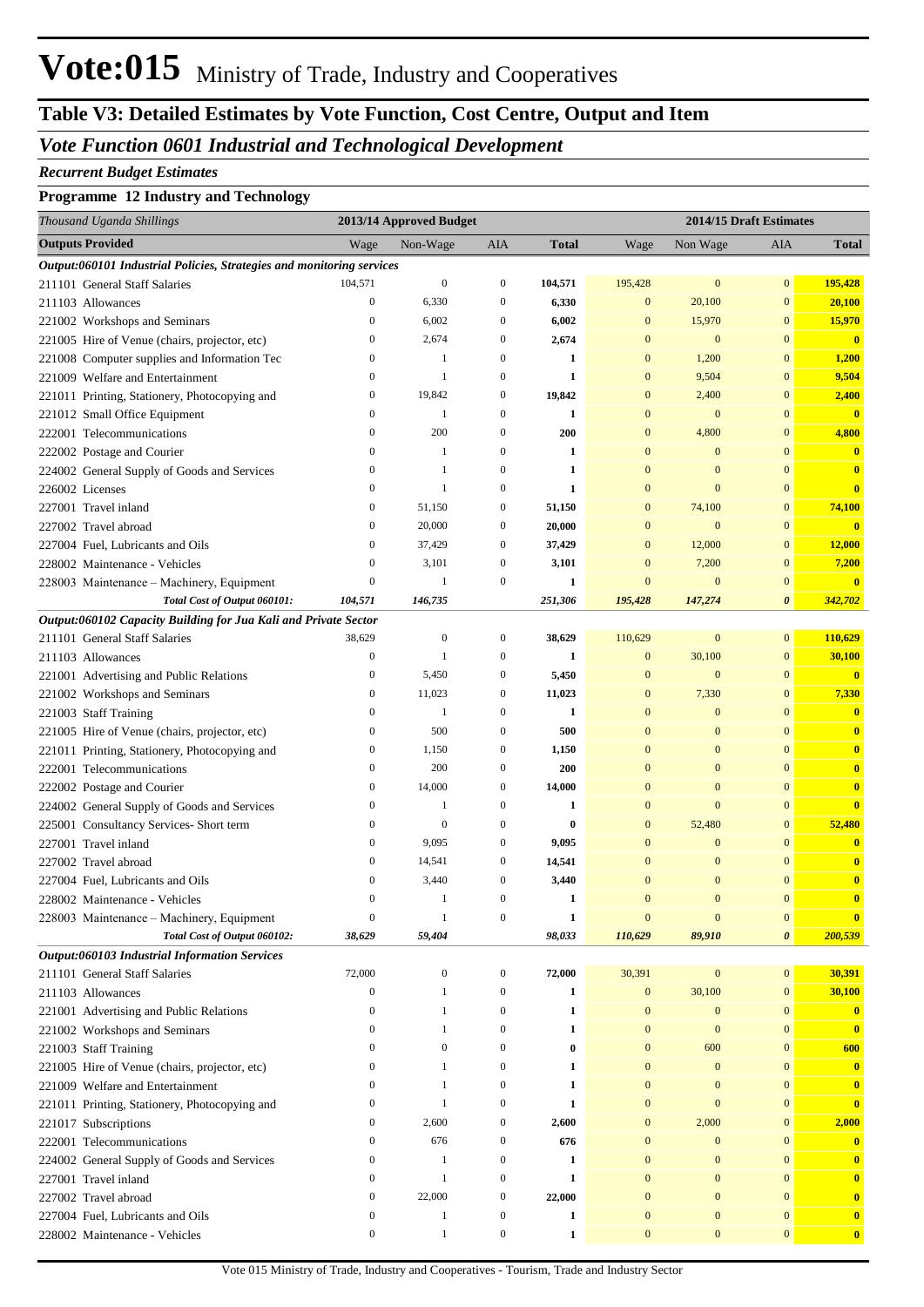# Vote:015 Ministry of Trade, Industry and Cooperatives

## Table V3: Detailed Estimates by Vote Function, Cost Centre, Output and Item

### *Vote Function 0601 Industrial and Technological Development*

***Recurrent Budget Estimates***

**Programme 12 Industry and Technology**

| *Thousand Uganda Shillings* | 2013/14 Approved Budget | | | | 2014/15 Draft Estimates | | | |
|---|---|---|---|---|---|---|---|---|
| **Outputs Provided** | Wage | Non-Wage | AIA | **Total** | Wage | Non Wage | AIA | **Total** |
| ***Output:060101 Industrial Policies, Strategies and monitoring services*** | | | | | | | | |
| 211101 General Staff Salaries | 104,571 | 0 | 0 | **104,571** | 195,428 | 0 | 0 | **195,428** |
| 211103 Allowances | 0 | 6,330 | 0 | **6,330** | 0 | 20,100 | 0 | **20,100** |
| 221002 Workshops and Seminars | 0 | 6,002 | 0 | **6,002** | 0 | 15,970 | 0 | **15,970** |
| 221005 Hire of Venue (chairs, projector, etc) | 0 | 2,674 | 0 | **2,674** | 0 | 0 | 0 | **0** |
| 221008 Computer supplies and Information Tec | 0 | 1 | 0 | **1** | 0 | 1,200 | 0 | **1,200** |
| 221009 Welfare and Entertainment | 0 | 1 | 0 | **1** | 0 | 9,504 | 0 | **9,504** |
| 221011 Printing, Stationery, Photocopying and | 0 | 19,842 | 0 | **19,842** | 0 | 2,400 | 0 | **2,400** |
| 221012 Small Office Equipment | 0 | 1 | 0 | **1** | 0 | 0 | 0 | **0** |
| 222001 Telecommunications | 0 | 200 | 0 | **200** | 0 | 4,800 | 0 | **4,800** |
| 222002 Postage and Courier | 0 | 1 | 0 | **1** | 0 | 0 | 0 | **0** |
| 224002 General Supply of Goods and Services | 0 | 1 | 0 | **1** | 0 | 0 | 0 | **0** |
| 226002 Licenses | 0 | 1 | 0 | **1** | 0 | 0 | 0 | **0** |
| 227001 Travel inland | 0 | 51,150 | 0 | **51,150** | 0 | 74,100 | 0 | **74,100** |
| 227002 Travel abroad | 0 | 20,000 | 0 | **20,000** | 0 | 0 | 0 | **0** |
| 227004 Fuel, Lubricants and Oils | 0 | 37,429 | 0 | **37,429** | 0 | 12,000 | 0 | **12,000** |
| 228002 Maintenance - Vehicles | 0 | 3,101 | 0 | **3,101** | 0 | 7,200 | 0 | **7,200** |
| 228003 Maintenance – Machinery, Equipment | 0 | 1 | 0 | **1** | 0 | 0 | 0 | **0** |
| ***Total Cost of Output 060101:*** | ***104,571*** | ***146,735*** | | ***251,306*** | ***195,428*** | ***147,274*** | ***0*** | ***342,702*** |
| ***Output:060102 Capacity Building for Jua Kali and Private Sector*** | | | | | | | | |
| 211101 General Staff Salaries | 38,629 | 0 | 0 | **38,629** | 110,629 | 0 | 0 | **110,629** |
| 211103 Allowances | 0 | 1 | 0 | **1** | 0 | 30,100 | 0 | **30,100** |
| 221001 Advertising and Public Relations | 0 | 5,450 | 0 | **5,450** | 0 | 0 | 0 | **0** |
| 221002 Workshops and Seminars | 0 | 11,023 | 0 | **11,023** | 0 | 7,330 | 0 | **7,330** |
| 221003 Staff Training | 0 | 1 | 0 | **1** | 0 | 0 | 0 | **0** |
| 221005 Hire of Venue (chairs, projector, etc) | 0 | 500 | 0 | **500** | 0 | 0 | 0 | **0** |
| 221011 Printing, Stationery, Photocopying and | 0 | 1,150 | 0 | **1,150** | 0 | 0 | 0 | **0** |
| 222001 Telecommunications | 0 | 200 | 0 | **200** | 0 | 0 | 0 | **0** |
| 222002 Postage and Courier | 0 | 14,000 | 0 | **14,000** | 0 | 0 | 0 | **0** |
| 224002 General Supply of Goods and Services | 0 | 1 | 0 | **1** | 0 | 0 | 0 | **0** |
| 225001 Consultancy Services- Short term | 0 | 0 | 0 | **0** | 0 | 52,480 | 0 | **52,480** |
| 227001 Travel inland | 0 | 9,095 | 0 | **9,095** | 0 | 0 | 0 | **0** |
| 227002 Travel abroad | 0 | 14,541 | 0 | **14,541** | 0 | 0 | 0 | **0** |
| 227004 Fuel, Lubricants and Oils | 0 | 3,440 | 0 | **3,440** | 0 | 0 | 0 | **0** |
| 228002 Maintenance - Vehicles | 0 | 1 | 0 | **1** | 0 | 0 | 0 | **0** |
| 228003 Maintenance – Machinery, Equipment | 0 | 1 | 0 | **1** | 0 | 0 | 0 | **0** |
| ***Total Cost of Output 060102:*** | ***38,629*** | ***59,404*** | | ***98,033*** | ***110,629*** | ***89,910*** | ***0*** | ***200,539*** |
| ***Output:060103 Industrial Information Services*** | | | | | | | | |
| 211101 General Staff Salaries | 72,000 | 0 | 0 | **72,000** | 30,391 | 0 | 0 | **30,391** |
| 211103 Allowances | 0 | 1 | 0 | **1** | 0 | 30,100 | 0 | **30,100** |
| 221001 Advertising and Public Relations | 0 | 1 | 0 | **1** | 0 | 0 | 0 | **0** |
| 221002 Workshops and Seminars | 0 | 1 | 0 | **1** | 0 | 0 | 0 | **0** |
| 221003 Staff Training | 0 | 0 | 0 | **0** | 0 | 600 | 0 | **600** |
| 221005 Hire of Venue (chairs, projector, etc) | 0 | 1 | 0 | **1** | 0 | 0 | 0 | **0** |
| 221009 Welfare and Entertainment | 0 | 1 | 0 | **1** | 0 | 0 | 0 | **0** |
| 221011 Printing, Stationery, Photocopying and | 0 | 1 | 0 | **1** | 0 | 0 | 0 | **0** |
| 221017 Subscriptions | 0 | 2,600 | 0 | **2,600** | 0 | 2,000 | 0 | **2,000** |
| 222001 Telecommunications | 0 | 676 | 0 | **676** | 0 | 0 | 0 | **0** |
| 224002 General Supply of Goods and Services | 0 | 1 | 0 | **1** | 0 | 0 | 0 | **0** |
| 227001 Travel inland | 0 | 1 | 0 | **1** | 0 | 0 | 0 | **0** |
| 227002 Travel abroad | 0 | 22,000 | 0 | **22,000** | 0 | 0 | 0 | **0** |
| 227004 Fuel, Lubricants and Oils | 0 | 1 | 0 | **1** | 0 | 0 | 0 | **0** |
| 228002 Maintenance - Vehicles | 0 | 1 | 0 | **1** | 0 | 0 | 0 | **0** |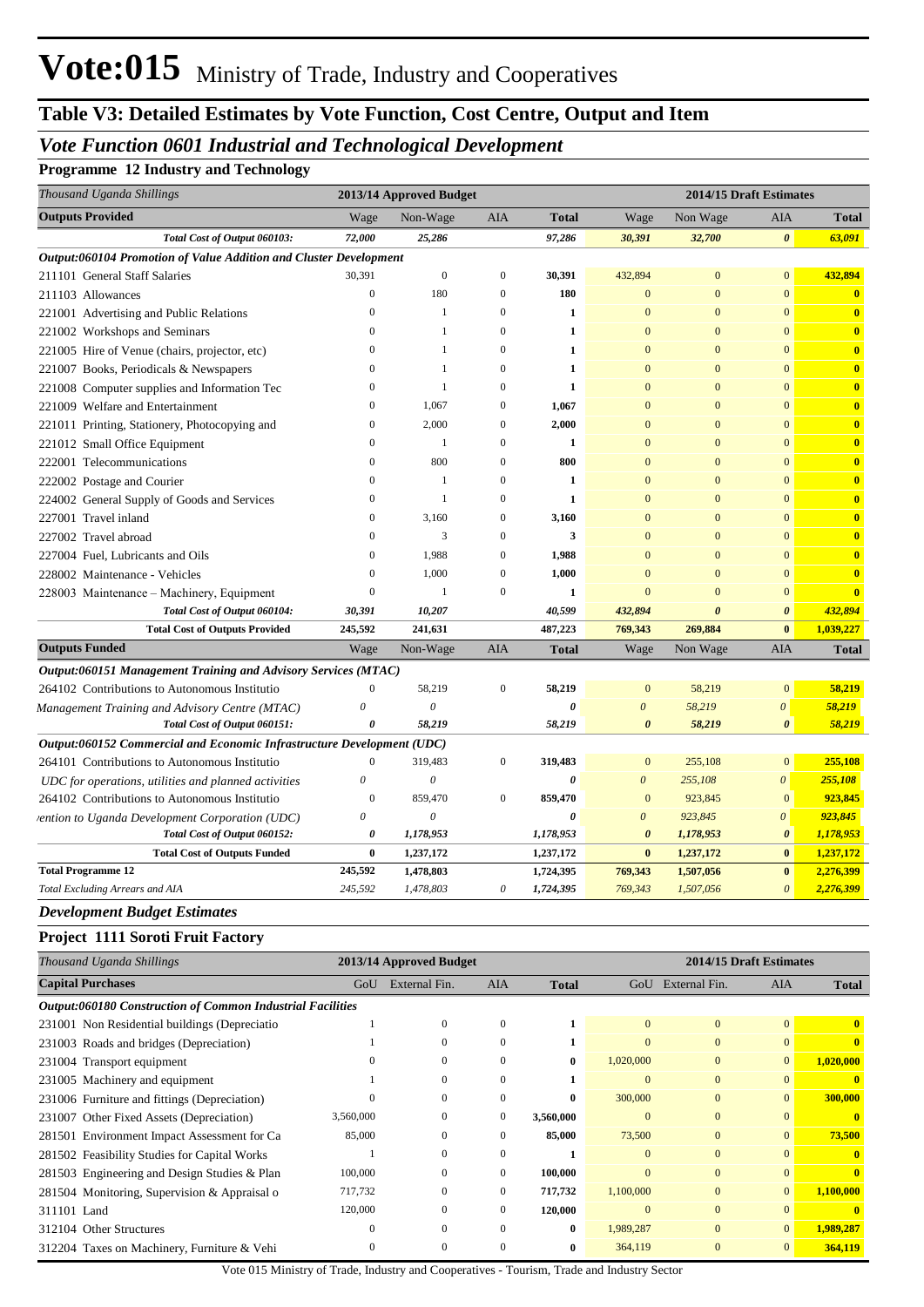# Vote:015 Ministry of Trade, Industry and Cooperatives

## Table V3: Detailed Estimates by Vote Function, Cost Centre, Output and Item

### *Vote Function 0601 Industrial and Technological Development*

**Programme 12 Industry and Technology**

| *Thousand Uganda Shillings* | 2013/14 Approved Budget | | | | 2014/15 Draft Estimates | | | |
|---|---|---|---|---|---|---|---|---|
| **Outputs Provided** | Wage | Non-Wage | AIA | **Total** | Wage | Non Wage | AIA | **Total** |
| ***Total Cost of Output 060103:*** | ***72,000*** | ***25,286*** | | ***97,286*** | ***30,391*** | ***32,700*** | ***0*** | ***63,091*** |
| ***Output:060104 Promotion of Value Addition and Cluster Development*** | | | | | | | | |
| 211101 General Staff Salaries | 30,391 | 0 | 0 | **30,391** | 432,894 | 0 | 0 | **432,894** |
| 211103 Allowances | 0 | 180 | 0 | **180** | 0 | 0 | 0 | **0** |
| 221001 Advertising and Public Relations | 0 | 1 | 0 | **1** | 0 | 0 | 0 | **0** |
| 221002 Workshops and Seminars | 0 | 1 | 0 | **1** | 0 | 0 | 0 | **0** |
| 221005 Hire of Venue (chairs, projector, etc) | 0 | 1 | 0 | **1** | 0 | 0 | 0 | **0** |
| 221007 Books, Periodicals & Newspapers | 0 | 1 | 0 | **1** | 0 | 0 | 0 | **0** |
| 221008 Computer supplies and Information Tec | 0 | 1 | 0 | **1** | 0 | 0 | 0 | **0** |
| 221009 Welfare and Entertainment | 0 | 1,067 | 0 | **1,067** | 0 | 0 | 0 | **0** |
| 221011 Printing, Stationery, Photocopying and | 0 | 2,000 | 0 | **2,000** | 0 | 0 | 0 | **0** |
| 221012 Small Office Equipment | 0 | 1 | 0 | **1** | 0 | 0 | 0 | **0** |
| 222001 Telecommunications | 0 | 800 | 0 | **800** | 0 | 0 | 0 | **0** |
| 222002 Postage and Courier | 0 | 1 | 0 | **1** | 0 | 0 | 0 | **0** |
| 224002 General Supply of Goods and Services | 0 | 1 | 0 | **1** | 0 | 0 | 0 | **0** |
| 227001 Travel inland | 0 | 3,160 | 0 | **3,160** | 0 | 0 | 0 | **0** |
| 227002 Travel abroad | 0 | 3 | 0 | **3** | 0 | 0 | 0 | **0** |
| 227004 Fuel, Lubricants and Oils | 0 | 1,988 | 0 | **1,988** | 0 | 0 | 0 | **0** |
| 228002 Maintenance - Vehicles | 0 | 1,000 | 0 | **1,000** | 0 | 0 | 0 | **0** |
| 228003 Maintenance – Machinery, Equipment | 0 | 1 | 0 | **1** | 0 | 0 | 0 | **0** |
| ***Total Cost of Output 060104:*** | ***30,391*** | ***10,207*** | | ***40,599*** | ***432,894*** | ***0*** | ***0*** | ***432,894*** |
| **Total Cost of Outputs Provided** | **245,592** | **241,631** | | **487,223** | **769,343** | **269,884** | **0** | **1,039,227** |
| **Outputs Funded** | Wage | Non-Wage | AIA | **Total** | Wage | Non Wage | AIA | **Total** |
| ***Output:060151 Management Training and Advisory Services (MTAC)*** | | | | | | | | |
| 264102 Contributions to Autonomous Institutio | 0 | 58,219 | 0 | **58,219** | 0 | 58,219 | 0 | **58,219** |
| *Management Training and Advisory Centre (MTAC)* | *0* | *0* | | ***0*** | *0* | *58,219* | *0* | ***58,219*** |
| ***Total Cost of Output 060151:*** | ***0*** | ***58,219*** | | ***58,219*** | ***0*** | ***58,219*** | ***0*** | ***58,219*** |
| ***Output:060152 Commercial and Economic Infrastructure Development (UDC)*** | | | | | | | | |
| 264101 Contributions to Autonomous Institutio | 0 | 319,483 | 0 | **319,483** | 0 | 255,108 | 0 | **255,108** |
| *UDC for operations, utilities and planned activities* | *0* | *0* | | ***0*** | *0* | *255,108* | *0* | ***255,108*** |
| 264102 Contributions to Autonomous Institutio | 0 | 859,470 | 0 | **859,470** | 0 | 923,845 | 0 | **923,845** |
| *vention to Uganda Development Corporation (UDC)* | *0* | *0* | | ***0*** | *0* | *923,845* | *0* | ***923,845*** |
| ***Total Cost of Output 060152:*** | ***0*** | ***1,178,953*** | | ***1,178,953*** | ***0*** | ***1,178,953*** | ***0*** | ***1,178,953*** |
| **Total Cost of Outputs Funded** | **0** | **1,237,172** | | **1,237,172** | **0** | **1,237,172** | **0** | **1,237,172** |
| **Total Programme 12** | **245,592** | **1,478,803** | | **1,724,395** | **769,343** | **1,507,056** | **0** | **2,276,399** |
| *Total Excluding Arrears and AIA* | *245,592* | *1,478,803* | *0* | ***1,724,395*** | *769,343* | *1,507,056* | *0* | ***2,276,399*** |

### *Development Budget Estimates*

**Project 1111 Soroti Fruit Factory**

| *Thousand Uganda Shillings* | 2013/14 Approved Budget | | | | 2014/15 Draft Estimates | | | |
|---|---|---|---|---|---|---|---|---|
| **Capital Purchases** | GoU | External Fin. | AIA | **Total** | GoU | External Fin. | AIA | **Total** |
| ***Output:060180 Construction of Common Industrial Facilities*** | | | | | | | | |
| 231001 Non Residential buildings (Depreciatio | 1 | 0 | 0 | **1** | 0 | 0 | 0 | **0** |
| 231003 Roads and bridges (Depreciation) | 1 | 0 | 0 | **1** | 0 | 0 | 0 | **0** |
| 231004 Transport equipment | 0 | 0 | 0 | **0** | 1,020,000 | 0 | 0 | **1,020,000** |
| 231005 Machinery and equipment | 1 | 0 | 0 | **1** | 0 | 0 | 0 | **0** |
| 231006 Furniture and fittings (Depreciation) | 0 | 0 | 0 | **0** | 300,000 | 0 | 0 | **300,000** |
| 231007 Other Fixed Assets (Depreciation) | 3,560,000 | 0 | 0 | **3,560,000** | 0 | 0 | 0 | **0** |
| 281501 Environment Impact Assessment for Ca | 85,000 | 0 | 0 | **85,000** | 73,500 | 0 | 0 | **73,500** |
| 281502 Feasibility Studies for Capital Works | 1 | 0 | 0 | **1** | 0 | 0 | 0 | **0** |
| 281503 Engineering and Design Studies & Plan | 100,000 | 0 | 0 | **100,000** | 0 | 0 | 0 | **0** |
| 281504 Monitoring, Supervision & Appraisal o | 717,732 | 0 | 0 | **717,732** | 1,100,000 | 0 | 0 | **1,100,000** |
| 311101 Land | 120,000 | 0 | 0 | **120,000** | 0 | 0 | 0 | **0** |
| 312104 Other Structures | 0 | 0 | 0 | **0** | 1,989,287 | 0 | 0 | **1,989,287** |
| 312204 Taxes on Machinery, Furniture & Vehi | 0 | 0 | 0 | **0** | 364,119 | 0 | 0 | **364,119** |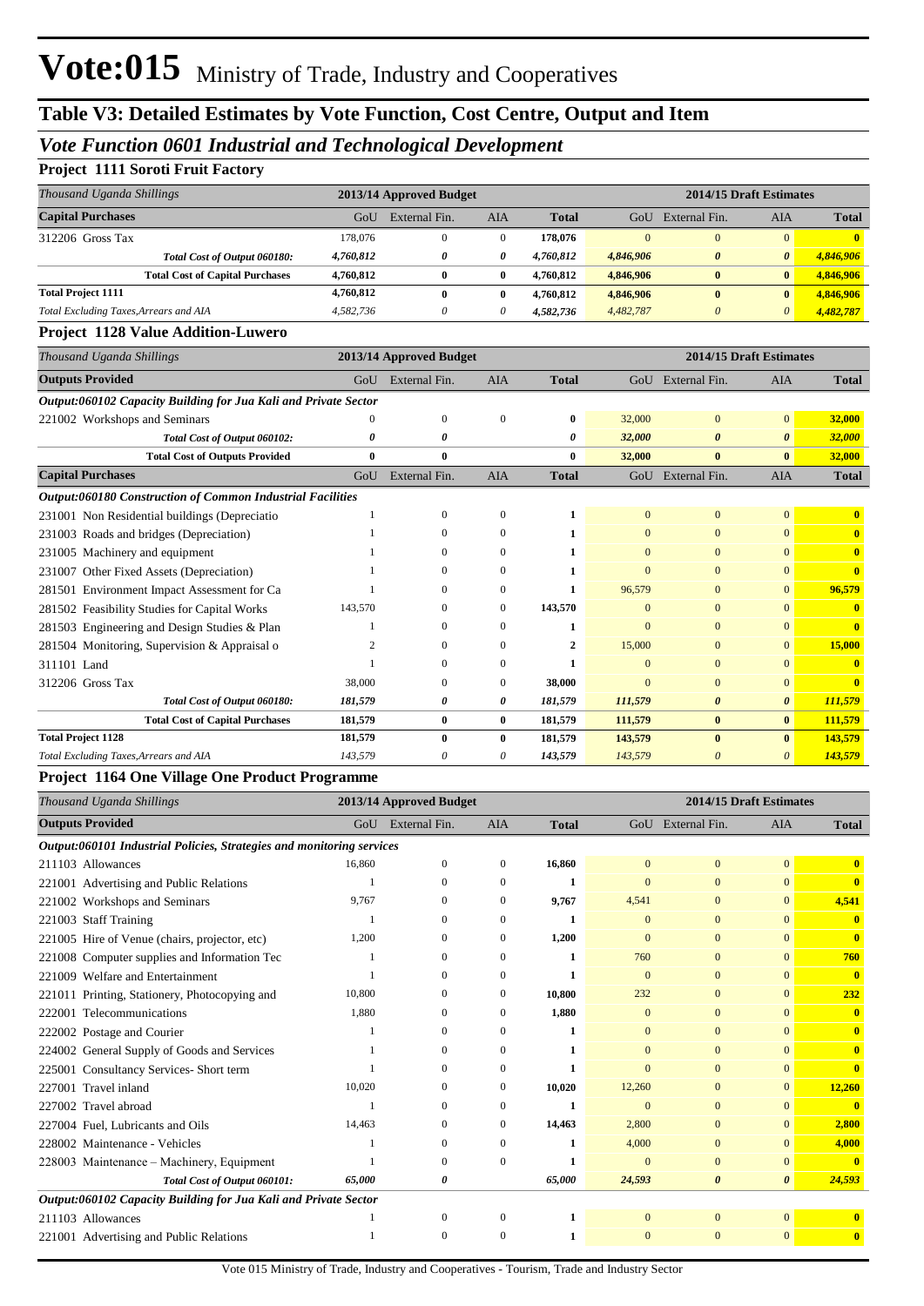# Vote:015 Ministry of Trade, Industry and Cooperatives

## Table V3: Detailed Estimates by Vote Function, Cost Centre, Output and Item

### *Vote Function 0601 Industrial and Technological Development*

**Project 1111 Soroti Fruit Factory**

| *Thousand Uganda Shillings* | 2013/14 Approved Budget | | | | 2014/15 Draft Estimates | | | |
|---|---|---|---|---|---|---|---|---|
| **Capital Purchases** | GoU | External Fin. | AIA | **Total** | GoU | External Fin. | AIA | **Total** |
| 312206 Gross Tax | 178,076 | 0 | 0 | **178,076** | 0 | 0 | 0 | **0** |
| ***Total Cost of Output 060180:*** | ***4,760,812*** | ***0*** | ***0*** | ***4,760,812*** | ***4,846,906*** | ***0*** | ***0*** | ***4,846,906*** |
| **Total Cost of Capital Purchases** | **4,760,812** | **0** | **0** | **4,760,812** | **4,846,906** | **0** | **0** | **4,846,906** |
| **Total Project 1111** | **4,760,812** | **0** | **0** | **4,760,812** | **4,846,906** | **0** | **0** | **4,846,906** |
| *Total Excluding Taxes,Arrears and AIA* | *4,582,736* | *0* | *0* | ***4,582,736*** | *4,482,787* | *0* | *0* | ***4,482,787*** |

**Project 1128 Value Addition-Luwero**

| *Thousand Uganda Shillings* | 2013/14 Approved Budget | | | | 2014/15 Draft Estimates | | | |
|---|---|---|---|---|---|---|---|---|
| **Outputs Provided** | GoU | External Fin. | AIA | **Total** | GoU | External Fin. | AIA | **Total** |
| ***Output:060102 Capacity Building for Jua Kali and Private Sector*** | | | | | | | | |
| 221002 Workshops and Seminars | 0 | 0 | 0 | **0** | 32,000 | 0 | 0 | **32,000** |
| ***Total Cost of Output 060102:*** | ***0*** | ***0*** | | ***0*** | ***32,000*** | ***0*** | ***0*** | ***32,000*** |
| **Total Cost of Outputs Provided** | **0** | **0** | | **0** | **32,000** | **0** | **0** | **32,000** |
| **Capital Purchases** | GoU | External Fin. | AIA | **Total** | GoU | External Fin. | AIA | **Total** |
| ***Output:060180 Construction of Common Industrial Facilities*** | | | | | | | | |
| 231001 Non Residential buildings (Depreciatio | 1 | 0 | 0 | **1** | 0 | 0 | 0 | **0** |
| 231003 Roads and bridges (Depreciation) | 1 | 0 | 0 | **1** | 0 | 0 | 0 | **0** |
| 231005 Machinery and equipment | 1 | 0 | 0 | **1** | 0 | 0 | 0 | **0** |
| 231007 Other Fixed Assets (Depreciation) | 1 | 0 | 0 | **1** | 0 | 0 | 0 | **0** |
| 281501 Environment Impact Assessment for Ca | 1 | 0 | 0 | **1** | 96,579 | 0 | 0 | **96,579** |
| 281502 Feasibility Studies for Capital Works | 143,570 | 0 | 0 | **143,570** | 0 | 0 | 0 | **0** |
| 281503 Engineering and Design Studies & Plan | 1 | 0 | 0 | **1** | 0 | 0 | 0 | **0** |
| 281504 Monitoring, Supervision & Appraisal o | 2 | 0 | 0 | **2** | 15,000 | 0 | 0 | **15,000** |
| 311101 Land | 1 | 0 | 0 | **1** | 0 | 0 | 0 | **0** |
| 312206 Gross Tax | 38,000 | 0 | 0 | **38,000** | 0 | 0 | 0 | **0** |
| ***Total Cost of Output 060180:*** | ***181,579*** | ***0*** | ***0*** | ***181,579*** | ***111,579*** | ***0*** | ***0*** | ***111,579*** |
| **Total Cost of Capital Purchases** | **181,579** | **0** | **0** | **181,579** | **111,579** | **0** | **0** | **111,579** |
| **Total Project 1128** | **181,579** | **0** | **0** | **181,579** | **143,579** | **0** | **0** | **143,579** |
| *Total Excluding Taxes,Arrears and AIA* | *143,579* | *0* | *0* | ***143,579*** | *143,579* | *0* | *0* | ***143,579*** |

**Project 1164 One Village One Product Programme**

| *Thousand Uganda Shillings* | 2013/14 Approved Budget | | | | 2014/15 Draft Estimates | | | |
|---|---|---|---|---|---|---|---|---|
| **Outputs Provided** | GoU | External Fin. | AIA | **Total** | GoU | External Fin. | AIA | **Total** |
| ***Output:060101 Industrial Policies, Strategies and monitoring services*** | | | | | | | | |
| 211103 Allowances | 16,860 | 0 | 0 | **16,860** | 0 | 0 | 0 | **0** |
| 221001 Advertising and Public Relations | 1 | 0 | 0 | **1** | 0 | 0 | 0 | **0** |
| 221002 Workshops and Seminars | 9,767 | 0 | 0 | **9,767** | 4,541 | 0 | 0 | **4,541** |
| 221003 Staff Training | 1 | 0 | 0 | **1** | 0 | 0 | 0 | **0** |
| 221005 Hire of Venue (chairs, projector, etc) | 1,200 | 0 | 0 | **1,200** | 0 | 0 | 0 | **0** |
| 221008 Computer supplies and Information Tec | 1 | 0 | 0 | **1** | 760 | 0 | 0 | **760** |
| 221009 Welfare and Entertainment | 1 | 0 | 0 | **1** | 0 | 0 | 0 | **0** |
| 221011 Printing, Stationery, Photocopying and | 10,800 | 0 | 0 | **10,800** | 232 | 0 | 0 | **232** |
| 222001 Telecommunications | 1,880 | 0 | 0 | **1,880** | 0 | 0 | 0 | **0** |
| 222002 Postage and Courier | 1 | 0 | 0 | **1** | 0 | 0 | 0 | **0** |
| 224002 General Supply of Goods and Services | 1 | 0 | 0 | **1** | 0 | 0 | 0 | **0** |
| 225001 Consultancy Services- Short term | 1 | 0 | 0 | **1** | 0 | 0 | 0 | **0** |
| 227001 Travel inland | 10,020 | 0 | 0 | **10,020** | 12,260 | 0 | 0 | **12,260** |
| 227002 Travel abroad | 1 | 0 | 0 | **1** | 0 | 0 | 0 | **0** |
| 227004 Fuel, Lubricants and Oils | 14,463 | 0 | 0 | **14,463** | 2,800 | 0 | 0 | **2,800** |
| 228002 Maintenance - Vehicles | 1 | 0 | 0 | **1** | 4,000 | 0 | 0 | **4,000** |
| 228003 Maintenance – Machinery, Equipment | 1 | 0 | 0 | **1** | 0 | 0 | 0 | **0** |
| ***Total Cost of Output 060101:*** | ***65,000*** | ***0*** | | ***65,000*** | ***24,593*** | ***0*** | ***0*** | ***24,593*** |
| ***Output:060102 Capacity Building for Jua Kali and Private Sector*** | | | | | | | | |
| 211103 Allowances | 1 | 0 | 0 | **1** | 0 | 0 | 0 | **0** |
| 221001 Advertising and Public Relations | 1 | 0 | 0 | **1** | 0 | 0 | 0 | **0** |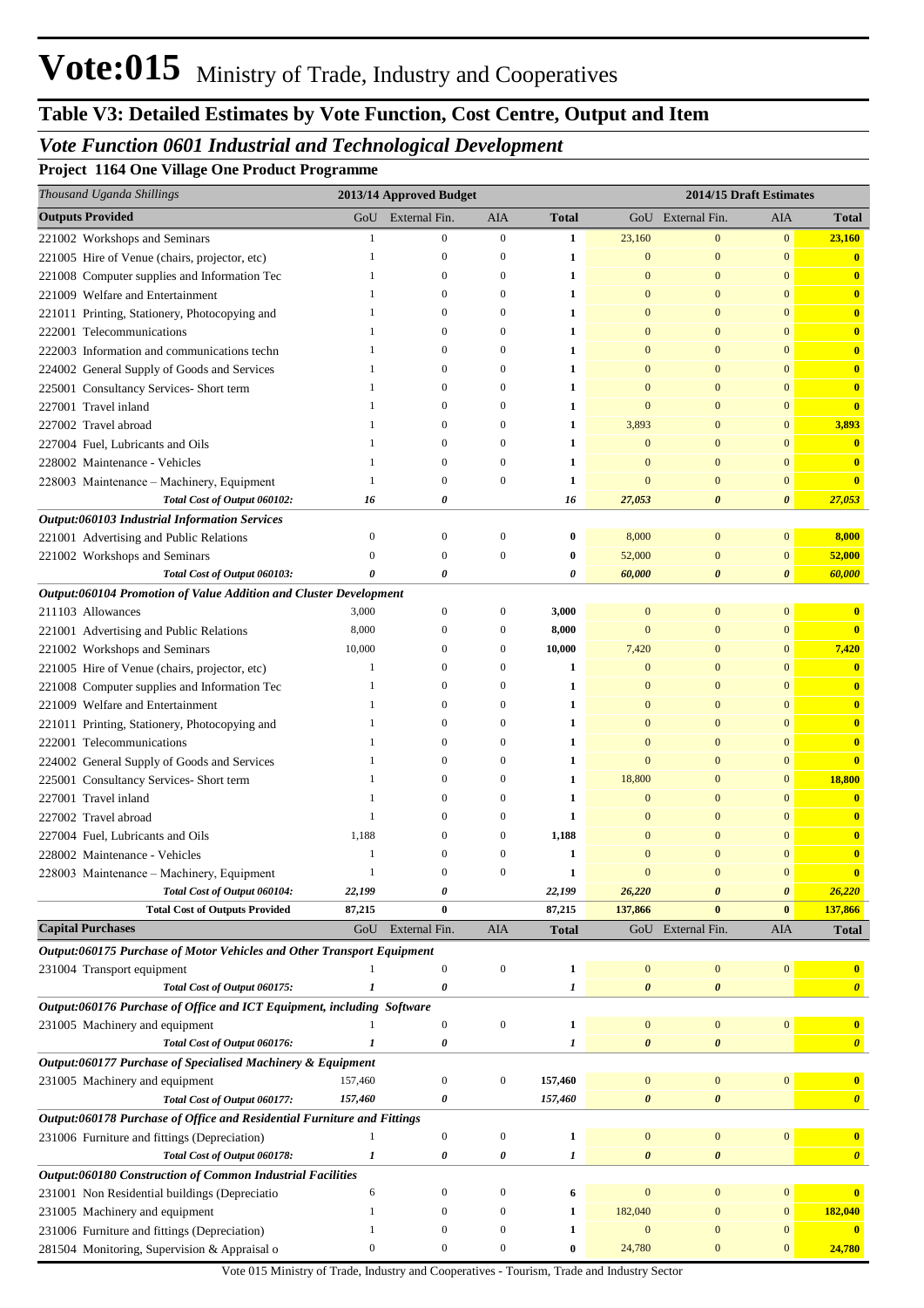# Vote:015 Ministry of Trade, Industry and Cooperatives

## Table V3: Detailed Estimates by Vote Function, Cost Centre, Output and Item

### *Vote Function 0601 Industrial and Technological Development*

**Project 1164 One Village One Product Programme**

| *Thousand Uganda Shillings* | 2013/14 Approved Budget | | | | 2014/15 Draft Estimates | | | |
|---|---|---|---|---|---|---|---|---|
| **Outputs Provided** | GoU | External Fin. | AIA | **Total** | GoU | External Fin. | AIA | **Total** |
| 221002 Workshops and Seminars | 1 | 0 | 0 | **1** | 23,160 | 0 | 0 | **23,160** |
| 221005 Hire of Venue (chairs, projector, etc) | 1 | 0 | 0 | **1** | 0 | 0 | 0 | **0** |
| 221008 Computer supplies and Information Tec | 1 | 0 | 0 | **1** | 0 | 0 | 0 | **0** |
| 221009 Welfare and Entertainment | 1 | 0 | 0 | **1** | 0 | 0 | 0 | **0** |
| 221011 Printing, Stationery, Photocopying and | 1 | 0 | 0 | **1** | 0 | 0 | 0 | **0** |
| 222001 Telecommunications | 1 | 0 | 0 | **1** | 0 | 0 | 0 | **0** |
| 222003 Information and communications techn | 1 | 0 | 0 | **1** | 0 | 0 | 0 | **0** |
| 224002 General Supply of Goods and Services | 1 | 0 | 0 | **1** | 0 | 0 | 0 | **0** |
| 225001 Consultancy Services- Short term | 1 | 0 | 0 | **1** | 0 | 0 | 0 | **0** |
| 227001 Travel inland | 1 | 0 | 0 | **1** | 0 | 0 | 0 | **0** |
| 227002 Travel abroad | 1 | 0 | 0 | **1** | 3,893 | 0 | 0 | **3,893** |
| 227004 Fuel, Lubricants and Oils | 1 | 0 | 0 | **1** | 0 | 0 | 0 | **0** |
| 228002 Maintenance - Vehicles | 1 | 0 | 0 | **1** | 0 | 0 | 0 | **0** |
| 228003 Maintenance – Machinery, Equipment | 1 | 0 | 0 | **1** | 0 | 0 | 0 | **0** |
| ***Total Cost of Output 060102:*** | ***16*** | ***0*** | | ***16*** | ***27,053*** | ***0*** | ***0*** | ***27,053*** |
| ***Output:060103 Industrial Information Services*** | | | | | | | | |
| 221001 Advertising and Public Relations | 0 | 0 | 0 | **0** | 8,000 | 0 | 0 | **8,000** |
| 221002 Workshops and Seminars | 0 | 0 | 0 | **0** | 52,000 | 0 | 0 | **52,000** |
| ***Total Cost of Output 060103:*** | ***0*** | ***0*** | | ***0*** | ***60,000*** | ***0*** | ***0*** | ***60,000*** |
| ***Output:060104 Promotion of Value Addition and Cluster Development*** | | | | | | | | |
| 211103 Allowances | 3,000 | 0 | 0 | **3,000** | 0 | 0 | 0 | **0** |
| 221001 Advertising and Public Relations | 8,000 | 0 | 0 | **8,000** | 0 | 0 | 0 | **0** |
| 221002 Workshops and Seminars | 10,000 | 0 | 0 | **10,000** | 7,420 | 0 | 0 | **7,420** |
| 221005 Hire of Venue (chairs, projector, etc) | 1 | 0 | 0 | **1** | 0 | 0 | 0 | **0** |
| 221008 Computer supplies and Information Tec | 1 | 0 | 0 | **1** | 0 | 0 | 0 | **0** |
| 221009 Welfare and Entertainment | 1 | 0 | 0 | **1** | 0 | 0 | 0 | **0** |
| 221011 Printing, Stationery, Photocopying and | 1 | 0 | 0 | **1** | 0 | 0 | 0 | **0** |
| 222001 Telecommunications | 1 | 0 | 0 | **1** | 0 | 0 | 0 | **0** |
| 224002 General Supply of Goods and Services | 1 | 0 | 0 | **1** | 0 | 0 | 0 | **0** |
| 225001 Consultancy Services- Short term | 1 | 0 | 0 | **1** | 18,800 | 0 | 0 | **18,800** |
| 227001 Travel inland | 1 | 0 | 0 | **1** | 0 | 0 | 0 | **0** |
| 227002 Travel abroad | 1 | 0 | 0 | **1** | 0 | 0 | 0 | **0** |
| 227004 Fuel, Lubricants and Oils | 1,188 | 0 | 0 | **1,188** | 0 | 0 | 0 | **0** |
| 228002 Maintenance - Vehicles | 1 | 0 | 0 | **1** | 0 | 0 | 0 | **0** |
| 228003 Maintenance – Machinery, Equipment | 1 | 0 | 0 | **1** | 0 | 0 | 0 | **0** |
| ***Total Cost of Output 060104:*** | ***22,199*** | ***0*** | | ***22,199*** | ***26,220*** | ***0*** | ***0*** | ***26,220*** |
| **Total Cost of Outputs Provided** | **87,215** | **0** | | **87,215** | **137,866** | **0** | **0** | **137,866** |
| **Capital Purchases** | GoU | External Fin. | AIA | **Total** | GoU | External Fin. | AIA | **Total** |
| ***Output:060175 Purchase of Motor Vehicles and Other Transport Equipment*** | | | | | | | | |
| 231004 Transport equipment | 1 | 0 | 0 | **1** | 0 | 0 | 0 | **0** |
| ***Total Cost of Output 060175:*** | ***1*** | ***0*** | | ***1*** | ***0*** | ***0*** | | ***0*** |
| ***Output:060176 Purchase of Office and ICT Equipment, including Software*** | | | | | | | | |
| 231005 Machinery and equipment | 1 | 0 | 0 | **1** | 0 | 0 | 0 | **0** |
| ***Total Cost of Output 060176:*** | ***1*** | ***0*** | | ***1*** | ***0*** | ***0*** | | ***0*** |
| ***Output:060177 Purchase of Specialised Machinery & Equipment*** | | | | | | | | |
| 231005 Machinery and equipment | 157,460 | 0 | 0 | **157,460** | 0 | 0 | 0 | **0** |
| ***Total Cost of Output 060177:*** | ***157,460*** | ***0*** | | ***157,460*** | ***0*** | ***0*** | | ***0*** |
| ***Output:060178 Purchase of Office and Residential Furniture and Fittings*** | | | | | | | | |
| 231006 Furniture and fittings (Depreciation) | 1 | 0 | 0 | **1** | 0 | 0 | 0 | **0** |
| ***Total Cost of Output 060178:*** | ***1*** | ***0*** | ***0*** | ***1*** | ***0*** | ***0*** | | ***0*** |
| ***Output:060180 Construction of Common Industrial Facilities*** | | | | | | | | |
| 231001 Non Residential buildings (Depreciatio | 6 | 0 | 0 | **6** | 0 | 0 | 0 | **0** |
| 231005 Machinery and equipment | 1 | 0 | 0 | **1** | 182,040 | 0 | 0 | **182,040** |
| 231006 Furniture and fittings (Depreciation) | 1 | 0 | 0 | **1** | 0 | 0 | 0 | **0** |
| 281504 Monitoring, Supervision & Appraisal o | 0 | 0 | 0 | **0** | 24,780 | 0 | 0 | **24,780** |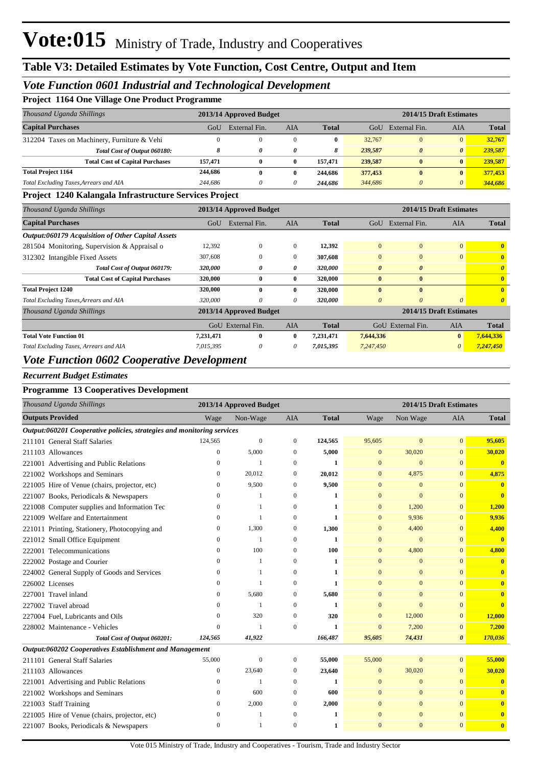# Vote:015 Ministry of Trade, Industry and Cooperatives

## Table V3: Detailed Estimates by Vote Function, Cost Centre, Output and Item

### *Vote Function 0601 Industrial and Technological Development*

**Project 1164 One Village One Product Programme**

| *Thousand Uganda Shillings* | 2013/14 Approved Budget | | | | 2014/15 Draft Estimates | | | |
|---|---|---|---|---|---|---|---|---|
| **Capital Purchases** | GoU | External Fin. | AIA | Total | GoU | External Fin. | AIA | Total |
| 312204 Taxes on Machinery, Furniture & Vehi | 0 | 0 | 0 | **0** | 32,767 | 0 | 0 | **32,767** |
| ***Total Cost of Output 060180:*** | ***8*** | ***0*** | ***0*** | ***8*** | ***239,587*** | ***0*** | ***0*** | ***239,587*** |
| **Total Cost of Capital Purchases** | **157,471** | **0** | **0** | **157,471** | **239,587** | **0** | **0** | **239,587** |
| **Total Project 1164** | **244,686** | **0** | **0** | **244,686** | **377,453** | **0** | **0** | **377,453** |
| *Total Excluding Taxes,Arrears and AIA* | *244,686* | *0* | *0* | *244,686* | *344,686* | *0* | *0* | *344,686* |

**Project 1240 Kalangala Infrastructure Services Project**

| *Thousand Uganda Shillings* | 2013/14 Approved Budget | | | | 2014/15 Draft Estimates | | | |
|---|---|---|---|---|---|---|---|---|
| **Capital Purchases** | GoU | External Fin. | AIA | Total | GoU | External Fin. | AIA | Total |
| ***Output:060179 Acquisition of Other Capital Assets*** | | | | | | | | |
| 281504 Monitoring, Supervision & Appraisal o | 12,392 | 0 | 0 | **12,392** | 0 | 0 | 0 | **0** |
| 312302 Intangible Fixed Assets | 307,608 | 0 | 0 | **307,608** | 0 | 0 | 0 | **0** |
| ***Total Cost of Output 060179:*** | ***320,000*** | ***0*** | ***0*** | ***320,000*** | ***0*** | ***0*** | | ***0*** |
| **Total Cost of Capital Purchases** | **320,000** | **0** | **0** | **320,000** | **0** | **0** | | **0** |
| **Total Project 1240** | **320,000** | **0** | **0** | **320,000** | **0** | **0** | | **0** |
| *Total Excluding Taxes,Arrears and AIA* | *320,000* | *0* | *0* | *320,000* | *0* | *0* | *0* | *0* |

| *Thousand Uganda Shillings* | 2013/14 Approved Budget | | | | 2014/15 Draft Estimates | | | |
|---|---|---|---|---|---|---|---|---|
| | GoU | External Fin. | AIA | Total | GoU | External Fin. | AIA | Total |
| **Total Vote Function 01** | **7,231,471** | **0** | **0** | **7,231,471** | **7,644,336** | | **0** | **7,644,336** |
| *Total Excluding Taxes, Arrears and AIA* | *7,015,395* | *0* | *0* | *7,015,395* | *7,247,450* | | *0* | *7,247,450* |

### *Vote Function 0602 Cooperative Development*

*Recurrent Budget Estimates*

**Programme 13 Cooperatives Development**

| *Thousand Uganda Shillings* | 2013/14 Approved Budget | | | | 2014/15 Draft Estimates | | | |
|---|---|---|---|---|---|---|---|---|
| **Outputs Provided** | Wage | Non-Wage | AIA | Total | Wage | Non Wage | AIA | Total |
| ***Output:060201 Cooperative policies, strategies and monitoring services*** | | | | | | | | |
| 211101 General Staff Salaries | 124,565 | 0 | 0 | **124,565** | 95,605 | 0 | 0 | **95,605** |
| 211103 Allowances | 0 | 5,000 | 0 | **5,000** | 0 | 30,020 | 0 | **30,020** |
| 221001 Advertising and Public Relations | 0 | 1 | 0 | **1** | 0 | 0 | 0 | **0** |
| 221002 Workshops and Seminars | 0 | 20,012 | 0 | **20,012** | 0 | 4,875 | 0 | **4,875** |
| 221005 Hire of Venue (chairs, projector, etc) | 0 | 9,500 | 0 | **9,500** | 0 | 0 | 0 | **0** |
| 221007 Books, Periodicals & Newspapers | 0 | 1 | 0 | **1** | 0 | 0 | 0 | **0** |
| 221008 Computer supplies and Information Tec | 0 | 1 | 0 | **1** | 0 | 1,200 | 0 | **1,200** |
| 221009 Welfare and Entertainment | 0 | 1 | 0 | **1** | 0 | 9,936 | 0 | **9,936** |
| 221011 Printing, Stationery, Photocopying and | 0 | 1,300 | 0 | **1,300** | 0 | 4,400 | 0 | **4,400** |
| 221012 Small Office Equipment | 0 | 1 | 0 | **1** | 0 | 0 | 0 | **0** |
| 222001 Telecommunications | 0 | 100 | 0 | **100** | 0 | 4,800 | 0 | **4,800** |
| 222002 Postage and Courier | 0 | 1 | 0 | **1** | 0 | 0 | 0 | **0** |
| 224002 General Supply of Goods and Services | 0 | 1 | 0 | **1** | 0 | 0 | 0 | **0** |
| 226002 Licenses | 0 | 1 | 0 | **1** | 0 | 0 | 0 | **0** |
| 227001 Travel inland | 0 | 5,680 | 0 | **5,680** | 0 | 0 | 0 | **0** |
| 227002 Travel abroad | 0 | 1 | 0 | **1** | 0 | 0 | 0 | **0** |
| 227004 Fuel, Lubricants and Oils | 0 | 320 | 0 | **320** | 0 | 12,000 | 0 | **12,000** |
| 228002 Maintenance - Vehicles | 0 | 1 | 0 | **1** | 0 | 7,200 | 0 | **7,200** |
| ***Total Cost of Output 060201:*** | ***124,565*** | ***41,922*** | | ***166,487*** | ***95,605*** | ***74,431*** | ***0*** | ***170,036*** |
| ***Output:060202 Cooperatives Establishment and Management*** | | | | | | | | |
| 211101 General Staff Salaries | 55,000 | 0 | 0 | **55,000** | 55,000 | 0 | 0 | **55,000** |
| 211103 Allowances | 0 | 23,640 | 0 | **23,640** | 0 | 30,020 | 0 | **30,020** |
| 221001 Advertising and Public Relations | 0 | 1 | 0 | **1** | 0 | 0 | 0 | **0** |
| 221002 Workshops and Seminars | 0 | 600 | 0 | **600** | 0 | 0 | 0 | **0** |
| 221003 Staff Training | 0 | 2,000 | 0 | **2,000** | 0 | 0 | 0 | **0** |
| 221005 Hire of Venue (chairs, projector, etc) | 0 | 1 | 0 | **1** | 0 | 0 | 0 | **0** |
| 221007 Books, Periodicals & Newspapers | 0 | 1 | 0 | **1** | 0 | 0 | 0 | **0** |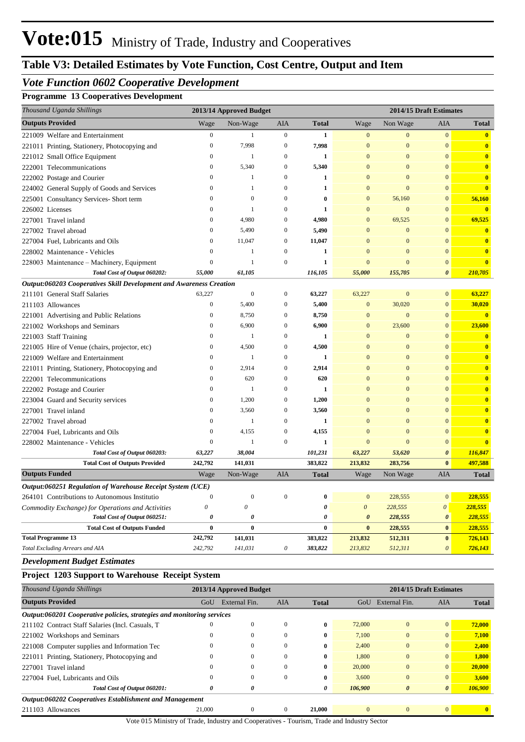# Vote:015 Ministry of Trade, Industry and Cooperatives

## Table V3: Detailed Estimates by Vote Function, Cost Centre, Output and Item

### *Vote Function 0602 Cooperative Development*

**Programme 13 Cooperatives Development**

| *Thousand Uganda Shillings* | 2013/14 Approved Budget | | | | 2014/15 Draft Estimates | | | |
|---|---|---|---|---|---|---|---|---|
| **Outputs Provided** | Wage | Non-Wage | AIA | **Total** | Wage | Non Wage | AIA | **Total** |
| 221009 Welfare and Entertainment | 0 | 1 | 0 | **1** | 0 | 0 | 0 | **0** |
| 221011 Printing, Stationery, Photocopying and | 0 | 7,998 | 0 | **7,998** | 0 | 0 | 0 | **0** |
| 221012 Small Office Equipment | 0 | 1 | 0 | **1** | 0 | 0 | 0 | **0** |
| 222001 Telecommunications | 0 | 5,340 | 0 | **5,340** | 0 | 0 | 0 | **0** |
| 222002 Postage and Courier | 0 | 1 | 0 | **1** | 0 | 0 | 0 | **0** |
| 224002 General Supply of Goods and Services | 0 | 1 | 0 | **1** | 0 | 0 | 0 | **0** |
| 225001 Consultancy Services- Short term | 0 | 0 | 0 | **0** | 0 | 56,160 | 0 | **56,160** |
| 226002 Licenses | 0 | 1 | 0 | **1** | 0 | 0 | 0 | **0** |
| 227001 Travel inland | 0 | 4,980 | 0 | **4,980** | 0 | 69,525 | 0 | **69,525** |
| 227002 Travel abroad | 0 | 5,490 | 0 | **5,490** | 0 | 0 | 0 | **0** |
| 227004 Fuel, Lubricants and Oils | 0 | 11,047 | 0 | **11,047** | 0 | 0 | 0 | **0** |
| 228002 Maintenance - Vehicles | 0 | 1 | 0 | **1** | 0 | 0 | 0 | **0** |
| 228003 Maintenance – Machinery, Equipment | 0 | 1 | 0 | **1** | 0 | 0 | 0 | **0** |
| ***Total Cost of Output 060202:*** | ***55,000*** | ***61,105*** | | ***116,105*** | ***55,000*** | ***155,705*** | ***0*** | ***210,705*** |
| ***Output:060203 Cooperatives Skill Development and Awareness Creation*** | | | | | | | | |
| 211101 General Staff Salaries | 63,227 | 0 | 0 | **63,227** | 63,227 | 0 | 0 | **63,227** |
| 211103 Allowances | 0 | 5,400 | 0 | **5,400** | 0 | 30,020 | 0 | **30,020** |
| 221001 Advertising and Public Relations | 0 | 8,750 | 0 | **8,750** | 0 | 0 | 0 | **0** |
| 221002 Workshops and Seminars | 0 | 6,900 | 0 | **6,900** | 0 | 23,600 | 0 | **23,600** |
| 221003 Staff Training | 0 | 1 | 0 | **1** | 0 | 0 | 0 | **0** |
| 221005 Hire of Venue (chairs, projector, etc) | 0 | 4,500 | 0 | **4,500** | 0 | 0 | 0 | **0** |
| 221009 Welfare and Entertainment | 0 | 1 | 0 | **1** | 0 | 0 | 0 | **0** |
| 221011 Printing, Stationery, Photocopying and | 0 | 2,914 | 0 | **2,914** | 0 | 0 | 0 | **0** |
| 222001 Telecommunications | 0 | 620 | 0 | **620** | 0 | 0 | 0 | **0** |
| 222002 Postage and Courier | 0 | 1 | 0 | **1** | 0 | 0 | 0 | **0** |
| 223004 Guard and Security services | 0 | 1,200 | 0 | **1,200** | 0 | 0 | 0 | **0** |
| 227001 Travel inland | 0 | 3,560 | 0 | **3,560** | 0 | 0 | 0 | **0** |
| 227002 Travel abroad | 0 | 1 | 0 | **1** | 0 | 0 | 0 | **0** |
| 227004 Fuel, Lubricants and Oils | 0 | 4,155 | 0 | **4,155** | 0 | 0 | 0 | **0** |
| 228002 Maintenance - Vehicles | 0 | 1 | 0 | **1** | 0 | 0 | 0 | **0** |
| ***Total Cost of Output 060203:*** | ***63,227*** | ***38,004*** | | ***101,231*** | ***63,227*** | ***53,620*** | ***0*** | ***116,847*** |
| **Total Cost of Outputs Provided** | **242,792** | **141,031** | | **383,822** | **213,832** | **283,756** | **0** | **497,588** |
| **Outputs Funded** | Wage | Non-Wage | AIA | **Total** | Wage | Non Wage | AIA | **Total** |
| ***Output:060251 Regulation of Warehouse Receipt System (UCE)*** | | | | | | | | |
| 264101 Contributions to Autonomous Institutio | 0 | 0 | 0 | **0** | 0 | 228,555 | 0 | **228,555** |
| *Commodity Exchange) for Operations and Activities* | *0* | *0* | | ***0*** | *0* | *228,555* | *0* | ***228,555*** |
| ***Total Cost of Output 060251:*** | ***0*** | ***0*** | | ***0*** | ***0*** | ***228,555*** | ***0*** | ***228,555*** |
| **Total Cost of Outputs Funded** | **0** | **0** | | **0** | **0** | **228,555** | **0** | **228,555** |
| **Total Programme 13** | **242,792** | **141,031** | | **383,822** | **213,832** | **512,311** | **0** | **726,143** |
| *Total Excluding Arrears and AIA* | *242,792* | *141,031* | *0* | *383,822* | *213,832* | *512,311* | *0* | ***726,143*** |

### *Development Budget Estimates*

**Project 1203 Support to Warehouse Receipt System**

| *Thousand Uganda Shillings* | 2013/14 Approved Budget | | | | 2014/15 Draft Estimates | | | |
|---|---|---|---|---|---|---|---|---|
| **Outputs Provided** | GoU | External Fin. | AIA | **Total** | GoU | External Fin. | AIA | **Total** |
| ***Output:060201 Cooperative policies, strategies and monitoring services*** | | | | | | | | |
| 211102 Contract Staff Salaries (Incl. Casuals, T | 0 | 0 | 0 | **0** | 72,000 | 0 | 0 | **72,000** |
| 221002 Workshops and Seminars | 0 | 0 | 0 | **0** | 7,100 | 0 | 0 | **7,100** |
| 221008 Computer supplies and Information Tec | 0 | 0 | 0 | **0** | 2,400 | 0 | 0 | **2,400** |
| 221011 Printing, Stationery, Photocopying and | 0 | 0 | 0 | **0** | 1,800 | 0 | 0 | **1,800** |
| 227001 Travel inland | 0 | 0 | 0 | **0** | 20,000 | 0 | 0 | **20,000** |
| 227004 Fuel, Lubricants and Oils | 0 | 0 | 0 | **0** | 3,600 | 0 | 0 | **3,600** |
| ***Total Cost of Output 060201:*** | ***0*** | ***0*** | | ***0*** | ***106,900*** | ***0*** | ***0*** | ***106,900*** |
| ***Output:060202 Cooperatives Establishment and Management*** | | | | | | | | |
| 211103 Allowances | 21,000 | 0 | 0 | **21,000** | 0 | 0 | 0 | **0** |

Vote 015 Ministry of Trade, Industry and Cooperatives - Tourism, Trade and Industry Sector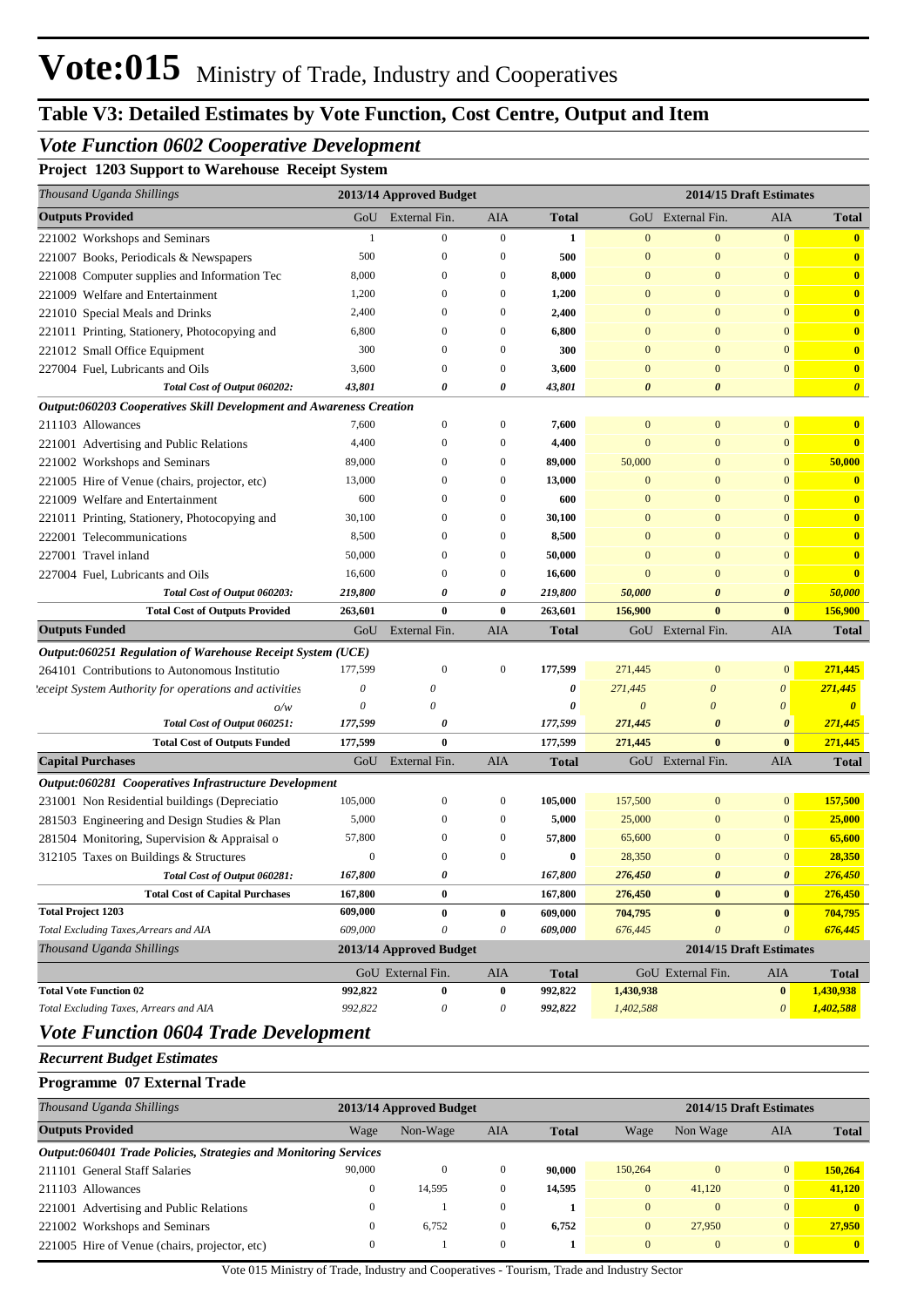# Vote:015 Ministry of Trade, Industry and Cooperatives

## Table V3: Detailed Estimates by Vote Function, Cost Centre, Output and Item

### *Vote Function 0602 Cooperative Development*

**Project 1203 Support to Warehouse Receipt System**

| *Thousand Uganda Shillings* | 2013/14 Approved Budget | | | | 2014/15 Draft Estimates | | | |
|---|---|---|---|---|---|---|---|---|
| **Outputs Provided** | GoU | External Fin. | AIA | **Total** | GoU | External Fin. | AIA | **Total** |
| 221002 Workshops and Seminars | 1 | 0 | 0 | **1** | 0 | 0 | 0 | **0** |
| 221007 Books, Periodicals & Newspapers | 500 | 0 | 0 | **500** | 0 | 0 | 0 | **0** |
| 221008 Computer supplies and Information Tec | 8,000 | 0 | 0 | **8,000** | 0 | 0 | 0 | **0** |
| 221009 Welfare and Entertainment | 1,200 | 0 | 0 | **1,200** | 0 | 0 | 0 | **0** |
| 221010 Special Meals and Drinks | 2,400 | 0 | 0 | **2,400** | 0 | 0 | 0 | **0** |
| 221011 Printing, Stationery, Photocopying and | 6,800 | 0 | 0 | **6,800** | 0 | 0 | 0 | **0** |
| 221012 Small Office Equipment | 300 | 0 | 0 | **300** | 0 | 0 | 0 | **0** |
| 227004 Fuel, Lubricants and Oils | 3,600 | 0 | 0 | **3,600** | 0 | 0 | 0 | **0** |
| ***Total Cost of Output 060202:*** | ***43,801*** | ***0*** | ***0*** | ***43,801*** | ***0*** | ***0*** | | ***0*** |
| ***Output:060203 Cooperatives Skill Development and Awareness Creation*** | | | | | | | | |
| 211103 Allowances | 7,600 | 0 | 0 | **7,600** | 0 | 0 | 0 | **0** |
| 221001 Advertising and Public Relations | 4,400 | 0 | 0 | **4,400** | 0 | 0 | 0 | **0** |
| 221002 Workshops and Seminars | 89,000 | 0 | 0 | **89,000** | 50,000 | 0 | 0 | **50,000** |
| 221005 Hire of Venue (chairs, projector, etc) | 13,000 | 0 | 0 | **13,000** | 0 | 0 | 0 | **0** |
| 221009 Welfare and Entertainment | 600 | 0 | 0 | **600** | 0 | 0 | 0 | **0** |
| 221011 Printing, Stationery, Photocopying and | 30,100 | 0 | 0 | **30,100** | 0 | 0 | 0 | **0** |
| 222001 Telecommunications | 8,500 | 0 | 0 | **8,500** | 0 | 0 | 0 | **0** |
| 227001 Travel inland | 50,000 | 0 | 0 | **50,000** | 0 | 0 | 0 | **0** |
| 227004 Fuel, Lubricants and Oils | 16,600 | 0 | 0 | **16,600** | 0 | 0 | 0 | **0** |
| ***Total Cost of Output 060203:*** | ***219,800*** | ***0*** | ***0*** | ***219,800*** | ***50,000*** | ***0*** | ***0*** | ***50,000*** |
| **Total Cost of Outputs Provided** | **263,601** | **0** | **0** | **263,601** | **156,900** | **0** | **0** | **156,900** |
| **Outputs Funded** | GoU | External Fin. | AIA | **Total** | GoU | External Fin. | AIA | **Total** |
| ***Output:060251 Regulation of Warehouse Receipt System (UCE)*** | | | | | | | | |
| 264101 Contributions to Autonomous Institutio | 177,599 | 0 | 0 | **177,599** | 271,445 | 0 | 0 | **271,445** |
| *eceipt System Authority for operations and activities* | *0* | *0* | | ***0*** | *271,445* | *0* | *0* | ***271,445*** |
| *o/w* | *0* | *0* | | ***0*** | *0* | *0* | *0* | ***0*** |
| ***Total Cost of Output 060251:*** | ***177,599*** | ***0*** | | ***177,599*** | ***271,445*** | ***0*** | ***0*** | ***271,445*** |
| **Total Cost of Outputs Funded** | **177,599** | **0** | | **177,599** | **271,445** | **0** | **0** | **271,445** |
| **Capital Purchases** | GoU | External Fin. | AIA | **Total** | GoU | External Fin. | AIA | **Total** |
| ***Output:060281 Cooperatives Infrastructure Development*** | | | | | | | | |
| 231001 Non Residential buildings (Depreciatio | 105,000 | 0 | 0 | **105,000** | 157,500 | 0 | 0 | **157,500** |
| 281503 Engineering and Design Studies & Plan | 5,000 | 0 | 0 | **5,000** | 25,000 | 0 | 0 | **25,000** |
| 281504 Monitoring, Supervision & Appraisal o | 57,800 | 0 | 0 | **57,800** | 65,600 | 0 | 0 | **65,600** |
| 312105 Taxes on Buildings & Structures | 0 | 0 | 0 | **0** | 28,350 | 0 | 0 | **28,350** |
| ***Total Cost of Output 060281:*** | ***167,800*** | ***0*** | | ***167,800*** | ***276,450*** | ***0*** | ***0*** | ***276,450*** |
| **Total Cost of Capital Purchases** | **167,800** | **0** | | **167,800** | **276,450** | **0** | **0** | **276,450** |
| **Total Project 1203** | **609,000** | **0** | **0** | **609,000** | **704,795** | **0** | **0** | **704,795** |
| *Total Excluding Taxes,Arrears and AIA* | *609,000* | *0* | *0* | ***609,000*** | *676,445* | *0* | *0* | ***676,445*** |

| *Thousand Uganda Shillings* | 2013/14 Approved Budget | | | | 2014/15 Draft Estimates | | | |
|---|---|---|---|---|---|---|---|---|
| | GoU | External Fin. | AIA | **Total** | GoU | External Fin. | AIA | **Total** |
| **Total Vote Function 02** | **992,822** | **0** | **0** | **992,822** | **1,430,938** | | **0** | **1,430,938** |
| *Total Excluding Taxes, Arrears and AIA* | *992,822* | *0* | *0* | ***992,822*** | *1,402,588* | | *0* | ***1,402,588*** |

### *Vote Function 0604 Trade Development*

***Recurrent Budget Estimates***

**Programme 07 External Trade**

| *Thousand Uganda Shillings* | 2013/14 Approved Budget | | | | 2014/15 Draft Estimates | | | |
|---|---|---|---|---|---|---|---|---|
| **Outputs Provided** | Wage | Non-Wage | AIA | **Total** | Wage | Non Wage | AIA | **Total** |
| ***Output:060401 Trade Policies, Strategies and Monitoring Services*** | | | | | | | | |
| 211101 General Staff Salaries | 90,000 | 0 | 0 | **90,000** | 150,264 | 0 | 0 | **150,264** |
| 211103 Allowances | 0 | 14,595 | 0 | **14,595** | 0 | 41,120 | 0 | **41,120** |
| 221001 Advertising and Public Relations | 0 | 1 | 0 | **1** | 0 | 0 | 0 | **0** |
| 221002 Workshops and Seminars | 0 | 6,752 | 0 | **6,752** | 0 | 27,950 | 0 | **27,950** |
| 221005 Hire of Venue (chairs, projector, etc) | 0 | 1 | 0 | **1** | 0 | 0 | 0 | **0** |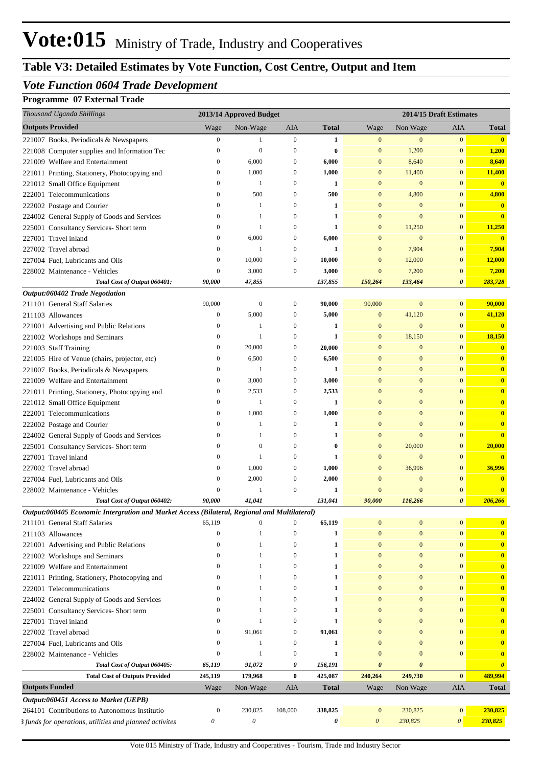# Vote:015 Ministry of Trade, Industry and Cooperatives

## Table V3: Detailed Estimates by Vote Function, Cost Centre, Output and Item

### *Vote Function 0604 Trade Development*

**Programme 07 External Trade**

| *Thousand Uganda Shillings* | 2013/14 Approved Budget | | | | 2014/15 Draft Estimates | | | |
|---|---|---|---|---|---|---|---|---|
| **Outputs Provided** | Wage | Non-Wage | AIA | **Total** | Wage | Non Wage | AIA | **Total** |
| 221007 Books, Periodicals & Newspapers | 0 | 1 | 0 | **1** | 0 | 0 | 0 | **0** |
| 221008 Computer supplies and Information Tec | 0 | 0 | 0 | **0** | 0 | 1,200 | 0 | **1,200** |
| 221009 Welfare and Entertainment | 0 | 6,000 | 0 | **6,000** | 0 | 8,640 | 0 | **8,640** |
| 221011 Printing, Stationery, Photocopying and | 0 | 1,000 | 0 | **1,000** | 0 | 11,400 | 0 | **11,400** |
| 221012 Small Office Equipment | 0 | 1 | 0 | **1** | 0 | 0 | 0 | **0** |
| 222001 Telecommunications | 0 | 500 | 0 | **500** | 0 | 4,800 | 0 | **4,800** |
| 222002 Postage and Courier | 0 | 1 | 0 | **1** | 0 | 0 | 0 | **0** |
| 224002 General Supply of Goods and Services | 0 | 1 | 0 | **1** | 0 | 0 | 0 | **0** |
| 225001 Consultancy Services- Short term | 0 | 1 | 0 | **1** | 0 | 11,250 | 0 | **11,250** |
| 227001 Travel inland | 0 | 6,000 | 0 | **6,000** | 0 | 0 | 0 | **0** |
| 227002 Travel abroad | 0 | 1 | 0 | **1** | 0 | 7,904 | 0 | **7,904** |
| 227004 Fuel, Lubricants and Oils | 0 | 10,000 | 0 | **10,000** | 0 | 12,000 | 0 | **12,000** |
| 228002 Maintenance - Vehicles | 0 | 3,000 | 0 | **3,000** | 0 | 7,200 | 0 | **7,200** |
| ***Total Cost of Output 060401:*** | ***90,000*** | ***47,855*** | | ***137,855*** | ***150,264*** | ***133,464*** | ***0*** | ***283,728*** |
| ***Output:060402 Trade Negotiation*** | | | | | | | | |
| 211101 General Staff Salaries | 90,000 | 0 | 0 | **90,000** | 90,000 | 0 | 0 | **90,000** |
| 211103 Allowances | 0 | 5,000 | 0 | **5,000** | 0 | 41,120 | 0 | **41,120** |
| 221001 Advertising and Public Relations | 0 | 1 | 0 | **1** | 0 | 0 | 0 | **0** |
| 221002 Workshops and Seminars | 0 | 1 | 0 | **1** | 0 | 18,150 | 0 | **18,150** |
| 221003 Staff Training | 0 | 20,000 | 0 | **20,000** | 0 | 0 | 0 | **0** |
| 221005 Hire of Venue (chairs, projector, etc) | 0 | 6,500 | 0 | **6,500** | 0 | 0 | 0 | **0** |
| 221007 Books, Periodicals & Newspapers | 0 | 1 | 0 | **1** | 0 | 0 | 0 | **0** |
| 221009 Welfare and Entertainment | 0 | 3,000 | 0 | **3,000** | 0 | 0 | 0 | **0** |
| 221011 Printing, Stationery, Photocopying and | 0 | 2,533 | 0 | **2,533** | 0 | 0 | 0 | **0** |
| 221012 Small Office Equipment | 0 | 1 | 0 | **1** | 0 | 0 | 0 | **0** |
| 222001 Telecommunications | 0 | 1,000 | 0 | **1,000** | 0 | 0 | 0 | **0** |
| 222002 Postage and Courier | 0 | 1 | 0 | **1** | 0 | 0 | 0 | **0** |
| 224002 General Supply of Goods and Services | 0 | 1 | 0 | **1** | 0 | 0 | 0 | **0** |
| 225001 Consultancy Services- Short term | 0 | 0 | 0 | **0** | 0 | 20,000 | 0 | **20,000** |
| 227001 Travel inland | 0 | 1 | 0 | **1** | 0 | 0 | 0 | **0** |
| 227002 Travel abroad | 0 | 1,000 | 0 | **1,000** | 0 | 36,996 | 0 | **36,996** |
| 227004 Fuel, Lubricants and Oils | 0 | 2,000 | 0 | **2,000** | 0 | 0 | 0 | **0** |
| 228002 Maintenance - Vehicles | 0 | 1 | 0 | **1** | 0 | 0 | 0 | **0** |
| ***Total Cost of Output 060402:*** | ***90,000*** | ***41,041*** | | ***131,041*** | ***90,000*** | ***116,266*** | ***0*** | ***206,266*** |
| ***Output:060405 Economic Intergration and Market Access (Bilateral, Regional and Multilateral)*** | | | | | | | | |
| 211101 General Staff Salaries | 65,119 | 0 | 0 | **65,119** | 0 | 0 | 0 | **0** |
| 211103 Allowances | 0 | 1 | 0 | **1** | 0 | 0 | 0 | **0** |
| 221001 Advertising and Public Relations | 0 | 1 | 0 | **1** | 0 | 0 | 0 | **0** |
| 221002 Workshops and Seminars | 0 | 1 | 0 | **1** | 0 | 0 | 0 | **0** |
| 221009 Welfare and Entertainment | 0 | 1 | 0 | **1** | 0 | 0 | 0 | **0** |
| 221011 Printing, Stationery, Photocopying and | 0 | 1 | 0 | **1** | 0 | 0 | 0 | **0** |
| 222001 Telecommunications | 0 | 1 | 0 | **1** | 0 | 0 | 0 | **0** |
| 224002 General Supply of Goods and Services | 0 | 1 | 0 | **1** | 0 | 0 | 0 | **0** |
| 225001 Consultancy Services- Short term | 0 | 1 | 0 | **1** | 0 | 0 | 0 | **0** |
| 227001 Travel inland | 0 | 1 | 0 | **1** | 0 | 0 | 0 | **0** |
| 227002 Travel abroad | 0 | 91,061 | 0 | **91,061** | 0 | 0 | 0 | **0** |
| 227004 Fuel, Lubricants and Oils | 0 | 1 | 0 | **1** | 0 | 0 | 0 | **0** |
| 228002 Maintenance - Vehicles | 0 | 1 | 0 | **1** | 0 | 0 | 0 | **0** |
| ***Total Cost of Output 060405:*** | ***65,119*** | ***91,072*** | ***0*** | ***156,191*** | ***0*** | ***0*** | | ***0*** |
| **Total Cost of Outputs Provided** | **245,119** | **179,968** | **0** | **425,087** | **240,264** | **249,730** | **0** | **489,994** |
| **Outputs Funded** | Wage | Non-Wage | AIA | **Total** | Wage | Non Wage | AIA | **Total** |
| ***Output:060451 Access to Market (UEPB)*** | | | | | | | | |
| 264101 Contributions to Autonomous Institutio | 0 | 230,825 | 108,000 | **338,825** | 0 | 230,825 | 0 | **230,825** |
| *3 funds for operations, utilities and planned activites* | *0* | *0* | | ***0*** | *0* | *230,825* | *0* | ***230,825*** |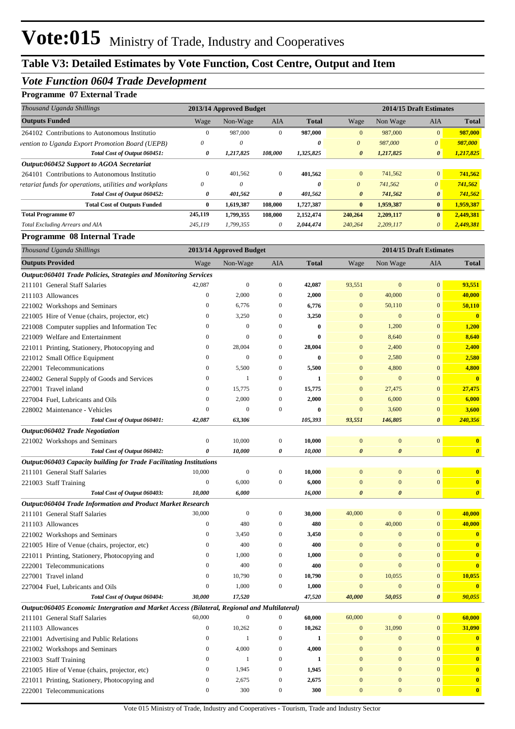# Vote:015 Ministry of Trade, Industry and Cooperatives

## Table V3: Detailed Estimates by Vote Function, Cost Centre, Output and Item

### *Vote Function 0604 Trade Development*

**Programme 07 External Trade**

| *Thousand Uganda Shillings* | 2013/14 Approved Budget | | | | 2014/15 Draft Estimates | | | |
|---|---|---|---|---|---|---|---|---|
| **Outputs Funded** | Wage | Non-Wage | AIA | **Total** | Wage | Non Wage | AIA | **Total** |
| 264102 Contributions to Autonomous Institutio | 0 | 987,000 | 0 | **987,000** | 0 | 987,000 | 0 | **987,000** |
| *vention to Uganda Export Promotion Board (UEPB)* | *0* | *0* | | *0* | *0* | *987,000* | *0* | *987,000* |
| ***Total Cost of Output 060451:*** | ***0*** | ***1,217,825*** | ***108,000*** | ***1,325,825*** | ***0*** | ***1,217,825*** | ***0*** | ***1,217,825*** |
| ***Output:060452 Support to AGOA Secretariat*** | | | | | | | | |
| 264101 Contributions to Autonomous Institutio | 0 | 401,562 | 0 | **401,562** | 0 | 741,562 | 0 | **741,562** |
| *retariat funds for operations, utilities and workplans* | *0* | *0* | | *0* | *0* | *741,562* | *0* | *741,562* |
| ***Total Cost of Output 060452:*** | ***0*** | ***401,562*** | ***0*** | ***401,562*** | ***0*** | ***741,562*** | ***0*** | ***741,562*** |
| **Total Cost of Outputs Funded** | **0** | **1,619,387** | **108,000** | **1,727,387** | **0** | **1,959,387** | **0** | **1,959,387** |
| **Total Programme 07** | **245,119** | **1,799,355** | **108,000** | **2,152,474** | **240,264** | **2,209,117** | **0** | **2,449,381** |
| *Total Excluding Arrears and AIA* | *245,119* | *1,799,355* | *0* | *2,044,474* | *240,264* | *2,209,117* | *0* | *2,449,381* |

**Programme 08 Internal Trade**

| *Thousand Uganda Shillings* | 2013/14 Approved Budget | | | | 2014/15 Draft Estimates | | | |
|---|---|---|---|---|---|---|---|---|
| **Outputs Provided** | Wage | Non-Wage | AIA | **Total** | Wage | Non Wage | AIA | **Total** |
| ***Output:060401 Trade Policies, Strategies and Monitoring Services*** | | | | | | | | |
| 211101 General Staff Salaries | 42,087 | 0 | 0 | **42,087** | 93,551 | 0 | 0 | **93,551** |
| 211103 Allowances | 0 | 2,000 | 0 | **2,000** | 0 | 40,000 | 0 | **40,000** |
| 221002 Workshops and Seminars | 0 | 6,776 | 0 | **6,776** | 0 | 50,110 | 0 | **50,110** |
| 221005 Hire of Venue (chairs, projector, etc) | 0 | 3,250 | 0 | **3,250** | 0 | 0 | 0 | **0** |
| 221008 Computer supplies and Information Tec | 0 | 0 | 0 | **0** | 0 | 1,200 | 0 | **1,200** |
| 221009 Welfare and Entertainment | 0 | 0 | 0 | **0** | 0 | 8,640 | 0 | **8,640** |
| 221011 Printing, Stationery, Photocopying and | 0 | 28,004 | 0 | **28,004** | 0 | 2,400 | 0 | **2,400** |
| 221012 Small Office Equipment | 0 | 0 | 0 | **0** | 0 | 2,580 | 0 | **2,580** |
| 222001 Telecommunications | 0 | 5,500 | 0 | **5,500** | 0 | 4,800 | 0 | **4,800** |
| 224002 General Supply of Goods and Services | 0 | 1 | 0 | **1** | 0 | 0 | 0 | **0** |
| 227001 Travel inland | 0 | 15,775 | 0 | **15,775** | 0 | 27,475 | 0 | **27,475** |
| 227004 Fuel, Lubricants and Oils | 0 | 2,000 | 0 | **2,000** | 0 | 6,000 | 0 | **6,000** |
| 228002 Maintenance - Vehicles | 0 | 0 | 0 | **0** | 0 | 3,600 | 0 | **3,600** |
| ***Total Cost of Output 060401:*** | ***42,087*** | ***63,306*** | | ***105,393*** | ***93,551*** | ***146,805*** | ***0*** | ***240,356*** |
| ***Output:060402 Trade Negotiation*** | | | | | | | | |
| 221002 Workshops and Seminars | 0 | 10,000 | 0 | **10,000** | 0 | 0 | 0 | **0** |
| ***Total Cost of Output 060402:*** | ***0*** | ***10,000*** | ***0*** | ***10,000*** | ***0*** | ***0*** | | ***0*** |
| ***Output:060403 Capacity building for Trade Facilitating Institutions*** | | | | | | | | |
| 211101 General Staff Salaries | 10,000 | 0 | 0 | **10,000** | 0 | 0 | 0 | **0** |
| 221003 Staff Training | 0 | 6,000 | 0 | **6,000** | 0 | 0 | 0 | **0** |
| ***Total Cost of Output 060403:*** | ***10,000*** | ***6,000*** | | ***16,000*** | ***0*** | ***0*** | | ***0*** |
| ***Output:060404 Trade Information and Product Market Research*** | | | | | | | | |
| 211101 General Staff Salaries | 30,000 | 0 | 0 | **30,000** | 40,000 | 0 | 0 | **40,000** |
| 211103 Allowances | 0 | 480 | 0 | **480** | 0 | 40,000 | 0 | **40,000** |
| 221002 Workshops and Seminars | 0 | 3,450 | 0 | **3,450** | 0 | 0 | 0 | **0** |
| 221005 Hire of Venue (chairs, projector, etc) | 0 | 400 | 0 | **400** | 0 | 0 | 0 | **0** |
| 221011 Printing, Stationery, Photocopying and | 0 | 1,000 | 0 | **1,000** | 0 | 0 | 0 | **0** |
| 222001 Telecommunications | 0 | 400 | 0 | **400** | 0 | 0 | 0 | **0** |
| 227001 Travel inland | 0 | 10,790 | 0 | **10,790** | 0 | 10,055 | 0 | **10,055** |
| 227004 Fuel, Lubricants and Oils | 0 | 1,000 | 0 | **1,000** | 0 | 0 | 0 | **0** |
| ***Total Cost of Output 060404:*** | ***30,000*** | ***17,520*** | | ***47,520*** | ***40,000*** | ***50,055*** | ***0*** | ***90,055*** |
| ***Output:060405 Economic Intergration and Market Access (Bilateral, Regional and Multilateral)*** | | | | | | | | |
| 211101 General Staff Salaries | 60,000 | 0 | 0 | **60,000** | 60,000 | 0 | 0 | **60,000** |
| 211103 Allowances | 0 | 10,262 | 0 | **10,262** | 0 | 31,090 | 0 | **31,090** |
| 221001 Advertising and Public Relations | 0 | 1 | 0 | **1** | 0 | 0 | 0 | **0** |
| 221002 Workshops and Seminars | 0 | 4,000 | 0 | **4,000** | 0 | 0 | 0 | **0** |
| 221003 Staff Training | 0 | 1 | 0 | **1** | 0 | 0 | 0 | **0** |
| 221005 Hire of Venue (chairs, projector, etc) | 0 | 1,945 | 0 | **1,945** | 0 | 0 | 0 | **0** |
| 221011 Printing, Stationery, Photocopying and | 0 | 2,675 | 0 | **2,675** | 0 | 0 | 0 | **0** |
| 222001 Telecommunications | 0 | 300 | 0 | **300** | 0 | 0 | 0 | **0** |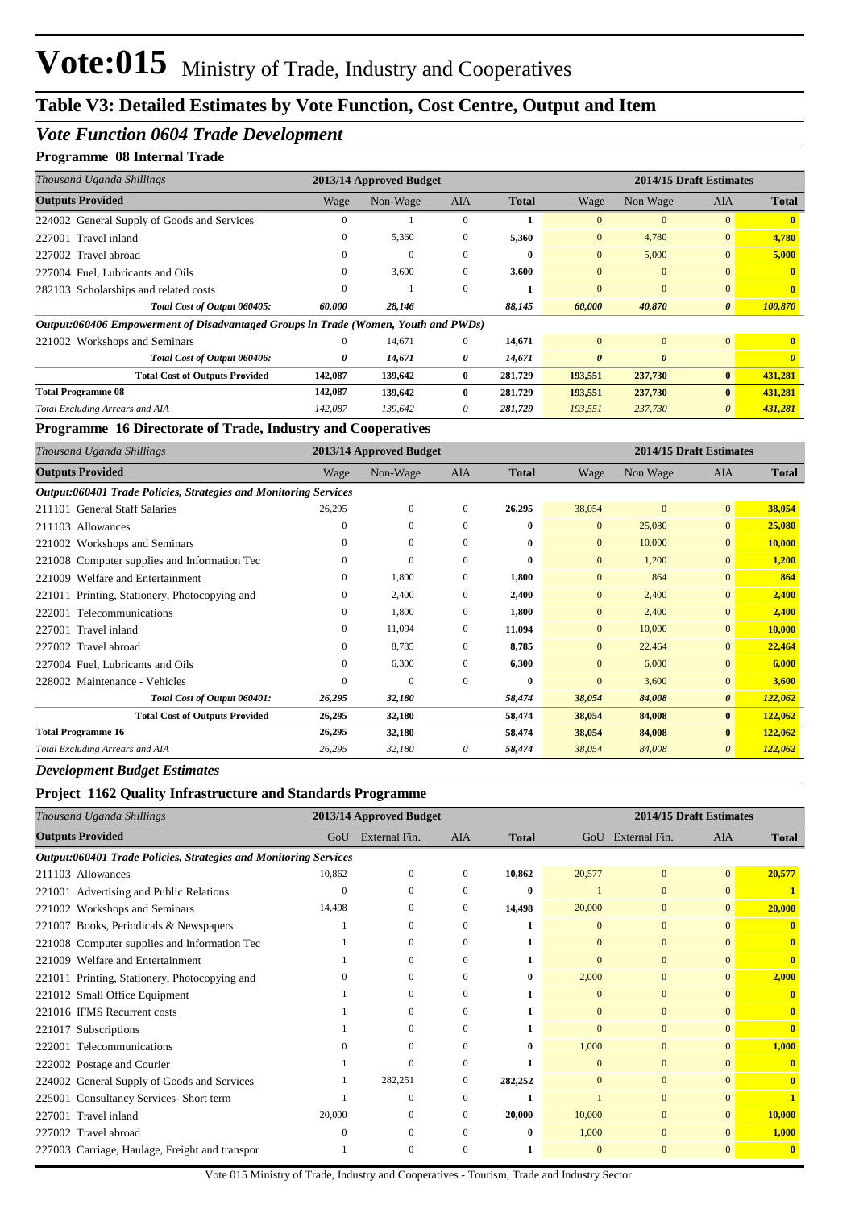# Vote:015 Ministry of Trade, Industry and Cooperatives

## Table V3: Detailed Estimates by Vote Function, Cost Centre, Output and Item

### *Vote Function 0604 Trade Development*

**Programme 08 Internal Trade**

| *Thousand Uganda Shillings* | 2013/14 Approved Budget | | | | 2014/15 Draft Estimates | | | |
|---|---|---|---|---|---|---|---|---|
| **Outputs Provided** | Wage | Non-Wage | AIA | **Total** | Wage | Non Wage | AIA | **Total** |
| 224002 General Supply of Goods and Services | 0 | 1 | 0 | 1 | 0 | 0 | 0 | 0 |
| 227001 Travel inland | 0 | 5,360 | 0 | 5,360 | 0 | 4,780 | 0 | 4,780 |
| 227002 Travel abroad | 0 | 0 | 0 | 0 | 0 | 5,000 | 0 | 5,000 |
| 227004 Fuel, Lubricants and Oils | 0 | 3,600 | 0 | 3,600 | 0 | 0 | 0 | 0 |
| 282103 Scholarships and related costs | 0 | 1 | 0 | 1 | 0 | 0 | 0 | 0 |
| *Total Cost of Output 060405:* | *60,000* | *28,146* | | *88,145* | *60,000* | *40,870* | *0* | *100,870* |
| ***Output:060406 Empowerment of Disadvantaged Groups in Trade (Women, Youth and PWDs)*** | | | | | | | | |
| 221002 Workshops and Seminars | 0 | 14,671 | 0 | 14,671 | 0 | 0 | 0 | 0 |
| *Total Cost of Output 060406:* | *0* | *14,671* | *0* | *14,671* | *0* | *0* | | *0* |
| **Total Cost of Outputs Provided** | **142,087** | **139,642** | **0** | **281,729** | **193,551** | **237,730** | **0** | **431,281** |
| **Total Programme 08** | **142,087** | **139,642** | **0** | **281,729** | **193,551** | **237,730** | **0** | **431,281** |
| *Total Excluding Arrears and AIA* | *142,087* | *139,642* | *0* | *281,729* | *193,551* | *237,730* | *0* | *431,281* |

**Programme 16 Directorate of Trade, Industry and Cooperatives**

| *Thousand Uganda Shillings* | 2013/14 Approved Budget | | | | 2014/15 Draft Estimates | | | |
|---|---|---|---|---|---|---|---|---|
| **Outputs Provided** | Wage | Non-Wage | AIA | **Total** | Wage | Non Wage | AIA | **Total** |
| ***Output:060401 Trade Policies, Strategies and Monitoring Services*** | | | | | | | | |
| 211101 General Staff Salaries | 26,295 | 0 | 0 | 26,295 | 38,054 | 0 | 0 | 38,054 |
| 211103 Allowances | 0 | 0 | 0 | 0 | 0 | 25,080 | 0 | 25,080 |
| 221002 Workshops and Seminars | 0 | 0 | 0 | 0 | 0 | 10,000 | 0 | 10,000 |
| 221008 Computer supplies and Information Tec | 0 | 0 | 0 | 0 | 0 | 1,200 | 0 | 1,200 |
| 221009 Welfare and Entertainment | 0 | 1,800 | 0 | 1,800 | 0 | 864 | 0 | 864 |
| 221011 Printing, Stationery, Photocopying and | 0 | 2,400 | 0 | 2,400 | 0 | 2,400 | 0 | 2,400 |
| 222001 Telecommunications | 0 | 1,800 | 0 | 1,800 | 0 | 2,400 | 0 | 2,400 |
| 227001 Travel inland | 0 | 11,094 | 0 | 11,094 | 0 | 10,000 | 0 | 10,000 |
| 227002 Travel abroad | 0 | 8,785 | 0 | 8,785 | 0 | 22,464 | 0 | 22,464 |
| 227004 Fuel, Lubricants and Oils | 0 | 6,300 | 0 | 6,300 | 0 | 6,000 | 0 | 6,000 |
| 228002 Maintenance - Vehicles | 0 | 0 | 0 | 0 | 0 | 3,600 | 0 | 3,600 |
| *Total Cost of Output 060401:* | *26,295* | *32,180* | | *58,474* | *38,054* | *84,008* | *0* | *122,062* |
| **Total Cost of Outputs Provided** | **26,295** | **32,180** | | **58,474** | **38,054** | **84,008** | **0** | **122,062** |
| **Total Programme 16** | **26,295** | **32,180** | | **58,474** | **38,054** | **84,008** | **0** | **122,062** |
| *Total Excluding Arrears and AIA* | *26,295* | *32,180* | *0* | *58,474* | *38,054* | *84,008* | *0* | *122,062* |

### *Development Budget Estimates*

**Project 1162 Quality Infrastructure and Standards Programme**

| *Thousand Uganda Shillings* | 2013/14 Approved Budget | | | | 2014/15 Draft Estimates | | | |
|---|---|---|---|---|---|---|---|---|
| **Outputs Provided** | GoU | External Fin. | AIA | **Total** | GoU | External Fin. | AIA | **Total** |
| ***Output:060401 Trade Policies, Strategies and Monitoring Services*** | | | | | | | | |
| 211103 Allowances | 10,862 | 0 | 0 | 10,862 | 20,577 | 0 | 0 | 20,577 |
| 221001 Advertising and Public Relations | 0 | 0 | 0 | 0 | 1 | 0 | 0 | 1 |
| 221002 Workshops and Seminars | 14,498 | 0 | 0 | 14,498 | 20,000 | 0 | 0 | 20,000 |
| 221007 Books, Periodicals & Newspapers | 1 | 0 | 0 | 1 | 0 | 0 | 0 | 0 |
| 221008 Computer supplies and Information Tec | 1 | 0 | 0 | 1 | 0 | 0 | 0 | 0 |
| 221009 Welfare and Entertainment | 1 | 0 | 0 | 1 | 0 | 0 | 0 | 0 |
| 221011 Printing, Stationery, Photocopying and | 0 | 0 | 0 | 0 | 2,000 | 0 | 0 | 2,000 |
| 221012 Small Office Equipment | 1 | 0 | 0 | 1 | 0 | 0 | 0 | 0 |
| 221016 IFMS Recurrent costs | 1 | 0 | 0 | 1 | 0 | 0 | 0 | 0 |
| 221017 Subscriptions | 1 | 0 | 0 | 1 | 0 | 0 | 0 | 0 |
| 222001 Telecommunications | 0 | 0 | 0 | 0 | 1,000 | 0 | 0 | 1,000 |
| 222002 Postage and Courier | 1 | 0 | 0 | 1 | 0 | 0 | 0 | 0 |
| 224002 General Supply of Goods and Services | 1 | 282,251 | 0 | 282,252 | 0 | 0 | 0 | 0 |
| 225001 Consultancy Services- Short term | 1 | 0 | 0 | 1 | 1 | 0 | 0 | 1 |
| 227001 Travel inland | 20,000 | 0 | 0 | 20,000 | 10,000 | 0 | 0 | 10,000 |
| 227002 Travel abroad | 0 | 0 | 0 | 0 | 1,000 | 0 | 0 | 1,000 |
| 227003 Carriage, Haulage, Freight and transpor | 1 | 0 | 0 | 1 | 0 | 0 | 0 | 0 |

Vote 015 Ministry of Trade, Industry and Cooperatives - Tourism, Trade and Industry Sector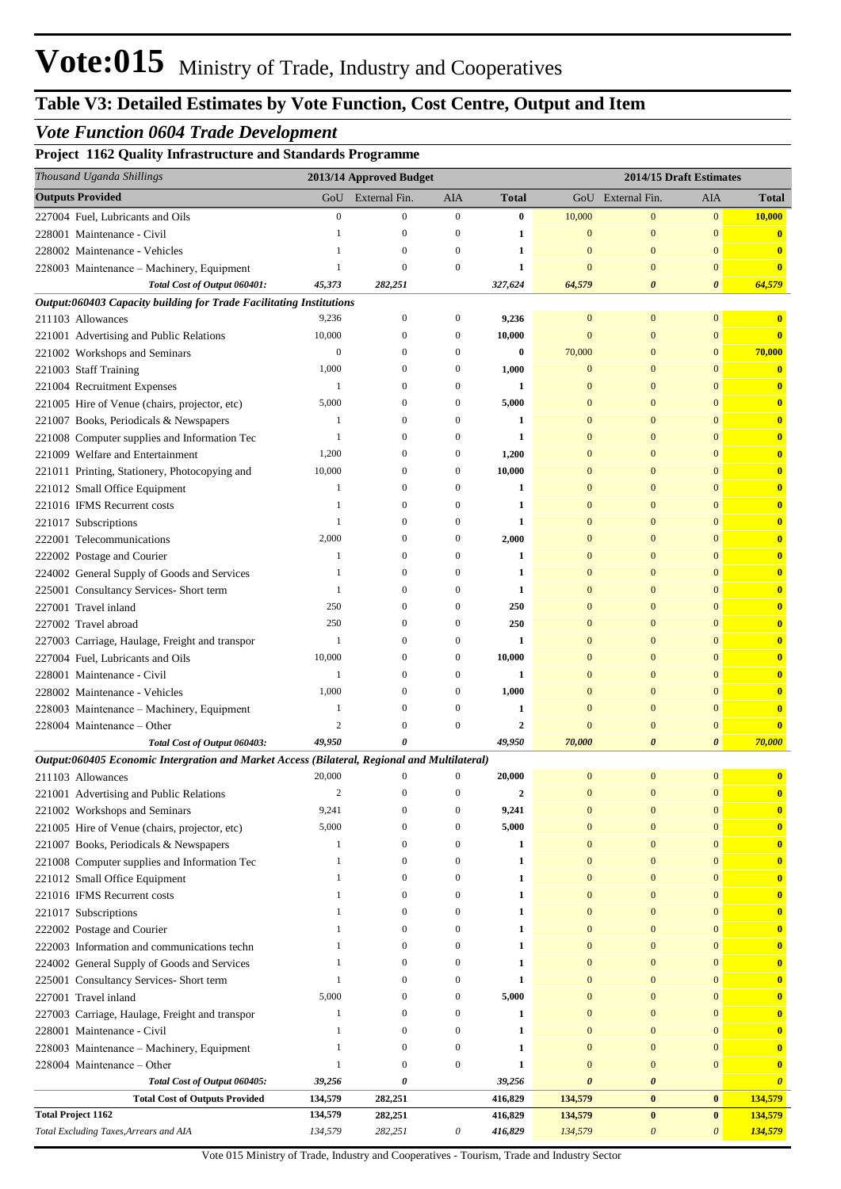# Vote:015 Ministry of Trade, Industry and Cooperatives

## Table V3: Detailed Estimates by Vote Function, Cost Centre, Output and Item

### *Vote Function 0604 Trade Development*

**Project 1162 Quality Infrastructure and Standards Programme**

| *Thousand Uganda Shillings* | 2013/14 Approved Budget | | | | 2014/15 Draft Estimates | | | |
|---|---|---|---|---|---|---|---|---|
| **Outputs Provided** | GoU | External Fin. | AIA | **Total** | GoU | External Fin. | AIA | **Total** |
| 227004 Fuel, Lubricants and Oils | 0 | 0 | 0 | **0** | 10,000 | 0 | 0 | **10,000** |
| 228001 Maintenance - Civil | 1 | 0 | 0 | **1** | 0 | 0 | 0 | **0** |
| 228002 Maintenance - Vehicles | 1 | 0 | 0 | **1** | 0 | 0 | 0 | **0** |
| 228003 Maintenance – Machinery, Equipment | 1 | 0 | 0 | **1** | 0 | 0 | 0 | **0** |
| ***Total Cost of Output 060401:*** | ***45,373*** | ***282,251*** | | ***327,624*** | ***64,579*** | ***0*** | ***0*** | ***64,579*** |
| ***Output:060403 Capacity building for Trade Facilitating Institutions*** | | | | | | | | |
| 211103 Allowances | 9,236 | 0 | 0 | **9,236** | 0 | 0 | 0 | **0** |
| 221001 Advertising and Public Relations | 10,000 | 0 | 0 | **10,000** | 0 | 0 | 0 | **0** |
| 221002 Workshops and Seminars | 0 | 0 | 0 | **0** | 70,000 | 0 | 0 | **70,000** |
| 221003 Staff Training | 1,000 | 0 | 0 | **1,000** | 0 | 0 | 0 | **0** |
| 221004 Recruitment Expenses | 1 | 0 | 0 | **1** | 0 | 0 | 0 | **0** |
| 221005 Hire of Venue (chairs, projector, etc) | 5,000 | 0 | 0 | **5,000** | 0 | 0 | 0 | **0** |
| 221007 Books, Periodicals & Newspapers | 1 | 0 | 0 | **1** | 0 | 0 | 0 | **0** |
| 221008 Computer supplies and Information Tec | 1 | 0 | 0 | **1** | 0 | 0 | 0 | **0** |
| 221009 Welfare and Entertainment | 1,200 | 0 | 0 | **1,200** | 0 | 0 | 0 | **0** |
| 221011 Printing, Stationery, Photocopying and | 10,000 | 0 | 0 | **10,000** | 0 | 0 | 0 | **0** |
| 221012 Small Office Equipment | 1 | 0 | 0 | **1** | 0 | 0 | 0 | **0** |
| 221016 IFMS Recurrent costs | 1 | 0 | 0 | **1** | 0 | 0 | 0 | **0** |
| 221017 Subscriptions | 1 | 0 | 0 | **1** | 0 | 0 | 0 | **0** |
| 222001 Telecommunications | 2,000 | 0 | 0 | **2,000** | 0 | 0 | 0 | **0** |
| 222002 Postage and Courier | 1 | 0 | 0 | **1** | 0 | 0 | 0 | **0** |
| 224002 General Supply of Goods and Services | 1 | 0 | 0 | **1** | 0 | 0 | 0 | **0** |
| 225001 Consultancy Services- Short term | 1 | 0 | 0 | **1** | 0 | 0 | 0 | **0** |
| 227001 Travel inland | 250 | 0 | 0 | **250** | 0 | 0 | 0 | **0** |
| 227002 Travel abroad | 250 | 0 | 0 | **250** | 0 | 0 | 0 | **0** |
| 227003 Carriage, Haulage, Freight and transpor | 1 | 0 | 0 | **1** | 0 | 0 | 0 | **0** |
| 227004 Fuel, Lubricants and Oils | 10,000 | 0 | 0 | **10,000** | 0 | 0 | 0 | **0** |
| 228001 Maintenance - Civil | 1 | 0 | 0 | **1** | 0 | 0 | 0 | **0** |
| 228002 Maintenance - Vehicles | 1,000 | 0 | 0 | **1,000** | 0 | 0 | 0 | **0** |
| 228003 Maintenance – Machinery, Equipment | 1 | 0 | 0 | **1** | 0 | 0 | 0 | **0** |
| 228004 Maintenance – Other | 2 | 0 | 0 | **2** | 0 | 0 | 0 | **0** |
| ***Total Cost of Output 060403:*** | ***49,950*** | ***0*** | | ***49,950*** | ***70,000*** | ***0*** | ***0*** | ***70,000*** |
| ***Output:060405 Economic Intergration and Market Access (Bilateral, Regional and Multilateral)*** | | | | | | | | |
| 211103 Allowances | 20,000 | 0 | 0 | **20,000** | 0 | 0 | 0 | **0** |
| 221001 Advertising and Public Relations | 2 | 0 | 0 | **2** | 0 | 0 | 0 | **0** |
| 221002 Workshops and Seminars | 9,241 | 0 | 0 | **9,241** | 0 | 0 | 0 | **0** |
| 221005 Hire of Venue (chairs, projector, etc) | 5,000 | 0 | 0 | **5,000** | 0 | 0 | 0 | **0** |
| 221007 Books, Periodicals & Newspapers | 1 | 0 | 0 | **1** | 0 | 0 | 0 | **0** |
| 221008 Computer supplies and Information Tec | 1 | 0 | 0 | **1** | 0 | 0 | 0 | **0** |
| 221012 Small Office Equipment | 1 | 0 | 0 | **1** | 0 | 0 | 0 | **0** |
| 221016 IFMS Recurrent costs | 1 | 0 | 0 | **1** | 0 | 0 | 0 | **0** |
| 221017 Subscriptions | 1 | 0 | 0 | **1** | 0 | 0 | 0 | **0** |
| 222002 Postage and Courier | 1 | 0 | 0 | **1** | 0 | 0 | 0 | **0** |
| 222003 Information and communications techn | 1 | 0 | 0 | **1** | 0 | 0 | 0 | **0** |
| 224002 General Supply of Goods and Services | 1 | 0 | 0 | **1** | 0 | 0 | 0 | **0** |
| 225001 Consultancy Services- Short term | 1 | 0 | 0 | **1** | 0 | 0 | 0 | **0** |
| 227001 Travel inland | 5,000 | 0 | 0 | **5,000** | 0 | 0 | 0 | **0** |
| 227003 Carriage, Haulage, Freight and transpor | 1 | 0 | 0 | **1** | 0 | 0 | 0 | **0** |
| 228001 Maintenance - Civil | 1 | 0 | 0 | **1** | 0 | 0 | 0 | **0** |
| 228003 Maintenance – Machinery, Equipment | 1 | 0 | 0 | **1** | 0 | 0 | 0 | **0** |
| 228004 Maintenance – Other | 1 | 0 | 0 | **1** | 0 | 0 | 0 | **0** |
| ***Total Cost of Output 060405:*** | ***39,256*** | ***0*** | | ***39,256*** | ***0*** | ***0*** | | ***0*** |
| **Total Cost of Outputs Provided** | **134,579** | **282,251** | | **416,829** | **134,579** | **0** | **0** | **134,579** |
| **Total Project 1162** | **134,579** | **282,251** | | **416,829** | **134,579** | **0** | **0** | **134,579** |
| *Total Excluding Taxes,Arrears and AIA* | *134,579* | *282,251* | *0* | *416,829* | *134,579* | *0* | *0* | *134,579* |

Vote 015 Ministry of Trade, Industry and Cooperatives - Tourism, Trade and Industry Sector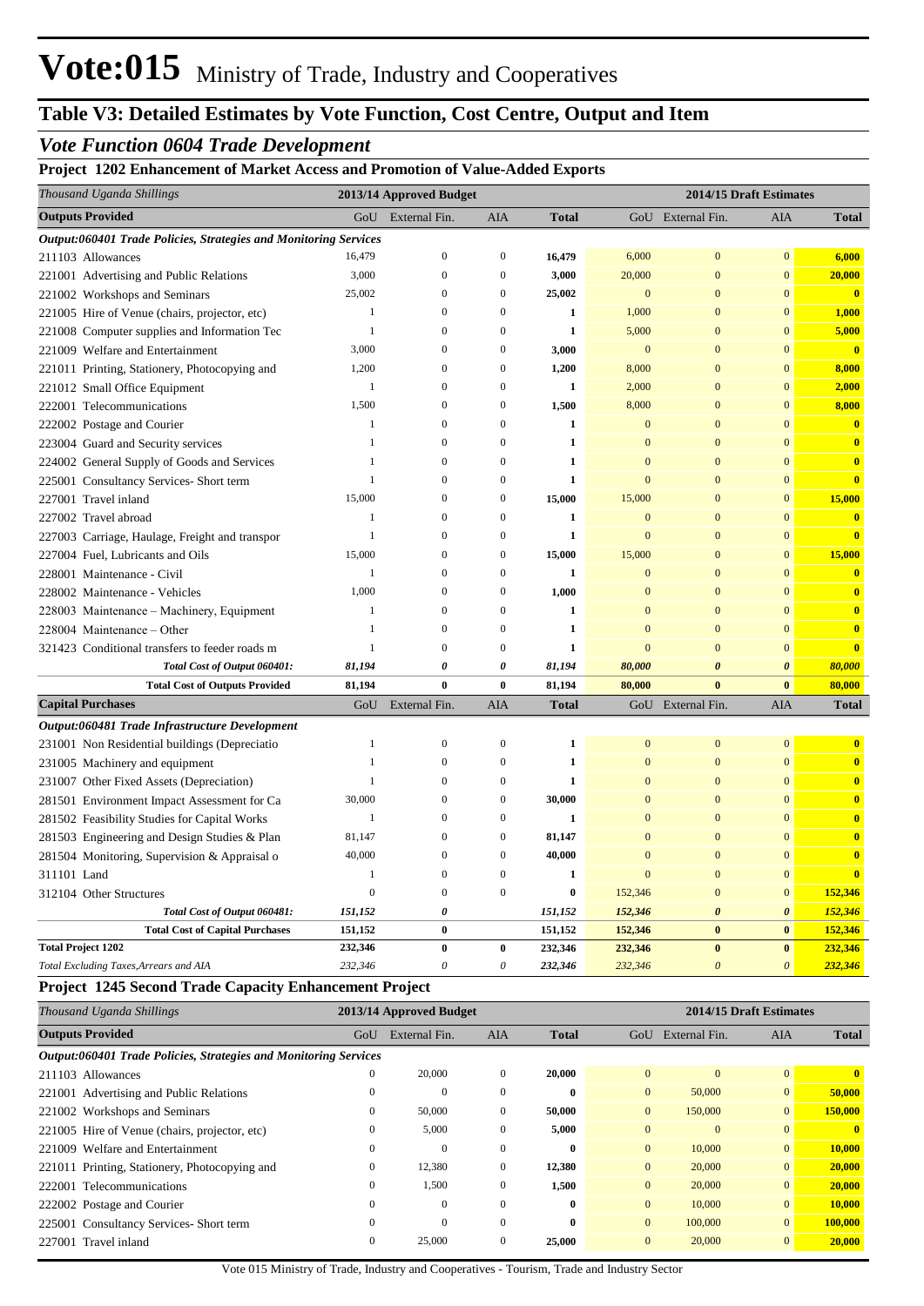# Vote:015 Ministry of Trade, Industry and Cooperatives

## Table V3: Detailed Estimates by Vote Function, Cost Centre, Output and Item

### *Vote Function 0604 Trade Development*

**Project 1202 Enhancement of Market Access and Promotion of Value-Added Exports**

| *Thousand Uganda Shillings* | 2013/14 Approved Budget | | | | 2014/15 Draft Estimates | | | |
|---|---|---|---|---|---|---|---|---|
| **Outputs Provided** | GoU | External Fin. | AIA | **Total** | GoU | External Fin. | AIA | **Total** |
| ***Output:060401 Trade Policies, Strategies and Monitoring Services*** | | | | | | | | |
| 211103 Allowances | 16,479 | 0 | 0 | **16,479** | 6,000 | 0 | 0 | **6,000** |
| 221001 Advertising and Public Relations | 3,000 | 0 | 0 | **3,000** | 20,000 | 0 | 0 | **20,000** |
| 221002 Workshops and Seminars | 25,002 | 0 | 0 | **25,002** | 0 | 0 | 0 | **0** |
| 221005 Hire of Venue (chairs, projector, etc) | 1 | 0 | 0 | **1** | 1,000 | 0 | 0 | **1,000** |
| 221008 Computer supplies and Information Tec | 1 | 0 | 0 | **1** | 5,000 | 0 | 0 | **5,000** |
| 221009 Welfare and Entertainment | 3,000 | 0 | 0 | **3,000** | 0 | 0 | 0 | **0** |
| 221011 Printing, Stationery, Photocopying and | 1,200 | 0 | 0 | **1,200** | 8,000 | 0 | 0 | **8,000** |
| 221012 Small Office Equipment | 1 | 0 | 0 | **1** | 2,000 | 0 | 0 | **2,000** |
| 222001 Telecommunications | 1,500 | 0 | 0 | **1,500** | 8,000 | 0 | 0 | **8,000** |
| 222002 Postage and Courier | 1 | 0 | 0 | **1** | 0 | 0 | 0 | **0** |
| 223004 Guard and Security services | 1 | 0 | 0 | **1** | 0 | 0 | 0 | **0** |
| 224002 General Supply of Goods and Services | 1 | 0 | 0 | **1** | 0 | 0 | 0 | **0** |
| 225001 Consultancy Services- Short term | 1 | 0 | 0 | **1** | 0 | 0 | 0 | **0** |
| 227001 Travel inland | 15,000 | 0 | 0 | **15,000** | 15,000 | 0 | 0 | **15,000** |
| 227002 Travel abroad | 1 | 0 | 0 | **1** | 0 | 0 | 0 | **0** |
| 227003 Carriage, Haulage, Freight and transpor | 1 | 0 | 0 | **1** | 0 | 0 | 0 | **0** |
| 227004 Fuel, Lubricants and Oils | 15,000 | 0 | 0 | **15,000** | 15,000 | 0 | 0 | **15,000** |
| 228001 Maintenance - Civil | 1 | 0 | 0 | **1** | 0 | 0 | 0 | **0** |
| 228002 Maintenance - Vehicles | 1,000 | 0 | 0 | **1,000** | 0 | 0 | 0 | **0** |
| 228003 Maintenance – Machinery, Equipment | 1 | 0 | 0 | **1** | 0 | 0 | 0 | **0** |
| 228004 Maintenance – Other | 1 | 0 | 0 | **1** | 0 | 0 | 0 | **0** |
| 321423 Conditional transfers to feeder roads m | 1 | 0 | 0 | **1** | 0 | 0 | 0 | **0** |
| ***Total Cost of Output 060401:*** | ***81,194*** | ***0*** | ***0*** | ***81,194*** | ***80,000*** | ***0*** | ***0*** | ***80,000*** |
| **Total Cost of Outputs Provided** | **81,194** | **0** | **0** | **81,194** | **80,000** | **0** | **0** | **80,000** |
| **Capital Purchases** | GoU | External Fin. | AIA | **Total** | GoU | External Fin. | AIA | **Total** |
| ***Output:060481 Trade Infrastructure Development*** | | | | | | | | |
| 231001 Non Residential buildings (Depreciatio | 1 | 0 | 0 | **1** | 0 | 0 | 0 | **0** |
| 231005 Machinery and equipment | 1 | 0 | 0 | **1** | 0 | 0 | 0 | **0** |
| 231007 Other Fixed Assets (Depreciation) | 1 | 0 | 0 | **1** | 0 | 0 | 0 | **0** |
| 281501 Environment Impact Assessment for Ca | 30,000 | 0 | 0 | **30,000** | 0 | 0 | 0 | **0** |
| 281502 Feasibility Studies for Capital Works | 1 | 0 | 0 | **1** | 0 | 0 | 0 | **0** |
| 281503 Engineering and Design Studies & Plan | 81,147 | 0 | 0 | **81,147** | 0 | 0 | 0 | **0** |
| 281504 Monitoring, Supervision & Appraisal o | 40,000 | 0 | 0 | **40,000** | 0 | 0 | 0 | **0** |
| 311101 Land | 1 | 0 | 0 | **1** | 0 | 0 | 0 | **0** |
| 312104 Other Structures | 0 | 0 | 0 | **0** | 152,346 | 0 | 0 | **152,346** |
| ***Total Cost of Output 060481:*** | ***151,152*** | ***0*** | | ***151,152*** | ***152,346*** | ***0*** | ***0*** | ***152,346*** |
| **Total Cost of Capital Purchases** | **151,152** | **0** | | **151,152** | **152,346** | **0** | **0** | **152,346** |
| **Total Project 1202** | **232,346** | **0** | **0** | **232,346** | **232,346** | **0** | **0** | **232,346** |
| *Total Excluding Taxes,Arrears and AIA* | *232,346* | *0* | *0* | *232,346* | *232,346* | *0* | *0* | *232,346* |

**Project 1245 Second Trade Capacity Enhancement Project**

| *Thousand Uganda Shillings* | 2013/14 Approved Budget | | | | 2014/15 Draft Estimates | | | |
|---|---|---|---|---|---|---|---|---|
| **Outputs Provided** | GoU | External Fin. | AIA | **Total** | GoU | External Fin. | AIA | **Total** |
| ***Output:060401 Trade Policies, Strategies and Monitoring Services*** | | | | | | | | |
| 211103 Allowances | 0 | 20,000 | 0 | **20,000** | 0 | 0 | 0 | **0** |
| 221001 Advertising and Public Relations | 0 | 0 | 0 | **0** | 0 | 50,000 | 0 | **50,000** |
| 221002 Workshops and Seminars | 0 | 50,000 | 0 | **50,000** | 0 | 150,000 | 0 | **150,000** |
| 221005 Hire of Venue (chairs, projector, etc) | 0 | 5,000 | 0 | **5,000** | 0 | 0 | 0 | **0** |
| 221009 Welfare and Entertainment | 0 | 0 | 0 | **0** | 0 | 10,000 | 0 | **10,000** |
| 221011 Printing, Stationery, Photocopying and | 0 | 12,380 | 0 | **12,380** | 0 | 20,000 | 0 | **20,000** |
| 222001 Telecommunications | 0 | 1,500 | 0 | **1,500** | 0 | 20,000 | 0 | **20,000** |
| 222002 Postage and Courier | 0 | 0 | 0 | **0** | 0 | 10,000 | 0 | **10,000** |
| 225001 Consultancy Services- Short term | 0 | 0 | 0 | **0** | 0 | 100,000 | 0 | **100,000** |
| 227001 Travel inland | 0 | 25,000 | 0 | **25,000** | 0 | 20,000 | 0 | **20,000** |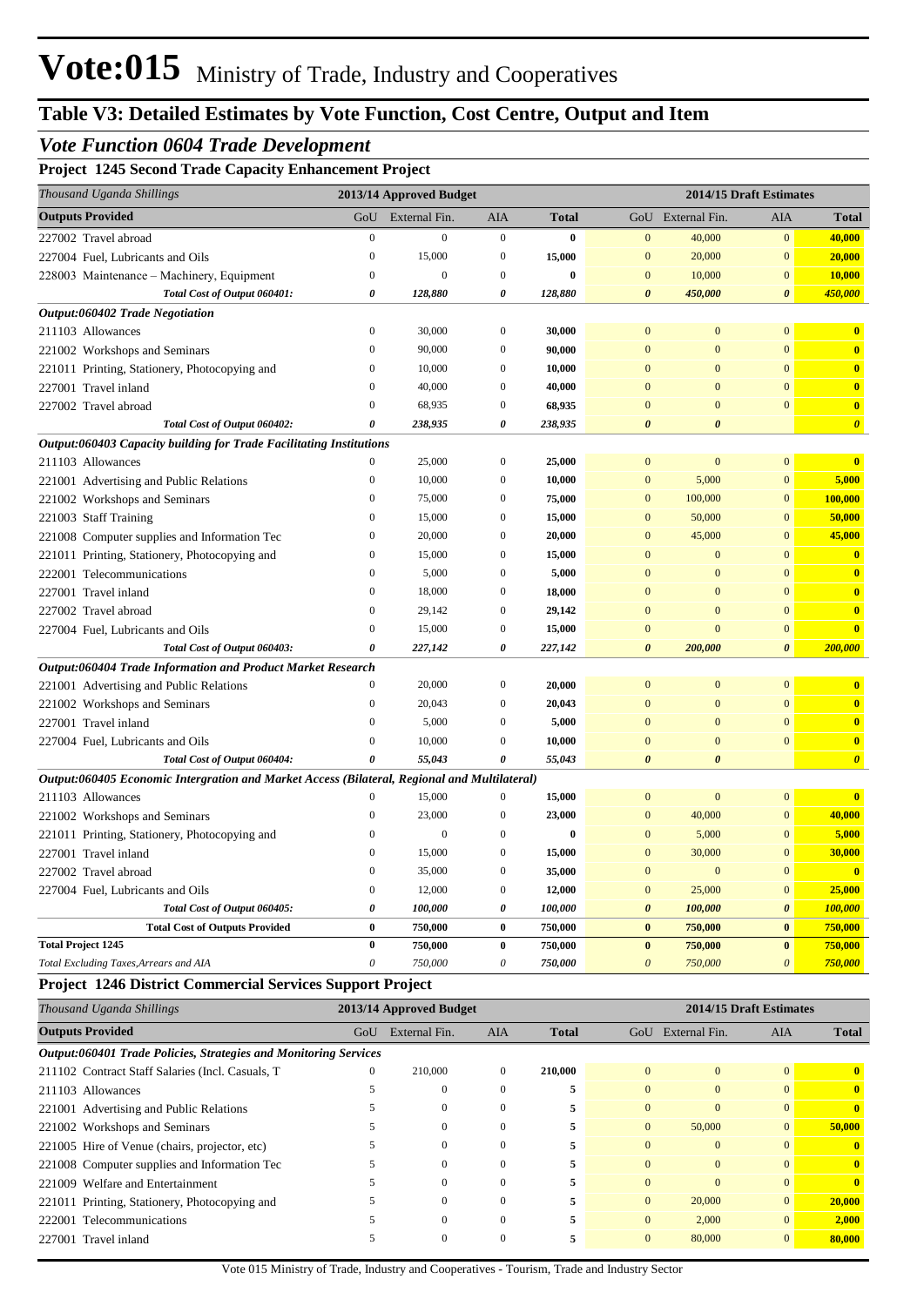# Vote:015 Ministry of Trade, Industry and Cooperatives

## Table V3: Detailed Estimates by Vote Function, Cost Centre, Output and Item

### *Vote Function 0604 Trade Development*

**Project 1245 Second Trade Capacity Enhancement Project**

| *Thousand Uganda Shillings* | 2013/14 Approved Budget | | | | 2014/15 Draft Estimates | | | |
|---|---|---|---|---|---|---|---|---|
| **Outputs Provided** | GoU | External Fin. | AIA | **Total** | GoU | External Fin. | AIA | **Total** |
| 227002 Travel abroad | 0 | 0 | 0 | **0** | 0 | 40,000 | 0 | **40,000** |
| 227004 Fuel, Lubricants and Oils | 0 | 15,000 | 0 | **15,000** | 0 | 20,000 | 0 | **20,000** |
| 228003 Maintenance – Machinery, Equipment | 0 | 0 | 0 | **0** | 0 | 10,000 | 0 | **10,000** |
| *Total Cost of Output 060401:* | *0* | *128,880* | *0* | *128,880* | *0* | *450,000* | *0* | *450,000* |
| ***Output:060402 Trade Negotiation*** | | | | | | | | |
| 211103 Allowances | 0 | 30,000 | 0 | **30,000** | 0 | 0 | 0 | **0** |
| 221002 Workshops and Seminars | 0 | 90,000 | 0 | **90,000** | 0 | 0 | 0 | **0** |
| 221011 Printing, Stationery, Photocopying and | 0 | 10,000 | 0 | **10,000** | 0 | 0 | 0 | **0** |
| 227001 Travel inland | 0 | 40,000 | 0 | **40,000** | 0 | 0 | 0 | **0** |
| 227002 Travel abroad | 0 | 68,935 | 0 | **68,935** | 0 | 0 | 0 | **0** |
| *Total Cost of Output 060402:* | *0* | *238,935* | *0* | *238,935* | *0* | *0* | | *0* |
| ***Output:060403 Capacity building for Trade Facilitating Institutions*** | | | | | | | | |
| 211103 Allowances | 0 | 25,000 | 0 | **25,000** | 0 | 0 | 0 | **0** |
| 221001 Advertising and Public Relations | 0 | 10,000 | 0 | **10,000** | 0 | 5,000 | 0 | **5,000** |
| 221002 Workshops and Seminars | 0 | 75,000 | 0 | **75,000** | 0 | 100,000 | 0 | **100,000** |
| 221003 Staff Training | 0 | 15,000 | 0 | **15,000** | 0 | 50,000 | 0 | **50,000** |
| 221008 Computer supplies and Information Tec | 0 | 20,000 | 0 | **20,000** | 0 | 45,000 | 0 | **45,000** |
| 221011 Printing, Stationery, Photocopying and | 0 | 15,000 | 0 | **15,000** | 0 | 0 | 0 | **0** |
| 222001 Telecommunications | 0 | 5,000 | 0 | **5,000** | 0 | 0 | 0 | **0** |
| 227001 Travel inland | 0 | 18,000 | 0 | **18,000** | 0 | 0 | 0 | **0** |
| 227002 Travel abroad | 0 | 29,142 | 0 | **29,142** | 0 | 0 | 0 | **0** |
| 227004 Fuel, Lubricants and Oils | 0 | 15,000 | 0 | **15,000** | 0 | 0 | 0 | **0** |
| *Total Cost of Output 060403:* | *0* | *227,142* | *0* | *227,142* | *0* | *200,000* | *0* | *200,000* |
| ***Output:060404 Trade Information and Product Market Research*** | | | | | | | | |
| 221001 Advertising and Public Relations | 0 | 20,000 | 0 | **20,000** | 0 | 0 | 0 | **0** |
| 221002 Workshops and Seminars | 0 | 20,043 | 0 | **20,043** | 0 | 0 | 0 | **0** |
| 227001 Travel inland | 0 | 5,000 | 0 | **5,000** | 0 | 0 | 0 | **0** |
| 227004 Fuel, Lubricants and Oils | 0 | 10,000 | 0 | **10,000** | 0 | 0 | 0 | **0** |
| *Total Cost of Output 060404:* | *0* | *55,043* | *0* | *55,043* | *0* | *0* | | *0* |
| ***Output:060405 Economic Intergration and Market Access (Bilateral, Regional and Multilateral)*** | | | | | | | | |
| 211103 Allowances | 0 | 15,000 | 0 | **15,000** | 0 | 0 | 0 | **0** |
| 221002 Workshops and Seminars | 0 | 23,000 | 0 | **23,000** | 0 | 40,000 | 0 | **40,000** |
| 221011 Printing, Stationery, Photocopying and | 0 | 0 | 0 | **0** | 0 | 5,000 | 0 | **5,000** |
| 227001 Travel inland | 0 | 15,000 | 0 | **15,000** | 0 | 30,000 | 0 | **30,000** |
| 227002 Travel abroad | 0 | 35,000 | 0 | **35,000** | 0 | 0 | 0 | **0** |
| 227004 Fuel, Lubricants and Oils | 0 | 12,000 | 0 | **12,000** | 0 | 25,000 | 0 | **25,000** |
| *Total Cost of Output 060405:* | *0* | *100,000* | *0* | *100,000* | *0* | *100,000* | *0* | *100,000* |
| **Total Cost of Outputs Provided** | **0** | **750,000** | **0** | **750,000** | **0** | **750,000** | **0** | **750,000** |
| **Total Project 1245** | **0** | **750,000** | **0** | **750,000** | **0** | **750,000** | **0** | **750,000** |
| *Total Excluding Taxes,Arrears and AIA* | *0* | *750,000* | *0* | *750,000* | *0* | *750,000* | *0* | *750,000* |

**Project 1246 District Commercial Services Support Project**

| *Thousand Uganda Shillings* | 2013/14 Approved Budget | | | | 2014/15 Draft Estimates | | | |
|---|---|---|---|---|---|---|---|---|
| **Outputs Provided** | GoU | External Fin. | AIA | **Total** | GoU | External Fin. | AIA | **Total** |
| ***Output:060401 Trade Policies, Strategies and Monitoring Services*** | | | | | | | | |
| 211102 Contract Staff Salaries (Incl. Casuals, T | 0 | 210,000 | 0 | **210,000** | 0 | 0 | 0 | **0** |
| 211103 Allowances | 5 | 0 | 0 | **5** | 0 | 0 | 0 | **0** |
| 221001 Advertising and Public Relations | 5 | 0 | 0 | **5** | 0 | 0 | 0 | **0** |
| 221002 Workshops and Seminars | 5 | 0 | 0 | **5** | 0 | 50,000 | 0 | **50,000** |
| 221005 Hire of Venue (chairs, projector, etc) | 5 | 0 | 0 | **5** | 0 | 0 | 0 | **0** |
| 221008 Computer supplies and Information Tec | 5 | 0 | 0 | **5** | 0 | 0 | 0 | **0** |
| 221009 Welfare and Entertainment | 5 | 0 | 0 | **5** | 0 | 0 | 0 | **0** |
| 221011 Printing, Stationery, Photocopying and | 5 | 0 | 0 | **5** | 0 | 20,000 | 0 | **20,000** |
| 222001 Telecommunications | 5 | 0 | 0 | **5** | 0 | 2,000 | 0 | **2,000** |
| 227001 Travel inland | 5 | 0 | 0 | **5** | 0 | 80,000 | 0 | **80,000** |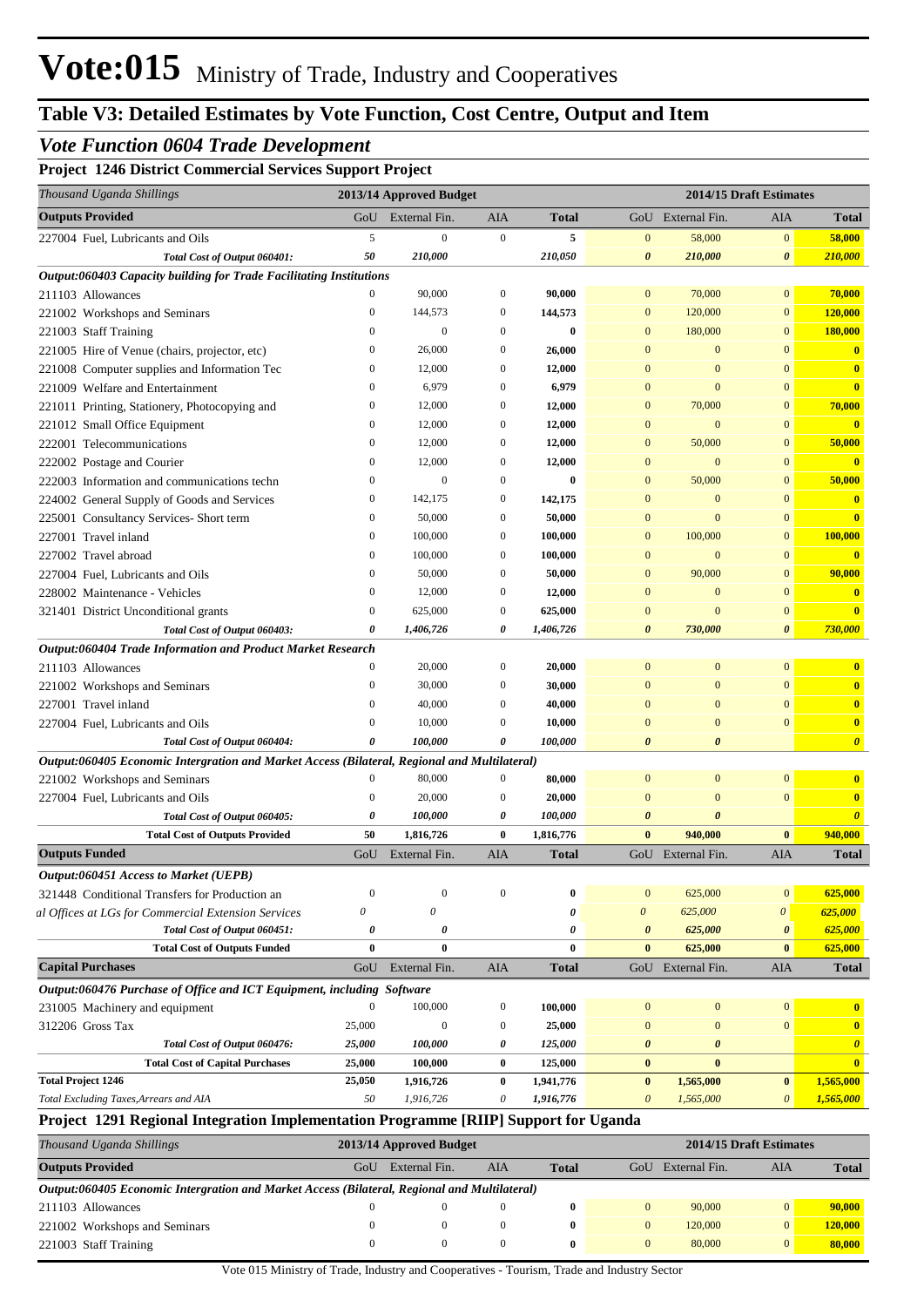# Vote:015 Ministry of Trade, Industry and Cooperatives

## Table V3: Detailed Estimates by Vote Function, Cost Centre, Output and Item

### *Vote Function 0604 Trade Development*

**Project 1246 District Commercial Services Support Project**

| *Thousand Uganda Shillings* | 2013/14 Approved Budget | | | | 2014/15 Draft Estimates | | | |
|---|---|---|---|---|---|---|---|---|
| **Outputs Provided** | GoU | External Fin. | AIA | **Total** | GoU | External Fin. | AIA | **Total** |
| 227004 Fuel, Lubricants and Oils | 5 | 0 | 0 | **5** | 0 | 58,000 | 0 | **58,000** |
| *Total Cost of Output 060401:* | *50* | *210,000* | | *210,050* | *0* | *210,000* | *0* | *210,000* |
| ***Output:060403 Capacity building for Trade Facilitating Institutions*** | | | | | | | | |
| 211103 Allowances | 0 | 90,000 | 0 | **90,000** | 0 | 70,000 | 0 | **70,000** |
| 221002 Workshops and Seminars | 0 | 144,573 | 0 | **144,573** | 0 | 120,000 | 0 | **120,000** |
| 221003 Staff Training | 0 | 0 | 0 | **0** | 0 | 180,000 | 0 | **180,000** |
| 221005 Hire of Venue (chairs, projector, etc) | 0 | 26,000 | 0 | **26,000** | 0 | 0 | 0 | **0** |
| 221008 Computer supplies and Information Tec | 0 | 12,000 | 0 | **12,000** | 0 | 0 | 0 | **0** |
| 221009 Welfare and Entertainment | 0 | 6,979 | 0 | **6,979** | 0 | 0 | 0 | **0** |
| 221011 Printing, Stationery, Photocopying and | 0 | 12,000 | 0 | **12,000** | 0 | 70,000 | 0 | **70,000** |
| 221012 Small Office Equipment | 0 | 12,000 | 0 | **12,000** | 0 | 0 | 0 | **0** |
| 222001 Telecommunications | 0 | 12,000 | 0 | **12,000** | 0 | 50,000 | 0 | **50,000** |
| 222002 Postage and Courier | 0 | 12,000 | 0 | **12,000** | 0 | 0 | 0 | **0** |
| 222003 Information and communications techn | 0 | 0 | 0 | **0** | 0 | 50,000 | 0 | **50,000** |
| 224002 General Supply of Goods and Services | 0 | 142,175 | 0 | **142,175** | 0 | 0 | 0 | **0** |
| 225001 Consultancy Services- Short term | 0 | 50,000 | 0 | **50,000** | 0 | 0 | 0 | **0** |
| 227001 Travel inland | 0 | 100,000 | 0 | **100,000** | 0 | 100,000 | 0 | **100,000** |
| 227002 Travel abroad | 0 | 100,000 | 0 | **100,000** | 0 | 0 | 0 | **0** |
| 227004 Fuel, Lubricants and Oils | 0 | 50,000 | 0 | **50,000** | 0 | 90,000 | 0 | **90,000** |
| 228002 Maintenance - Vehicles | 0 | 12,000 | 0 | **12,000** | 0 | 0 | 0 | **0** |
| 321401 District Unconditional grants | 0 | 625,000 | 0 | **625,000** | 0 | 0 | 0 | **0** |
| *Total Cost of Output 060403:* | *0* | *1,406,726* | *0* | *1,406,726* | *0* | *730,000* | *0* | *730,000* |
| ***Output:060404 Trade Information and Product Market Research*** | | | | | | | | |
| 211103 Allowances | 0 | 20,000 | 0 | **20,000** | 0 | 0 | 0 | **0** |
| 221002 Workshops and Seminars | 0 | 30,000 | 0 | **30,000** | 0 | 0 | 0 | **0** |
| 227001 Travel inland | 0 | 40,000 | 0 | **40,000** | 0 | 0 | 0 | **0** |
| 227004 Fuel, Lubricants and Oils | 0 | 10,000 | 0 | **10,000** | 0 | 0 | 0 | **0** |
| *Total Cost of Output 060404:* | *0* | *100,000* | *0* | *100,000* | *0* | *0* | | *0* |
| ***Output:060405 Economic Intergration and Market Access (Bilateral, Regional and Multilateral)*** | | | | | | | | |
| 221002 Workshops and Seminars | 0 | 80,000 | 0 | **80,000** | 0 | 0 | 0 | **0** |
| 227004 Fuel, Lubricants and Oils | 0 | 20,000 | 0 | **20,000** | 0 | 0 | 0 | **0** |
| *Total Cost of Output 060405:* | *0* | *100,000* | *0* | *100,000* | *0* | *0* | | *0* |
| **Total Cost of Outputs Provided** | **50** | **1,816,726** | **0** | **1,816,776** | **0** | **940,000** | **0** | **940,000** |
| **Outputs Funded** | GoU | External Fin. | AIA | **Total** | GoU | External Fin. | AIA | **Total** |
| ***Output:060451 Access to Market (UEPB)*** | | | | | | | | |
| 321448 Conditional Transfers for Production an | 0 | 0 | 0 | **0** | 0 | 625,000 | 0 | **625,000** |
| *al Offices at LGs for Commercial Extension Services* | *0* | *0* | | *0* | *0* | *625,000* | *0* | *625,000* |
| *Total Cost of Output 060451:* | *0* | *0* | | *0* | *0* | *625,000* | *0* | *625,000* |
| **Total Cost of Outputs Funded** | **0** | **0** | | **0** | **0** | **625,000** | **0** | **625,000** |
| **Capital Purchases** | GoU | External Fin. | AIA | **Total** | GoU | External Fin. | AIA | **Total** |
| ***Output:060476 Purchase of Office and ICT Equipment, including Software*** | | | | | | | | |
| 231005 Machinery and equipment | 0 | 100,000 | 0 | **100,000** | 0 | 0 | 0 | **0** |
| 312206 Gross Tax | 25,000 | 0 | 0 | **25,000** | 0 | 0 | 0 | **0** |
| *Total Cost of Output 060476:* | *25,000* | *100,000* | *0* | *125,000* | *0* | *0* | | *0* |
| **Total Cost of Capital Purchases** | **25,000** | **100,000** | **0** | **125,000** | **0** | **0** | | **0** |
| **Total Project 1246** | **25,050** | **1,916,726** | **0** | **1,941,776** | **0** | **1,565,000** | **0** | **1,565,000** |
| *Total Excluding Taxes,Arrears and AIA* | *50* | *1,916,726* | *0* | *1,916,776* | *0* | *1,565,000* | *0* | *1,565,000* |

**Project 1291 Regional Integration Implementation Programme [RIIP] Support for Uganda**

| *Thousand Uganda Shillings* | 2013/14 Approved Budget | | | | 2014/15 Draft Estimates | | | |
|---|---|---|---|---|---|---|---|---|
| **Outputs Provided** | GoU | External Fin. | AIA | **Total** | GoU | External Fin. | AIA | **Total** |
| ***Output:060405 Economic Intergration and Market Access (Bilateral, Regional and Multilateral)*** | | | | | | | | |
| 211103 Allowances | 0 | 0 | 0 | **0** | 0 | 90,000 | 0 | **90,000** |
| 221002 Workshops and Seminars | 0 | 0 | 0 | **0** | 0 | 120,000 | 0 | **120,000** |
| 221003 Staff Training | 0 | 0 | 0 | **0** | 0 | 80,000 | 0 | **80,000** |

Vote 015 Ministry of Trade, Industry and Cooperatives - Tourism, Trade and Industry Sector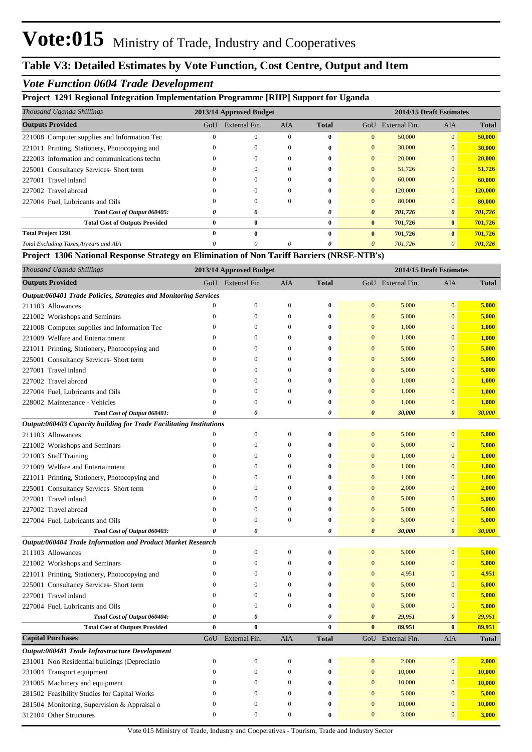# Vote:015 Ministry of Trade, Industry and Cooperatives

## Table V3: Detailed Estimates by Vote Function, Cost Centre, Output and Item

### *Vote Function 0604 Trade Development*

**Project 1291 Regional Integration Implementation Programme [RIIP] Support for Uganda**

| *Thousand Uganda Shillings* | 2013/14 Approved Budget | | | | 2014/15 Draft Estimates | | | |
|---|---|---|---|---|---|---|---|---|
| **Outputs Provided** | GoU | External Fin. | AIA | **Total** | GoU | External Fin. | AIA | **Total** |
| 221008 Computer supplies and Information Tec | 0 | 0 | 0 | **0** | 0 | 50,000 | 0 | **50,000** |
| 221011 Printing, Stationery, Photocopying and | 0 | 0 | 0 | **0** | 0 | 30,000 | 0 | **30,000** |
| 222003 Information and communications techn | 0 | 0 | 0 | **0** | 0 | 20,000 | 0 | **20,000** |
| 225001 Consultancy Services- Short term | 0 | 0 | 0 | **0** | 0 | 51,726 | 0 | **51,726** |
| 227001 Travel inland | 0 | 0 | 0 | **0** | 0 | 60,000 | 0 | **60,000** |
| 227002 Travel abroad | 0 | 0 | 0 | **0** | 0 | 120,000 | 0 | **120,000** |
| 227004 Fuel, Lubricants and Oils | 0 | 0 | 0 | **0** | 0 | 80,000 | 0 | **80,000** |
| *Total Cost of Output 060405:* | *0* | *0* | | *0* | *0* | *701,726* | *0* | *701,726* |
| **Total Cost of Outputs Provided** | **0** | **0** | | **0** | **0** | **701,726** | **0** | **701,726** |
| **Total Project 1291** | **0** | **0** | | **0** | **0** | **701,726** | **0** | **701,726** |
| *Total Excluding Taxes,Arrears and AIA* | *0* | *0* | *0* | *0* | *0* | *701,726* | *0* | *701,726* |

**Project 1306 National Response Strategy on Elimination of Non Tariff Barriers (NRSE-NTB's)**

| *Thousand Uganda Shillings* | 2013/14 Approved Budget | | | | 2014/15 Draft Estimates | | | |
|---|---|---|---|---|---|---|---|---|
| **Outputs Provided** | GoU | External Fin. | AIA | **Total** | GoU | External Fin. | AIA | **Total** |
| ***Output:060401 Trade Policies, Strategies and Monitoring Services*** | | | | | | | | |
| 211103 Allowances | 0 | 0 | 0 | **0** | 0 | 5,000 | 0 | **5,000** |
| 221002 Workshops and Seminars | 0 | 0 | 0 | **0** | 0 | 5,000 | 0 | **5,000** |
| 221008 Computer supplies and Information Tec | 0 | 0 | 0 | **0** | 0 | 1,000 | 0 | **1,000** |
| 221009 Welfare and Entertainment | 0 | 0 | 0 | **0** | 0 | 1,000 | 0 | **1,000** |
| 221011 Printing, Stationery, Photocopying and | 0 | 0 | 0 | **0** | 0 | 5,000 | 0 | **5,000** |
| 225001 Consultancy Services- Short term | 0 | 0 | 0 | **0** | 0 | 5,000 | 0 | **5,000** |
| 227001 Travel inland | 0 | 0 | 0 | **0** | 0 | 5,000 | 0 | **5,000** |
| 227002 Travel abroad | 0 | 0 | 0 | **0** | 0 | 1,000 | 0 | **1,000** |
| 227004 Fuel, Lubricants and Oils | 0 | 0 | 0 | **0** | 0 | 1,000 | 0 | **1,000** |
| 228002 Maintenance - Vehicles | 0 | 0 | 0 | **0** | 0 | 1,000 | 0 | **1,000** |
| *Total Cost of Output 060401:* | *0* | *0* | | *0* | *0* | *30,000* | *0* | *30,000* |
| ***Output:060403 Capacity building for Trade Facilitating Institutions*** | | | | | | | | |
| 211103 Allowances | 0 | 0 | 0 | **0** | 0 | 5,000 | 0 | **5,000** |
| 221002 Workshops and Seminars | 0 | 0 | 0 | **0** | 0 | 5,000 | 0 | **5,000** |
| 221003 Staff Training | 0 | 0 | 0 | **0** | 0 | 1,000 | 0 | **1,000** |
| 221009 Welfare and Entertainment | 0 | 0 | 0 | **0** | 0 | 1,000 | 0 | **1,000** |
| 221011 Printing, Stationery, Photocopying and | 0 | 0 | 0 | **0** | 0 | 1,000 | 0 | **1,000** |
| 225001 Consultancy Services- Short term | 0 | 0 | 0 | **0** | 0 | 2,000 | 0 | **2,000** |
| 227001 Travel inland | 0 | 0 | 0 | **0** | 0 | 5,000 | 0 | **5,000** |
| 227002 Travel abroad | 0 | 0 | 0 | **0** | 0 | 5,000 | 0 | **5,000** |
| 227004 Fuel, Lubricants and Oils | 0 | 0 | 0 | **0** | 0 | 5,000 | 0 | **5,000** |
| *Total Cost of Output 060403:* | *0* | *0* | | *0* | *0* | *30,000* | *0* | *30,000* |
| ***Output:060404 Trade Information and Product Market Research*** | | | | | | | | |
| 211103 Allowances | 0 | 0 | 0 | **0** | 0 | 5,000 | 0 | **5,000** |
| 221002 Workshops and Seminars | 0 | 0 | 0 | **0** | 0 | 5,000 | 0 | **5,000** |
| 221011 Printing, Stationery, Photocopying and | 0 | 0 | 0 | **0** | 0 | 4,951 | 0 | **4,951** |
| 225001 Consultancy Services- Short term | 0 | 0 | 0 | **0** | 0 | 5,000 | 0 | **5,000** |
| 227001 Travel inland | 0 | 0 | 0 | **0** | 0 | 5,000 | 0 | **5,000** |
| 227004 Fuel, Lubricants and Oils | 0 | 0 | 0 | **0** | 0 | 5,000 | 0 | **5,000** |
| *Total Cost of Output 060404:* | *0* | *0* | | *0* | *0* | *29,951* | *0* | *29,951* |
| **Total Cost of Outputs Provided** | **0** | **0** | | **0** | **0** | **89,951** | **0** | **89,951** |
| **Capital Purchases** | GoU | External Fin. | AIA | **Total** | GoU | External Fin. | AIA | **Total** |
| ***Output:060481 Trade Infrastructure Development*** | | | | | | | | |
| 231001 Non Residential buildings (Depreciatio | 0 | 0 | 0 | **0** | 0 | 2,000 | 0 | **2,000** |
| 231004 Transport equipment | 0 | 0 | 0 | **0** | 0 | 10,000 | 0 | **10,000** |
| 231005 Machinery and equipment | 0 | 0 | 0 | **0** | 0 | 10,000 | 0 | **10,000** |
| 281502 Feasibility Studies for Capital Works | 0 | 0 | 0 | **0** | 0 | 5,000 | 0 | **5,000** |
| 281504 Monitoring, Supervision & Appraisal o | 0 | 0 | 0 | **0** | 0 | 10,000 | 0 | **10,000** |
| 312104 Other Structures | 0 | 0 | 0 | **0** | 0 | 3,000 | 0 | **3,000** |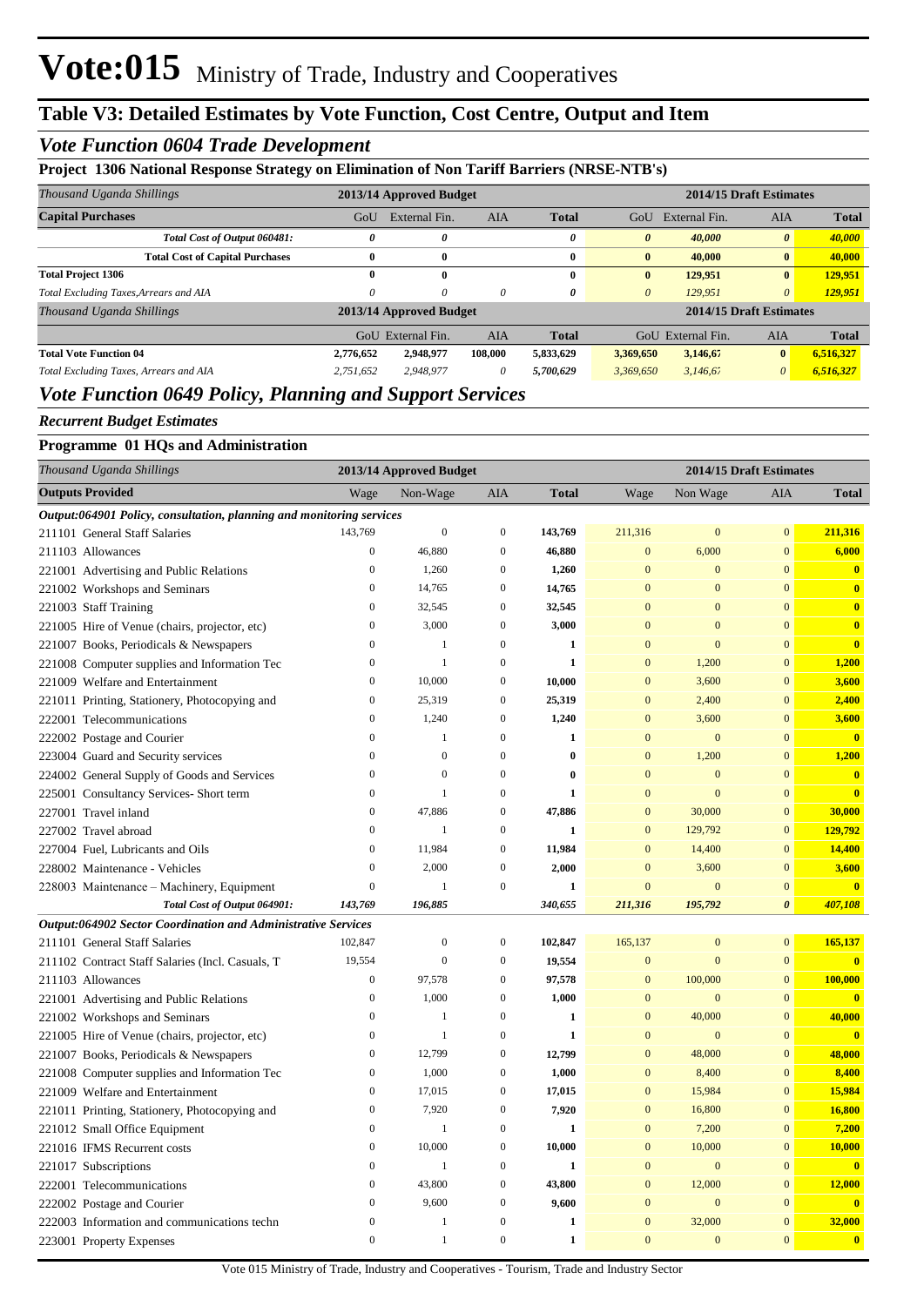# Vote:015 Ministry of Trade, Industry and Cooperatives

## Table V3: Detailed Estimates by Vote Function, Cost Centre, Output and Item

### *Vote Function 0604 Trade Development*

**Project 1306 National Response Strategy on Elimination of Non Tariff Barriers (NRSE-NTB's)**

| *Thousand Uganda Shillings* | 2013/14 Approved Budget | | | | 2014/15 Draft Estimates | | | |
|---|---|---|---|---|---|---|---|---|
| **Capital Purchases** | GoU | External Fin. | AIA | **Total** | GoU | External Fin. | AIA | **Total** |
| ***Total Cost of Output 060481:*** | *0* | *0* | | *0* | *0* | *40,000* | *0* | *40,000* |
| **Total Cost of Capital Purchases** | **0** | **0** | | **0** | **0** | **40,000** | **0** | **40,000** |
| **Total Project 1306** | **0** | **0** | | **0** | **0** | **129,951** | **0** | **129,951** |
| *Total Excluding Taxes,Arrears and AIA* | *0* | *0* | *0* | *0* | *0* | *129,951* | *0* | *129,951* |

| *Thousand Uganda Shillings* | 2013/14 Approved Budget | | | | 2014/15 Draft Estimates | | | |
|---|---|---|---|---|---|---|---|---|
| | GoU | External Fin. | AIA | **Total** | GoU | External Fin. | AIA | **Total** |
| **Total Vote Function 04** | **2,776,652** | **2,948,977** | **108,000** | **5,833,629** | **3,369,650** | **3,146,67** | **0** | **6,516,327** |
| *Total Excluding Taxes, Arrears and AIA* | *2,751,652* | *2,948,977* | *0* | *5,700,629* | *3,369,650* | *3,146,67* | *0* | *6,516,327* |

### *Vote Function 0649 Policy, Planning and Support Services*

***Recurrent Budget Estimates***

**Programme 01 HQs and Administration**

| *Thousand Uganda Shillings* | 2013/14 Approved Budget | | | | 2014/15 Draft Estimates | | | |
|---|---|---|---|---|---|---|---|---|
| **Outputs Provided** | Wage | Non-Wage | AIA | **Total** | Wage | Non Wage | AIA | **Total** |
| ***Output:064901 Policy, consultation, planning and monitoring services*** | | | | | | | | |
| 211101 General Staff Salaries | 143,769 | 0 | 0 | **143,769** | 211,316 | 0 | 0 | **211,316** |
| 211103 Allowances | 0 | 46,880 | 0 | **46,880** | 0 | 6,000 | 0 | **6,000** |
| 221001 Advertising and Public Relations | 0 | 1,260 | 0 | **1,260** | 0 | 0 | 0 | **0** |
| 221002 Workshops and Seminars | 0 | 14,765 | 0 | **14,765** | 0 | 0 | 0 | **0** |
| 221003 Staff Training | 0 | 32,545 | 0 | **32,545** | 0 | 0 | 0 | **0** |
| 221005 Hire of Venue (chairs, projector, etc) | 0 | 3,000 | 0 | **3,000** | 0 | 0 | 0 | **0** |
| 221007 Books, Periodicals & Newspapers | 0 | 1 | 0 | **1** | 0 | 0 | 0 | **0** |
| 221008 Computer supplies and Information Tec | 0 | 1 | 0 | **1** | 0 | 1,200 | 0 | **1,200** |
| 221009 Welfare and Entertainment | 0 | 10,000 | 0 | **10,000** | 0 | 3,600 | 0 | **3,600** |
| 221011 Printing, Stationery, Photocopying and | 0 | 25,319 | 0 | **25,319** | 0 | 2,400 | 0 | **2,400** |
| 222001 Telecommunications | 0 | 1,240 | 0 | **1,240** | 0 | 3,600 | 0 | **3,600** |
| 222002 Postage and Courier | 0 | 1 | 0 | **1** | 0 | 0 | 0 | **0** |
| 223004 Guard and Security services | 0 | 0 | 0 | **0** | 0 | 1,200 | 0 | **1,200** |
| 224002 General Supply of Goods and Services | 0 | 0 | 0 | **0** | 0 | 0 | 0 | **0** |
| 225001 Consultancy Services- Short term | 0 | 1 | 0 | **1** | 0 | 0 | 0 | **0** |
| 227001 Travel inland | 0 | 47,886 | 0 | **47,886** | 0 | 30,000 | 0 | **30,000** |
| 227002 Travel abroad | 0 | 1 | 0 | **1** | 0 | 129,792 | 0 | **129,792** |
| 227004 Fuel, Lubricants and Oils | 0 | 11,984 | 0 | **11,984** | 0 | 14,400 | 0 | **14,400** |
| 228002 Maintenance - Vehicles | 0 | 2,000 | 0 | **2,000** | 0 | 3,600 | 0 | **3,600** |
| 228003 Maintenance – Machinery, Equipment | 0 | 1 | 0 | **1** | 0 | 0 | 0 | **0** |
| ***Total Cost of Output 064901:*** | *143,769* | *196,885* | | *340,655* | *211,316* | *195,792* | *0* | *407,108* |
| ***Output:064902 Sector Coordination and Administrative Services*** | | | | | | | | |
| 211101 General Staff Salaries | 102,847 | 0 | 0 | **102,847** | 165,137 | 0 | 0 | **165,137** |
| 211102 Contract Staff Salaries (Incl. Casuals, T | 19,554 | 0 | 0 | **19,554** | 0 | 0 | 0 | **0** |
| 211103 Allowances | 0 | 97,578 | 0 | **97,578** | 0 | 100,000 | 0 | **100,000** |
| 221001 Advertising and Public Relations | 0 | 1,000 | 0 | **1,000** | 0 | 0 | 0 | **0** |
| 221002 Workshops and Seminars | 0 | 1 | 0 | **1** | 0 | 40,000 | 0 | **40,000** |
| 221005 Hire of Venue (chairs, projector, etc) | 0 | 1 | 0 | **1** | 0 | 0 | 0 | **0** |
| 221007 Books, Periodicals & Newspapers | 0 | 12,799 | 0 | **12,799** | 0 | 48,000 | 0 | **48,000** |
| 221008 Computer supplies and Information Tec | 0 | 1,000 | 0 | **1,000** | 0 | 8,400 | 0 | **8,400** |
| 221009 Welfare and Entertainment | 0 | 17,015 | 0 | **17,015** | 0 | 15,984 | 0 | **15,984** |
| 221011 Printing, Stationery, Photocopying and | 0 | 7,920 | 0 | **7,920** | 0 | 16,800 | 0 | **16,800** |
| 221012 Small Office Equipment | 0 | 1 | 0 | **1** | 0 | 7,200 | 0 | **7,200** |
| 221016 IFMS Recurrent costs | 0 | 10,000 | 0 | **10,000** | 0 | 10,000 | 0 | **10,000** |
| 221017 Subscriptions | 0 | 1 | 0 | **1** | 0 | 0 | 0 | **0** |
| 222001 Telecommunications | 0 | 43,800 | 0 | **43,800** | 0 | 12,000 | 0 | **12,000** |
| 222002 Postage and Courier | 0 | 9,600 | 0 | **9,600** | 0 | 0 | 0 | **0** |
| 222003 Information and communications techn | 0 | 1 | 0 | **1** | 0 | 32,000 | 0 | **32,000** |
| 223001 Property Expenses | 0 | 1 | 0 | **1** | 0 | 0 | 0 | **0** |

Vote 015 Ministry of Trade, Industry and Cooperatives - Tourism, Trade and Industry Sector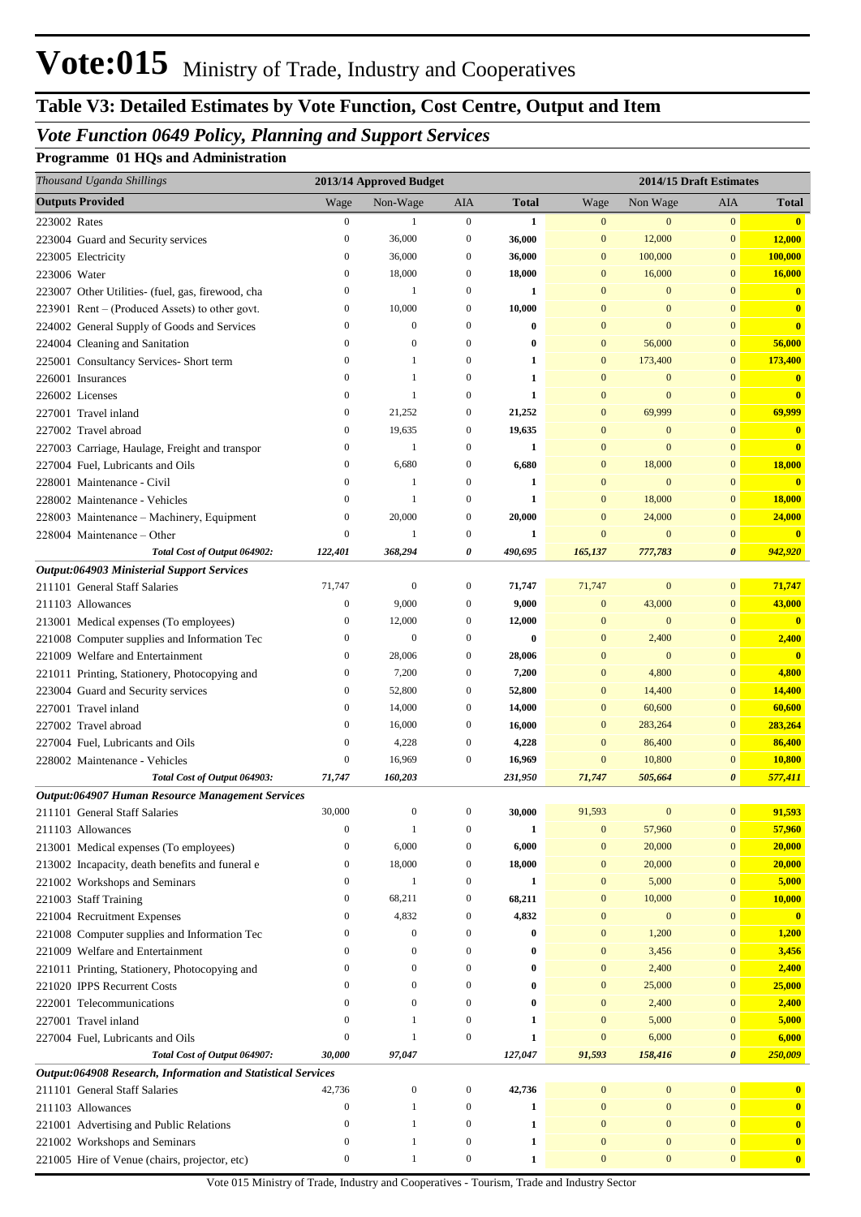# Vote:015 Ministry of Trade, Industry and Cooperatives

## Table V3: Detailed Estimates by Vote Function, Cost Centre, Output and Item

### *Vote Function 0649 Policy, Planning and Support Services*

**Programme 01 HQs and Administration**

| *Thousand Uganda Shillings* | 2013/14 Approved Budget | | | | 2014/15 Draft Estimates | | | |
|---|---|---|---|---|---|---|---|---|
| **Outputs Provided** | Wage | Non-Wage | AIA | **Total** | Wage | Non Wage | AIA | **Total** |
| 223002 Rates | 0 | 1 | 0 | **1** | 0 | 0 | 0 | **0** |
| 223004 Guard and Security services | 0 | 36,000 | 0 | **36,000** | 0 | 12,000 | 0 | **12,000** |
| 223005 Electricity | 0 | 36,000 | 0 | **36,000** | 0 | 100,000 | 0 | **100,000** |
| 223006 Water | 0 | 18,000 | 0 | **18,000** | 0 | 16,000 | 0 | **16,000** |
| 223007 Other Utilities- (fuel, gas, firewood, cha | 0 | 1 | 0 | **1** | 0 | 0 | 0 | **0** |
| 223901 Rent – (Produced Assets) to other govt. | 0 | 10,000 | 0 | **10,000** | 0 | 0 | 0 | **0** |
| 224002 General Supply of Goods and Services | 0 | 0 | 0 | **0** | 0 | 0 | 0 | **0** |
| 224004 Cleaning and Sanitation | 0 | 0 | 0 | **0** | 0 | 56,000 | 0 | **56,000** |
| 225001 Consultancy Services- Short term | 0 | 1 | 0 | **1** | 0 | 173,400 | 0 | **173,400** |
| 226001 Insurances | 0 | 1 | 0 | **1** | 0 | 0 | 0 | **0** |
| 226002 Licenses | 0 | 1 | 0 | **1** | 0 | 0 | 0 | **0** |
| 227001 Travel inland | 0 | 21,252 | 0 | **21,252** | 0 | 69,999 | 0 | **69,999** |
| 227002 Travel abroad | 0 | 19,635 | 0 | **19,635** | 0 | 0 | 0 | **0** |
| 227003 Carriage, Haulage, Freight and transpor | 0 | 1 | 0 | **1** | 0 | 0 | 0 | **0** |
| 227004 Fuel, Lubricants and Oils | 0 | 6,680 | 0 | **6,680** | 0 | 18,000 | 0 | **18,000** |
| 228001 Maintenance - Civil | 0 | 1 | 0 | **1** | 0 | 0 | 0 | **0** |
| 228002 Maintenance - Vehicles | 0 | 1 | 0 | **1** | 0 | 18,000 | 0 | **18,000** |
| 228003 Maintenance – Machinery, Equipment | 0 | 20,000 | 0 | **20,000** | 0 | 24,000 | 0 | **24,000** |
| 228004 Maintenance – Other | 0 | 1 | 0 | **1** | 0 | 0 | 0 | **0** |
| ***Total Cost of Output 064902:*** | ***122,401*** | ***368,294*** | ***0*** | ***490,695*** | ***165,137*** | ***777,783*** | ***0*** | ***942,920*** |
| ***Output:064903 Ministerial Support Services*** | | | | | | | | |
| 211101 General Staff Salaries | 71,747 | 0 | 0 | **71,747** | 71,747 | 0 | 0 | **71,747** |
| 211103 Allowances | 0 | 9,000 | 0 | **9,000** | 0 | 43,000 | 0 | **43,000** |
| 213001 Medical expenses (To employees) | 0 | 12,000 | 0 | **12,000** | 0 | 0 | 0 | **0** |
| 221008 Computer supplies and Information Tec | 0 | 0 | 0 | **0** | 0 | 2,400 | 0 | **2,400** |
| 221009 Welfare and Entertainment | 0 | 28,006 | 0 | **28,006** | 0 | 0 | 0 | **0** |
| 221011 Printing, Stationery, Photocopying and | 0 | 7,200 | 0 | **7,200** | 0 | 4,800 | 0 | **4,800** |
| 223004 Guard and Security services | 0 | 52,800 | 0 | **52,800** | 0 | 14,400 | 0 | **14,400** |
| 227001 Travel inland | 0 | 14,000 | 0 | **14,000** | 0 | 60,600 | 0 | **60,600** |
| 227002 Travel abroad | 0 | 16,000 | 0 | **16,000** | 0 | 283,264 | 0 | **283,264** |
| 227004 Fuel, Lubricants and Oils | 0 | 4,228 | 0 | **4,228** | 0 | 86,400 | 0 | **86,400** |
| 228002 Maintenance - Vehicles | 0 | 16,969 | 0 | **16,969** | 0 | 10,800 | 0 | **10,800** |
| ***Total Cost of Output 064903:*** | ***71,747*** | ***160,203*** | | ***231,950*** | ***71,747*** | ***505,664*** | ***0*** | ***577,411*** |
| ***Output:064907 Human Resource Management Services*** | | | | | | | | |
| 211101 General Staff Salaries | 30,000 | 0 | 0 | **30,000** | 91,593 | 0 | 0 | **91,593** |
| 211103 Allowances | 0 | 1 | 0 | **1** | 0 | 57,960 | 0 | **57,960** |
| 213001 Medical expenses (To employees) | 0 | 6,000 | 0 | **6,000** | 0 | 20,000 | 0 | **20,000** |
| 213002 Incapacity, death benefits and funeral e | 0 | 18,000 | 0 | **18,000** | 0 | 20,000 | 0 | **20,000** |
| 221002 Workshops and Seminars | 0 | 1 | 0 | **1** | 0 | 5,000 | 0 | **5,000** |
| 221003 Staff Training | 0 | 68,211 | 0 | **68,211** | 0 | 10,000 | 0 | **10,000** |
| 221004 Recruitment Expenses | 0 | 4,832 | 0 | **4,832** | 0 | 0 | 0 | **0** |
| 221008 Computer supplies and Information Tec | 0 | 0 | 0 | **0** | 0 | 1,200 | 0 | **1,200** |
| 221009 Welfare and Entertainment | 0 | 0 | 0 | **0** | 0 | 3,456 | 0 | **3,456** |
| 221011 Printing, Stationery, Photocopying and | 0 | 0 | 0 | **0** | 0 | 2,400 | 0 | **2,400** |
| 221020 IPPS Recurrent Costs | 0 | 0 | 0 | **0** | 0 | 25,000 | 0 | **25,000** |
| 222001 Telecommunications | 0 | 0 | 0 | **0** | 0 | 2,400 | 0 | **2,400** |
| 227001 Travel inland | 0 | 1 | 0 | **1** | 0 | 5,000 | 0 | **5,000** |
| 227004 Fuel, Lubricants and Oils | 0 | 1 | 0 | **1** | 0 | 6,000 | 0 | **6,000** |
| ***Total Cost of Output 064907:*** | ***30,000*** | ***97,047*** | | ***127,047*** | ***91,593*** | ***158,416*** | ***0*** | ***250,009*** |
| ***Output:064908 Research, Information and Statistical Services*** | | | | | | | | |
| 211101 General Staff Salaries | 42,736 | 0 | 0 | **42,736** | 0 | 0 | 0 | **0** |
| 211103 Allowances | 0 | 1 | 0 | **1** | 0 | 0 | 0 | **0** |
| 221001 Advertising and Public Relations | 0 | 1 | 0 | **1** | 0 | 0 | 0 | **0** |
| 221002 Workshops and Seminars | 0 | 1 | 0 | **1** | 0 | 0 | 0 | **0** |
| 221005 Hire of Venue (chairs, projector, etc) | 0 | 1 | 0 | **1** | 0 | 0 | 0 | **0** |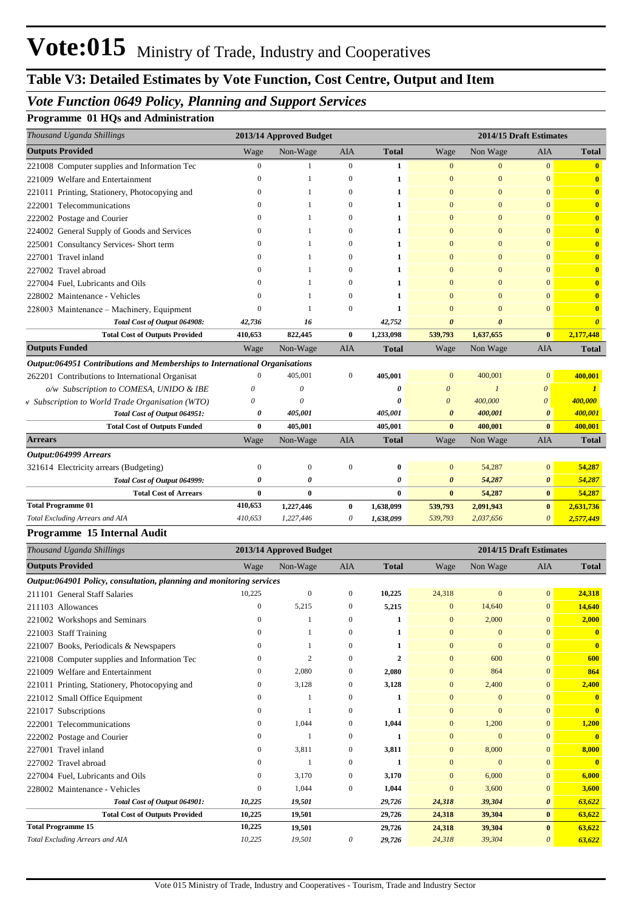# Vote:015 Ministry of Trade, Industry and Cooperatives

## Table V3: Detailed Estimates by Vote Function, Cost Centre, Output and Item

### *Vote Function 0649 Policy, Planning and Support Services*

#### Programme 01 HQs and Administration

| *Thousand Uganda Shillings* | 2013/14 Approved Budget | | | | 2014/15 Draft Estimates | | | |
|---|---|---|---|---|---|---|---|---|
| **Outputs Provided** | Wage | Non-Wage | AIA | **Total** | Wage | Non Wage | AIA | **Total** |
| 221008 Computer supplies and Information Tec | 0 | 1 | 0 | **1** | 0 | 0 | 0 | **0** |
| 221009 Welfare and Entertainment | 0 | 1 | 0 | **1** | 0 | 0 | 0 | **0** |
| 221011 Printing, Stationery, Photocopying and | 0 | 1 | 0 | **1** | 0 | 0 | 0 | **0** |
| 222001 Telecommunications | 0 | 1 | 0 | **1** | 0 | 0 | 0 | **0** |
| 222002 Postage and Courier | 0 | 1 | 0 | **1** | 0 | 0 | 0 | **0** |
| 224002 General Supply of Goods and Services | 0 | 1 | 0 | **1** | 0 | 0 | 0 | **0** |
| 225001 Consultancy Services- Short term | 0 | 1 | 0 | **1** | 0 | 0 | 0 | **0** |
| 227001 Travel inland | 0 | 1 | 0 | **1** | 0 | 0 | 0 | **0** |
| 227002 Travel abroad | 0 | 1 | 0 | **1** | 0 | 0 | 0 | **0** |
| 227004 Fuel, Lubricants and Oils | 0 | 1 | 0 | **1** | 0 | 0 | 0 | **0** |
| 228002 Maintenance - Vehicles | 0 | 1 | 0 | **1** | 0 | 0 | 0 | **0** |
| 228003 Maintenance – Machinery, Equipment | 0 | 1 | 0 | **1** | 0 | 0 | 0 | **0** |
| *Total Cost of Output 064908:* | *42,736* | *16* | | *42,752* | *0* | *0* | | *0* |
| **Total Cost of Outputs Provided** | **410,653** | **822,445** | **0** | **1,233,098** | **539,793** | **1,637,655** | **0** | **2,177,448** |
| **Outputs Funded** | Wage | Non-Wage | AIA | **Total** | Wage | Non Wage | AIA | **Total** |
| ***Output:064951 Contributions and Memberships to International Organisations*** | | | | | | | | |
| 262201 Contributions to International Organisat | 0 | 405,001 | 0 | **405,001** | 0 | 400,001 | 0 | **400,001** |
| *o/w Subscription to COMESA, UNIDO & IBE* | *0* | *0* | | *0* | *0* | *1* | *0* | *1* |
| *w Subscription to World Trade Organisation (WTO)* | *0* | *0* | | *0* | *0* | *400,000* | *0* | *400,000* |
| *Total Cost of Output 064951:* | *0* | *405,001* | | *405,001* | *0* | *400,001* | *0* | *400,001* |
| **Total Cost of Outputs Funded** | **0** | **405,001** | | **405,001** | **0** | **400,001** | **0** | **400,001** |
| **Arrears** | Wage | Non-Wage | AIA | **Total** | Wage | Non Wage | AIA | **Total** |
| ***Output:064999 Arrears*** | | | | | | | | |
| 321614 Electricity arrears (Budgeting) | 0 | 0 | 0 | **0** | 0 | 54,287 | 0 | **54,287** |
| *Total Cost of Output 064999:* | *0* | *0* | | *0* | *0* | *54,287* | *0* | *54,287* |
| **Total Cost of Arrears** | **0** | **0** | | **0** | **0** | **54,287** | **0** | **54,287** |
| **Total Programme 01** | **410,653** | **1,227,446** | **0** | **1,638,099** | **539,793** | **2,091,943** | **0** | **2,631,736** |
| *Total Excluding Arrears and AIA* | *410,653* | *1,227,446* | *0* | *1,638,099* | *539,793* | *2,037,656* | *0* | *2,577,449* |

#### Programme 15 Internal Audit

| *Thousand Uganda Shillings* | 2013/14 Approved Budget | | | | 2014/15 Draft Estimates | | | |
|---|---|---|---|---|---|---|---|---|
| **Outputs Provided** | Wage | Non-Wage | AIA | **Total** | Wage | Non Wage | AIA | **Total** |
| ***Output:064901 Policy, consultation, planning and monitoring services*** | | | | | | | | |
| 211101 General Staff Salaries | 10,225 | 0 | 0 | **10,225** | 24,318 | 0 | 0 | **24,318** |
| 211103 Allowances | 0 | 5,215 | 0 | **5,215** | 0 | 14,640 | 0 | **14,640** |
| 221002 Workshops and Seminars | 0 | 1 | 0 | **1** | 0 | 2,000 | 0 | **2,000** |
| 221003 Staff Training | 0 | 1 | 0 | **1** | 0 | 0 | 0 | **0** |
| 221007 Books, Periodicals & Newspapers | 0 | 1 | 0 | **1** | 0 | 0 | 0 | **0** |
| 221008 Computer supplies and Information Tec | 0 | 2 | 0 | **2** | 0 | 600 | 0 | **600** |
| 221009 Welfare and Entertainment | 0 | 2,080 | 0 | **2,080** | 0 | 864 | 0 | **864** |
| 221011 Printing, Stationery, Photocopying and | 0 | 3,128 | 0 | **3,128** | 0 | 2,400 | 0 | **2,400** |
| 221012 Small Office Equipment | 0 | 1 | 0 | **1** | 0 | 0 | 0 | **0** |
| 221017 Subscriptions | 0 | 1 | 0 | **1** | 0 | 0 | 0 | **0** |
| 222001 Telecommunications | 0 | 1,044 | 0 | **1,044** | 0 | 1,200 | 0 | **1,200** |
| 222002 Postage and Courier | 0 | 1 | 0 | **1** | 0 | 0 | 0 | **0** |
| 227001 Travel inland | 0 | 3,811 | 0 | **3,811** | 0 | 8,000 | 0 | **8,000** |
| 227002 Travel abroad | 0 | 1 | 0 | **1** | 0 | 0 | 0 | **0** |
| 227004 Fuel, Lubricants and Oils | 0 | 3,170 | 0 | **3,170** | 0 | 6,000 | 0 | **6,000** |
| 228002 Maintenance - Vehicles | 0 | 1,044 | 0 | **1,044** | 0 | 3,600 | 0 | **3,600** |
| *Total Cost of Output 064901:* | *10,225* | *19,501* | | *29,726* | *24,318* | *39,304* | *0* | *63,622* |
| **Total Cost of Outputs Provided** | **10,225** | **19,501** | | **29,726** | **24,318** | **39,304** | **0** | **63,622** |
| **Total Programme 15** | **10,225** | **19,501** | | **29,726** | **24,318** | **39,304** | **0** | **63,622** |
| *Total Excluding Arrears and AIA* | *10,225* | *19,501* | *0* | *29,726* | *24,318* | *39,304* | *0* | *63,622* |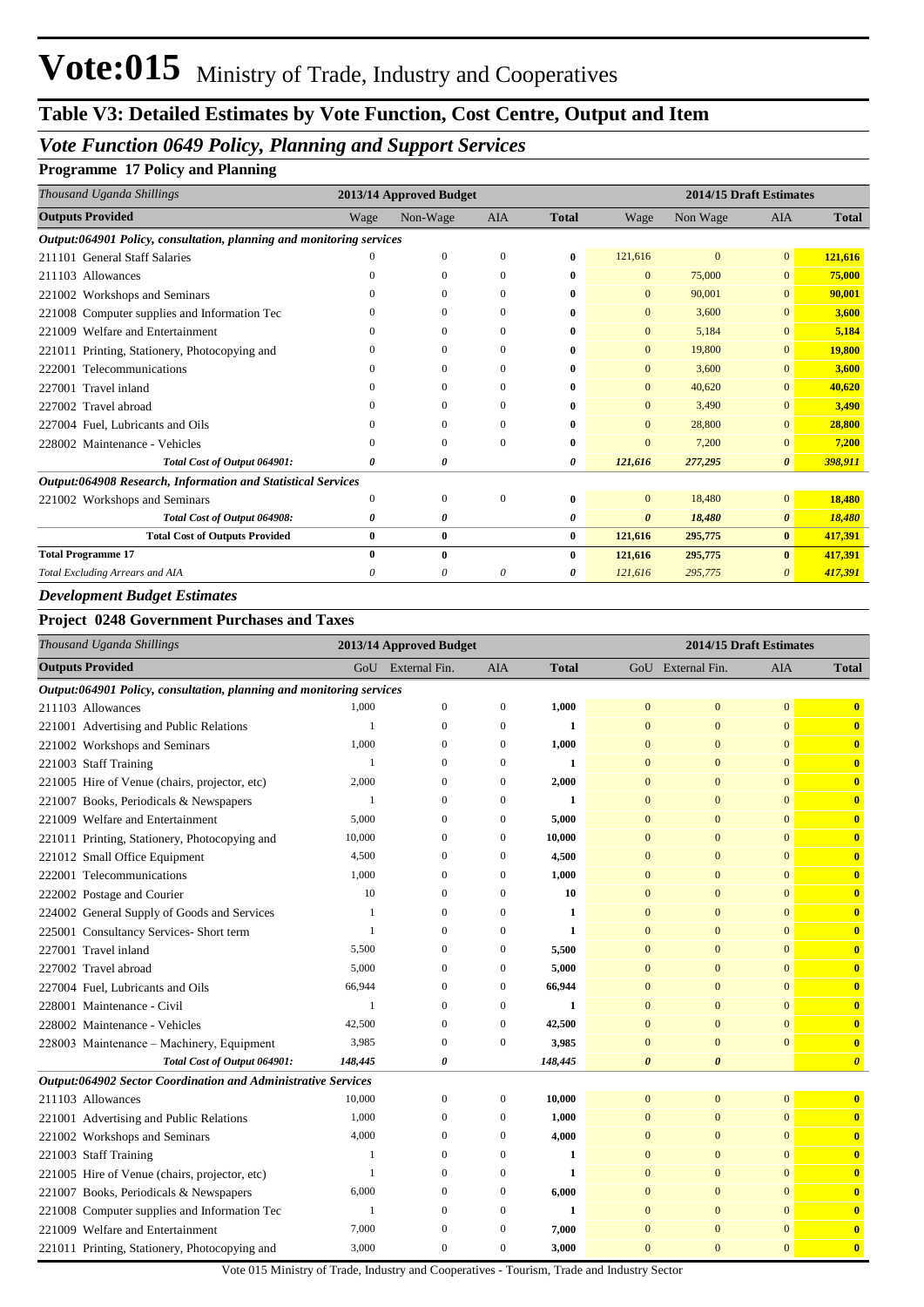# Vote:015 Ministry of Trade, Industry and Cooperatives

## Table V3: Detailed Estimates by Vote Function, Cost Centre, Output and Item

### *Vote Function 0649 Policy, Planning and Support Services*

**Programme 17 Policy and Planning**

| *Thousand Uganda Shillings* | 2013/14 Approved Budget | | | | 2014/15 Draft Estimates | | | |
|---|---|---|---|---|---|---|---|---|
| **Outputs Provided** | Wage | Non-Wage | AIA | **Total** | Wage | Non Wage | AIA | **Total** |
| ***Output:064901 Policy, consultation, planning and monitoring services*** | | | | | | | | |
| 211101 General Staff Salaries | 0 | 0 | 0 | **0** | 121,616 | 0 | 0 | **121,616** |
| 211103 Allowances | 0 | 0 | 0 | **0** | 0 | 75,000 | 0 | **75,000** |
| 221002 Workshops and Seminars | 0 | 0 | 0 | **0** | 0 | 90,001 | 0 | **90,001** |
| 221008 Computer supplies and Information Tec | 0 | 0 | 0 | **0** | 0 | 3,600 | 0 | **3,600** |
| 221009 Welfare and Entertainment | 0 | 0 | 0 | **0** | 0 | 5,184 | 0 | **5,184** |
| 221011 Printing, Stationery, Photocopying and | 0 | 0 | 0 | **0** | 0 | 19,800 | 0 | **19,800** |
| 222001 Telecommunications | 0 | 0 | 0 | **0** | 0 | 3,600 | 0 | **3,600** |
| 227001 Travel inland | 0 | 0 | 0 | **0** | 0 | 40,620 | 0 | **40,620** |
| 227002 Travel abroad | 0 | 0 | 0 | **0** | 0 | 3,490 | 0 | **3,490** |
| 227004 Fuel, Lubricants and Oils | 0 | 0 | 0 | **0** | 0 | 28,800 | 0 | **28,800** |
| 228002 Maintenance - Vehicles | 0 | 0 | 0 | **0** | 0 | 7,200 | 0 | **7,200** |
| ***Total Cost of Output 064901:*** | ***0*** | ***0*** | | ***0*** | ***121,616*** | ***277,295*** | ***0*** | ***398,911*** |
| ***Output:064908 Research, Information and Statistical Services*** | | | | | | | | |
| 221002 Workshops and Seminars | 0 | 0 | 0 | **0** | 0 | 18,480 | 0 | **18,480** |
| ***Total Cost of Output 064908:*** | ***0*** | ***0*** | | ***0*** | ***0*** | ***18,480*** | ***0*** | ***18,480*** |
| **Total Cost of Outputs Provided** | **0** | **0** | | **0** | **121,616** | **295,775** | **0** | **417,391** |
| **Total Programme 17** | **0** | **0** | | **0** | **121,616** | **295,775** | **0** | **417,391** |
| *Total Excluding Arrears and AIA* | *0* | *0* | *0* | *0* | *121,616* | *295,775* | *0* | ***417,391*** |

### *Development Budget Estimates*

**Project 0248 Government Purchases and Taxes**

| *Thousand Uganda Shillings* | 2013/14 Approved Budget | | | | 2014/15 Draft Estimates | | | |
|---|---|---|---|---|---|---|---|---|
| **Outputs Provided** | GoU | External Fin. | AIA | **Total** | GoU | External Fin. | AIA | **Total** |
| ***Output:064901 Policy, consultation, planning and monitoring services*** | | | | | | | | |
| 211103 Allowances | 1,000 | 0 | 0 | **1,000** | 0 | 0 | 0 | **0** |
| 221001 Advertising and Public Relations | 1 | 0 | 0 | **1** | 0 | 0 | 0 | **0** |
| 221002 Workshops and Seminars | 1,000 | 0 | 0 | **1,000** | 0 | 0 | 0 | **0** |
| 221003 Staff Training | 1 | 0 | 0 | **1** | 0 | 0 | 0 | **0** |
| 221005 Hire of Venue (chairs, projector, etc) | 2,000 | 0 | 0 | **2,000** | 0 | 0 | 0 | **0** |
| 221007 Books, Periodicals & Newspapers | 1 | 0 | 0 | **1** | 0 | 0 | 0 | **0** |
| 221009 Welfare and Entertainment | 5,000 | 0 | 0 | **5,000** | 0 | 0 | 0 | **0** |
| 221011 Printing, Stationery, Photocopying and | 10,000 | 0 | 0 | **10,000** | 0 | 0 | 0 | **0** |
| 221012 Small Office Equipment | 4,500 | 0 | 0 | **4,500** | 0 | 0 | 0 | **0** |
| 222001 Telecommunications | 1,000 | 0 | 0 | **1,000** | 0 | 0 | 0 | **0** |
| 222002 Postage and Courier | 10 | 0 | 0 | **10** | 0 | 0 | 0 | **0** |
| 224002 General Supply of Goods and Services | 1 | 0 | 0 | **1** | 0 | 0 | 0 | **0** |
| 225001 Consultancy Services- Short term | 1 | 0 | 0 | **1** | 0 | 0 | 0 | **0** |
| 227001 Travel inland | 5,500 | 0 | 0 | **5,500** | 0 | 0 | 0 | **0** |
| 227002 Travel abroad | 5,000 | 0 | 0 | **5,000** | 0 | 0 | 0 | **0** |
| 227004 Fuel, Lubricants and Oils | 66,944 | 0 | 0 | **66,944** | 0 | 0 | 0 | **0** |
| 228001 Maintenance - Civil | 1 | 0 | 0 | **1** | 0 | 0 | 0 | **0** |
| 228002 Maintenance - Vehicles | 42,500 | 0 | 0 | **42,500** | 0 | 0 | 0 | **0** |
| 228003 Maintenance – Machinery, Equipment | 3,985 | 0 | 0 | **3,985** | 0 | 0 | 0 | **0** |
| ***Total Cost of Output 064901:*** | ***148,445*** | ***0*** | | ***148,445*** | ***0*** | ***0*** | | ***0*** |
| ***Output:064902 Sector Coordination and Administrative Services*** | | | | | | | | |
| 211103 Allowances | 10,000 | 0 | 0 | **10,000** | 0 | 0 | 0 | **0** |
| 221001 Advertising and Public Relations | 1,000 | 0 | 0 | **1,000** | 0 | 0 | 0 | **0** |
| 221002 Workshops and Seminars | 4,000 | 0 | 0 | **4,000** | 0 | 0 | 0 | **0** |
| 221003 Staff Training | 1 | 0 | 0 | **1** | 0 | 0 | 0 | **0** |
| 221005 Hire of Venue (chairs, projector, etc) | 1 | 0 | 0 | **1** | 0 | 0 | 0 | **0** |
| 221007 Books, Periodicals & Newspapers | 6,000 | 0 | 0 | **6,000** | 0 | 0 | 0 | **0** |
| 221008 Computer supplies and Information Tec | 1 | 0 | 0 | **1** | 0 | 0 | 0 | **0** |
| 221009 Welfare and Entertainment | 7,000 | 0 | 0 | **7,000** | 0 | 0 | 0 | **0** |
| 221011 Printing, Stationery, Photocopying and | 3,000 | 0 | 0 | **3,000** | 0 | 0 | 0 | **0** |

Vote 015 Ministry of Trade, Industry and Cooperatives - Tourism, Trade and Industry Sector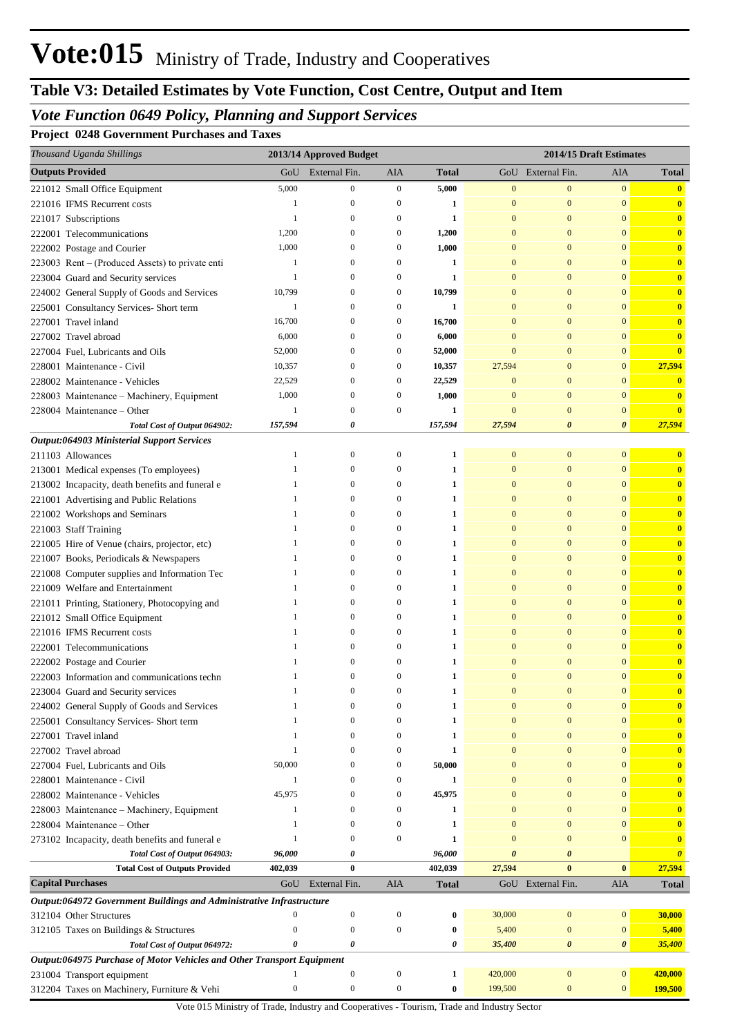# Vote:015 Ministry of Trade, Industry and Cooperatives

## Table V3: Detailed Estimates by Vote Function, Cost Centre, Output and Item

### *Vote Function 0649 Policy, Planning and Support Services*

**Project 0248 Government Purchases and Taxes**

| *Thousand Uganda Shillings* | 2013/14 Approved Budget | | | | 2014/15 Draft Estimates | | | |
|---|---|---|---|---|---|---|---|---|
| **Outputs Provided** | GoU | External Fin. | AIA | **Total** | GoU | External Fin. | AIA | **Total** |
| 221012 Small Office Equipment | 5,000 | 0 | 0 | **5,000** | 0 | 0 | 0 | **0** |
| 221016 IFMS Recurrent costs | 1 | 0 | 0 | **1** | 0 | 0 | 0 | **0** |
| 221017 Subscriptions | 1 | 0 | 0 | **1** | 0 | 0 | 0 | **0** |
| 222001 Telecommunications | 1,200 | 0 | 0 | **1,200** | 0 | 0 | 0 | **0** |
| 222002 Postage and Courier | 1,000 | 0 | 0 | **1,000** | 0 | 0 | 0 | **0** |
| 223003 Rent – (Produced Assets) to private enti | 1 | 0 | 0 | **1** | 0 | 0 | 0 | **0** |
| 223004 Guard and Security services | 1 | 0 | 0 | **1** | 0 | 0 | 0 | **0** |
| 224002 General Supply of Goods and Services | 10,799 | 0 | 0 | **10,799** | 0 | 0 | 0 | **0** |
| 225001 Consultancy Services- Short term | 1 | 0 | 0 | **1** | 0 | 0 | 0 | **0** |
| 227001 Travel inland | 16,700 | 0 | 0 | **16,700** | 0 | 0 | 0 | **0** |
| 227002 Travel abroad | 6,000 | 0 | 0 | **6,000** | 0 | 0 | 0 | **0** |
| 227004 Fuel, Lubricants and Oils | 52,000 | 0 | 0 | **52,000** | 0 | 0 | 0 | **0** |
| 228001 Maintenance - Civil | 10,357 | 0 | 0 | **10,357** | 27,594 | 0 | 0 | **27,594** |
| 228002 Maintenance - Vehicles | 22,529 | 0 | 0 | **22,529** | 0 | 0 | 0 | **0** |
| 228003 Maintenance – Machinery, Equipment | 1,000 | 0 | 0 | **1,000** | 0 | 0 | 0 | **0** |
| 228004 Maintenance – Other | 1 | 0 | 0 | **1** | 0 | 0 | 0 | **0** |
| ***Total Cost of Output 064902:*** | ***157,594*** | ***0*** | | ***157,594*** | ***27,594*** | ***0*** | ***0*** | ***27,594*** |
| ***Output:064903 Ministerial Support Services*** | | | | | | | | |
| 211103 Allowances | 1 | 0 | 0 | **1** | 0 | 0 | 0 | **0** |
| 213001 Medical expenses (To employees) | 1 | 0 | 0 | **1** | 0 | 0 | 0 | **0** |
| 213002 Incapacity, death benefits and funeral e | 1 | 0 | 0 | **1** | 0 | 0 | 0 | **0** |
| 221001 Advertising and Public Relations | 1 | 0 | 0 | **1** | 0 | 0 | 0 | **0** |
| 221002 Workshops and Seminars | 1 | 0 | 0 | **1** | 0 | 0 | 0 | **0** |
| 221003 Staff Training | 1 | 0 | 0 | **1** | 0 | 0 | 0 | **0** |
| 221005 Hire of Venue (chairs, projector, etc) | 1 | 0 | 0 | **1** | 0 | 0 | 0 | **0** |
| 221007 Books, Periodicals & Newspapers | 1 | 0 | 0 | **1** | 0 | 0 | 0 | **0** |
| 221008 Computer supplies and Information Tec | 1 | 0 | 0 | **1** | 0 | 0 | 0 | **0** |
| 221009 Welfare and Entertainment | 1 | 0 | 0 | **1** | 0 | 0 | 0 | **0** |
| 221011 Printing, Stationery, Photocopying and | 1 | 0 | 0 | **1** | 0 | 0 | 0 | **0** |
| 221012 Small Office Equipment | 1 | 0 | 0 | **1** | 0 | 0 | 0 | **0** |
| 221016 IFMS Recurrent costs | 1 | 0 | 0 | **1** | 0 | 0 | 0 | **0** |
| 222001 Telecommunications | 1 | 0 | 0 | **1** | 0 | 0 | 0 | **0** |
| 222002 Postage and Courier | 1 | 0 | 0 | **1** | 0 | 0 | 0 | **0** |
| 222003 Information and communications techn | 1 | 0 | 0 | **1** | 0 | 0 | 0 | **0** |
| 223004 Guard and Security services | 1 | 0 | 0 | **1** | 0 | 0 | 0 | **0** |
| 224002 General Supply of Goods and Services | 1 | 0 | 0 | **1** | 0 | 0 | 0 | **0** |
| 225001 Consultancy Services- Short term | 1 | 0 | 0 | **1** | 0 | 0 | 0 | **0** |
| 227001 Travel inland | 1 | 0 | 0 | **1** | 0 | 0 | 0 | **0** |
| 227002 Travel abroad | 1 | 0 | 0 | **1** | 0 | 0 | 0 | **0** |
| 227004 Fuel, Lubricants and Oils | 50,000 | 0 | 0 | **50,000** | 0 | 0 | 0 | **0** |
| 228001 Maintenance - Civil | 1 | 0 | 0 | **1** | 0 | 0 | 0 | **0** |
| 228002 Maintenance - Vehicles | 45,975 | 0 | 0 | **45,975** | 0 | 0 | 0 | **0** |
| 228003 Maintenance – Machinery, Equipment | 1 | 0 | 0 | **1** | 0 | 0 | 0 | **0** |
| 228004 Maintenance – Other | 1 | 0 | 0 | **1** | 0 | 0 | 0 | **0** |
| 273102 Incapacity, death benefits and funeral e | 1 | 0 | 0 | **1** | 0 | 0 | 0 | **0** |
| ***Total Cost of Output 064903:*** | ***96,000*** | ***0*** | | ***96,000*** | ***0*** | ***0*** | | ***0*** |
| **Total Cost of Outputs Provided** | **402,039** | **0** | | **402,039** | **27,594** | **0** | **0** | **27,594** |
| **Capital Purchases** | GoU | External Fin. | AIA | **Total** | GoU | External Fin. | AIA | **Total** |
| ***Output:064972 Government Buildings and Administrative Infrastructure*** | | | | | | | | |
| 312104 Other Structures | 0 | 0 | 0 | **0** | 30,000 | 0 | 0 | **30,000** |
| 312105 Taxes on Buildings & Structures | 0 | 0 | 0 | **0** | 5,400 | 0 | 0 | **5,400** |
| ***Total Cost of Output 064972:*** | ***0*** | ***0*** | | ***0*** | ***35,400*** | ***0*** | ***0*** | ***35,400*** |
| ***Output:064975 Purchase of Motor Vehicles and Other Transport Equipment*** | | | | | | | | |
| 231004 Transport equipment | 1 | 0 | 0 | **1** | 420,000 | 0 | 0 | **420,000** |
| 312204 Taxes on Machinery, Furniture & Vehi | 0 | 0 | 0 | **0** | 199,500 | 0 | 0 | **199,500** |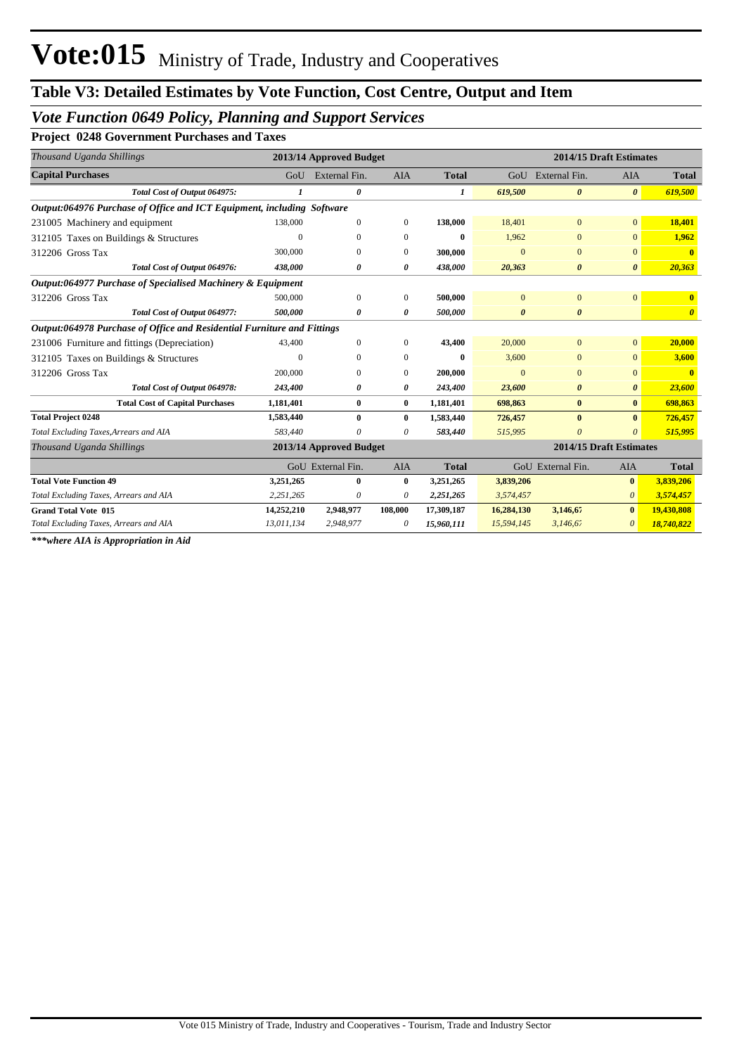# Vote:015 Ministry of Trade, Industry and Cooperatives

## Table V3: Detailed Estimates by Vote Function, Cost Centre, Output and Item

### *Vote Function 0649 Policy, Planning and Support Services*

**Project 0248 Government Purchases and Taxes**

| *Thousand Uganda Shillings* | 2013/14 Approved Budget | | | | 2014/15 Draft Estimates | | | |
|---|---|---|---|---|---|---|---|---|
| **Capital Purchases** | GoU | External Fin. | AIA | **Total** | GoU | External Fin. | AIA | **Total** |
| ***Total Cost of Output 064975:*** | ***1*** | ***0*** | | ***1*** | ***619,500*** | ***0*** | ***0*** | ***619,500*** |
| ***Output:064976 Purchase of Office and ICT Equipment, including Software*** | | | | | | | | |
| 231005 Machinery and equipment | 138,000 | 0 | 0 | **138,000** | 18,401 | 0 | 0 | **18,401** |
| 312105 Taxes on Buildings & Structures | 0 | 0 | 0 | **0** | 1,962 | 0 | 0 | **1,962** |
| 312206 Gross Tax | 300,000 | 0 | 0 | **300,000** | 0 | 0 | 0 | **0** |
| ***Total Cost of Output 064976:*** | ***438,000*** | ***0*** | ***0*** | ***438,000*** | ***20,363*** | ***0*** | ***0*** | ***20,363*** |
| ***Output:064977 Purchase of Specialised Machinery & Equipment*** | | | | | | | | |
| 312206 Gross Tax | 500,000 | 0 | 0 | **500,000** | 0 | 0 | 0 | **0** |
| ***Total Cost of Output 064977:*** | ***500,000*** | ***0*** | ***0*** | ***500,000*** | ***0*** | ***0*** | | ***0*** |
| ***Output:064978 Purchase of Office and Residential Furniture and Fittings*** | | | | | | | | |
| 231006 Furniture and fittings (Depreciation) | 43,400 | 0 | 0 | **43,400** | 20,000 | 0 | 0 | **20,000** |
| 312105 Taxes on Buildings & Structures | 0 | 0 | 0 | **0** | 3,600 | 0 | 0 | **3,600** |
| 312206 Gross Tax | 200,000 | 0 | 0 | **200,000** | 0 | 0 | 0 | **0** |
| ***Total Cost of Output 064978:*** | ***243,400*** | ***0*** | ***0*** | ***243,400*** | ***23,600*** | ***0*** | ***0*** | ***23,600*** |
| **Total Cost of Capital Purchases** | **1,181,401** | **0** | **0** | **1,181,401** | **698,863** | **0** | **0** | **698,863** |
| **Total Project 0248** | **1,583,440** | **0** | **0** | **1,583,440** | **726,457** | **0** | **0** | **726,457** |
| *Total Excluding Taxes,Arrears and AIA* | *583,440* | *0* | *0* | *583,440* | *515,995* | *0* | *0* | *515,995* |

| *Thousand Uganda Shillings* | 2013/14 Approved Budget | | | | 2014/15 Draft Estimates | | | |
|---|---|---|---|---|---|---|---|---|
| | GoU | External Fin. | AIA | **Total** | GoU | External Fin. | AIA | **Total** |
| **Total Vote Function 49** | **3,251,265** | **0** | **0** | **3,251,265** | **3,839,206** | | **0** | **3,839,206** |
| *Total Excluding Taxes, Arrears and AIA* | *2,251,265* | *0* | *0* | *2,251,265* | *3,574,457* | | *0* | *3,574,457* |
| **Grand Total Vote 015** | **14,252,210** | **2,948,977** | **108,000** | **17,309,187** | **16,284,130** | **3,146,67** | **0** | **19,430,808** |
| *Total Excluding Taxes, Arrears and AIA* | *13,011,134* | *2,948,977* | *0* | *15,960,111* | *15,594,145* | *3,146,67* | *0* | *18,740,822* |

***\*\*\*where AIA is Appropriation in Aid***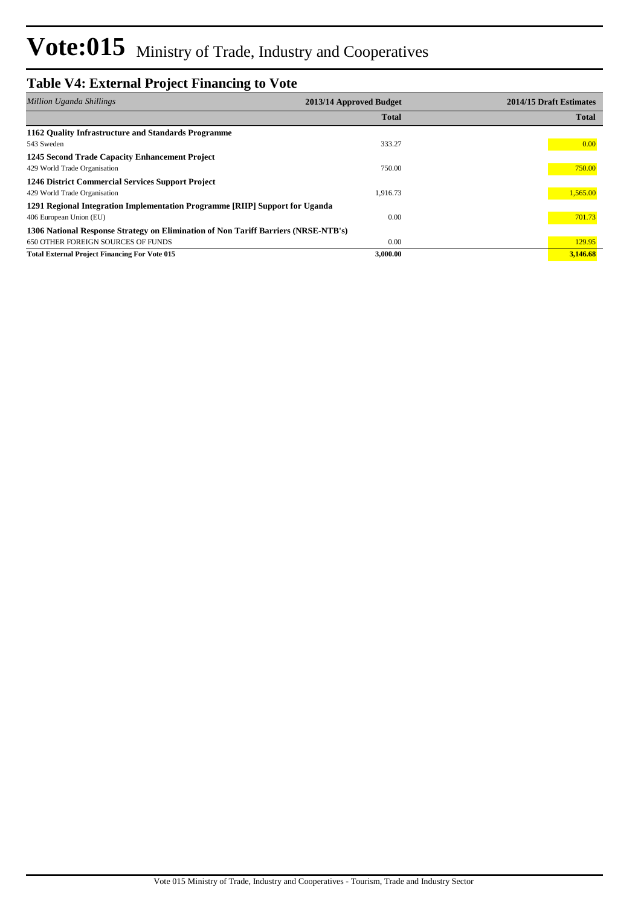# Vote:015 Ministry of Trade, Industry and Cooperatives

## Table V4: External Project Financing to Vote

| *Million Uganda Shillings* | 2013/14 Approved Budget | 2014/15 Draft Estimates |
|---|---|---|
| | **Total** | **Total** |
| **1162 Quality Infrastructure and Standards Programme** | | |
| 543 Sweden | 333.27 | 0.00 |
| **1245 Second Trade Capacity Enhancement Project** | | |
| 429 World Trade Organisation | 750.00 | 750.00 |
| **1246 District Commercial Services Support Project** | | |
| 429 World Trade Organisation | 1,916.73 | 1,565.00 |
| **1291 Regional Integration Implementation Programme [RIIP] Support for Uganda** | | |
| 406 European Union (EU) | 0.00 | 701.73 |
| **1306 National Response Strategy on Elimination of Non Tariff Barriers (NRSE-NTB's)** | | |
| 650 OTHER FOREIGN SOURCES OF FUNDS | 0.00 | 129.95 |
| **Total External Project Financing For Vote 015** | **3,000.00** | **3,146.68** |